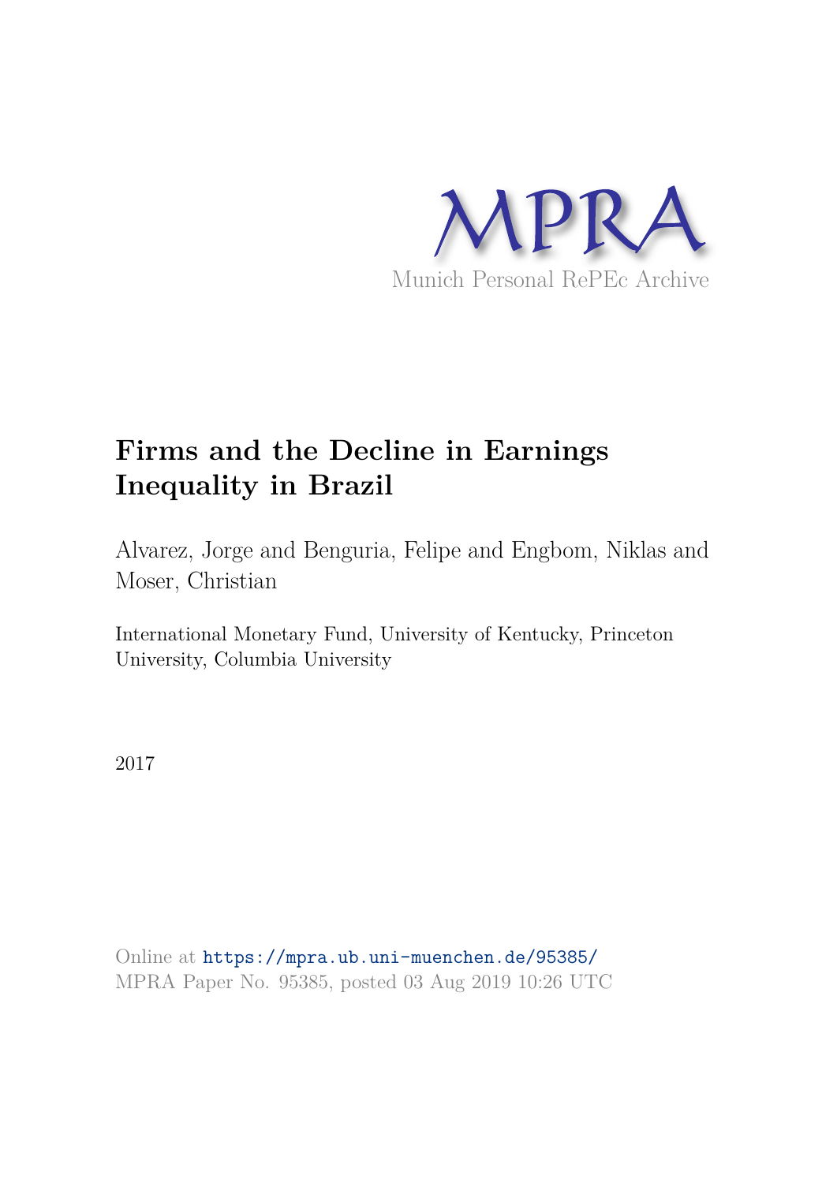MPRA

Munich Personal RePEc Archive

# Firms and the Decline in Earnings Inequality in Brazil

Alvarez, Jorge and Benguria, Felipe and Engbom, Niklas and Moser, Christian

International Monetary Fund, University of Kentucky, Princeton University, Columbia University

2017

Online at https://mpra.ub.uni-muenchen.de/95385/
MPRA Paper No. 95385, posted 03 Aug 2019 10:26 UTC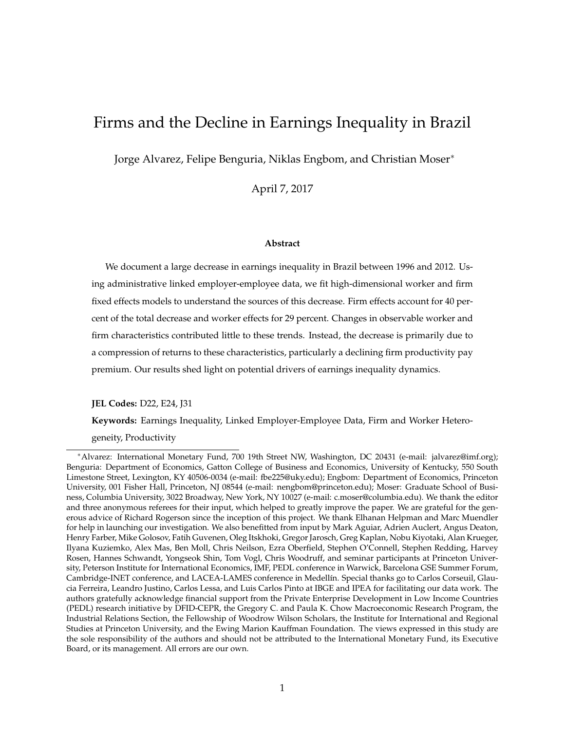# Firms and the Decline in Earnings Inequality in Brazil

Jorge Alvarez, Felipe Benguria, Niklas Engbom, and Christian Moser*

April 7, 2017

### Abstract

We document a large decrease in earnings inequality in Brazil between 1996 and 2012. Using administrative linked employer-employee data, we fit high-dimensional worker and firm fixed effects models to understand the sources of this decrease. Firm effects account for 40 percent of the total decrease and worker effects for 29 percent. Changes in observable worker and firm characteristics contributed little to these trends. Instead, the decrease is primarily due to a compression of returns to these characteristics, particularly a declining firm productivity pay premium. Our results shed light on potential drivers of earnings inequality dynamics.

**JEL Codes:** D22, E24, J31

**Keywords:** Earnings Inequality, Linked Employer-Employee Data, Firm and Worker Heterogeneity, Productivity

---

*Alvarez: International Monetary Fund, 700 19th Street NW, Washington, DC 20431 (e-mail: jalvarez@imf.org); Benguria: Department of Economics, Gatton College of Business and Economics, University of Kentucky, 550 South Limestone Street, Lexington, KY 40506-0034 (e-mail: fbe225@uky.edu); Engbom: Department of Economics, Princeton University, 001 Fisher Hall, Princeton, NJ 08544 (e-mail: nengbom@princeton.edu); Moser: Graduate School of Business, Columbia University, 3022 Broadway, New York, NY 10027 (e-mail: c.moser@columbia.edu). We thank the editor and three anonymous referees for their input, which helped to greatly improve the paper. We are grateful for the generous advice of Richard Rogerson since the inception of this project. We thank Elhanan Helpman and Marc Muendler for help in launching our investigation. We also benefitted from input by Mark Aguiar, Adrien Auclert, Angus Deaton, Henry Farber, Mike Golosov, Fatih Guvenen, Oleg Itskhoki, Gregor Jarosch, Greg Kaplan, Nobu Kiyotaki, Alan Krueger, Ilyana Kuziemko, Alex Mas, Ben Moll, Chris Neilson, Ezra Oberfield, Stephen O'Connell, Stephen Redding, Harvey Rosen, Hannes Schwandt, Yongseok Shin, Tom Vogl, Chris Woodruff, and seminar participants at Princeton University, Peterson Institute for International Economics, IMF, PEDL conference in Warwick, Barcelona GSE Summer Forum, Cambridge-INET conference, and LACEA-LAMES conference in Medellín. Special thanks go to Carlos Corseuil, Glaucia Ferreira, Leandro Justino, Carlos Lessa, and Luis Carlos Pinto at IBGE and IPEA for facilitating our data work. The authors gratefully acknowledge financial support from the Private Enterprise Development in Low Income Countries (PEDL) research initiative by DFID-CEPR, the Gregory C. and Paula K. Chow Macroeconomic Research Program, the Industrial Relations Section, the Fellowship of Woodrow Wilson Scholars, the Institute for International and Regional Studies at Princeton University, and the Ewing Marion Kauffman Foundation. The views expressed in this study are the sole responsibility of the authors and should not be attributed to the International Monetary Fund, its Executive Board, or its management. All errors are our own.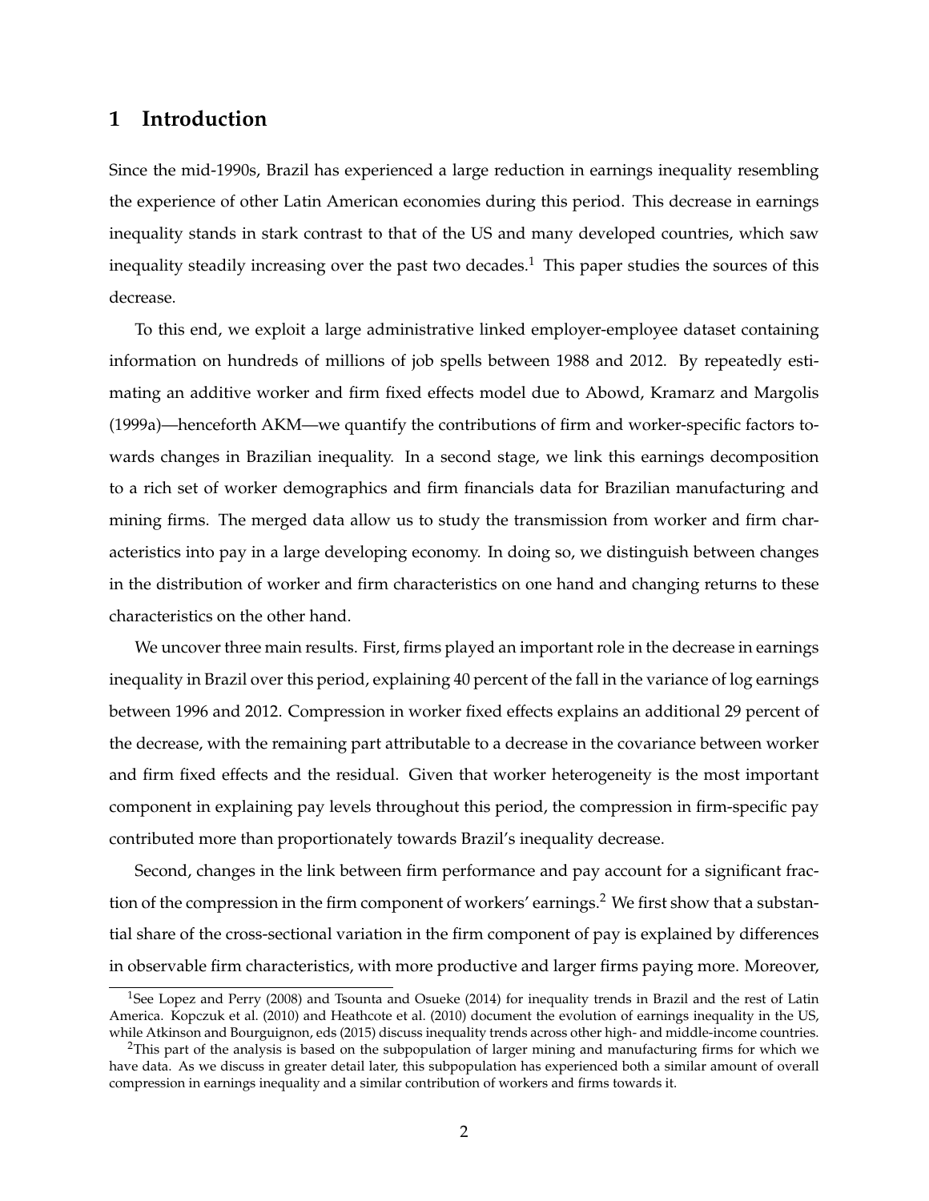# 1 Introduction

Since the mid-1990s, Brazil has experienced a large reduction in earnings inequality resembling the experience of other Latin American economies during this period. This decrease in earnings inequality stands in stark contrast to that of the US and many developed countries, which saw inequality steadily increasing over the past two decades.[1] This paper studies the sources of this decrease.

To this end, we exploit a large administrative linked employer-employee dataset containing information on hundreds of millions of job spells between 1988 and 2012. By repeatedly estimating an additive worker and firm fixed effects model due to Abowd, Kramarz and Margolis (1999a)—henceforth AKM—we quantify the contributions of firm and worker-specific factors towards changes in Brazilian inequality. In a second stage, we link this earnings decomposition to a rich set of worker demographics and firm financials data for Brazilian manufacturing and mining firms. The merged data allow us to study the transmission from worker and firm characteristics into pay in a large developing economy. In doing so, we distinguish between changes in the distribution of worker and firm characteristics on one hand and changing returns to these characteristics on the other hand.

We uncover three main results. First, firms played an important role in the decrease in earnings inequality in Brazil over this period, explaining 40 percent of the fall in the variance of log earnings between 1996 and 2012. Compression in worker fixed effects explains an additional 29 percent of the decrease, with the remaining part attributable to a decrease in the covariance between worker and firm fixed effects and the residual. Given that worker heterogeneity is the most important component in explaining pay levels throughout this period, the compression in firm-specific pay contributed more than proportionately towards Brazil's inequality decrease.

Second, changes in the link between firm performance and pay account for a significant fraction of the compression in the firm component of workers' earnings.[2] We first show that a substantial share of the cross-sectional variation in the firm component of pay is explained by differences in observable firm characteristics, with more productive and larger firms paying more. Moreover,

[1] See Lopez and Perry (2008) and Tsounta and Osueke (2014) for inequality trends in Brazil and the rest of Latin America. Kopczuk et al. (2010) and Heathcote et al. (2010) document the evolution of earnings inequality in the US, while Atkinson and Bourguignon, eds (2015) discuss inequality trends across other high- and middle-income countries.

[2] This part of the analysis is based on the subpopulation of larger mining and manufacturing firms for which we have data. As we discuss in greater detail later, this subpopulation has experienced both a similar amount of overall compression in earnings inequality and a similar contribution of workers and firms towards it.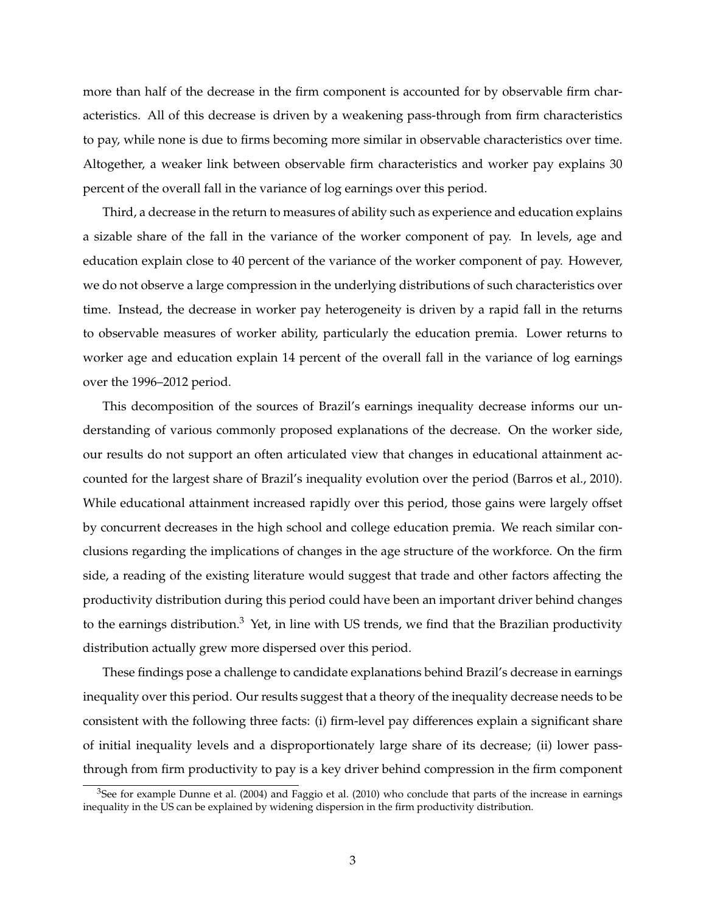more than half of the decrease in the firm component is accounted for by observable firm characteristics. All of this decrease is driven by a weakening pass-through from firm characteristics to pay, while none is due to firms becoming more similar in observable characteristics over time. Altogether, a weaker link between observable firm characteristics and worker pay explains 30 percent of the overall fall in the variance of log earnings over this period.

Third, a decrease in the return to measures of ability such as experience and education explains a sizable share of the fall in the variance of the worker component of pay. In levels, age and education explain close to 40 percent of the variance of the worker component of pay. However, we do not observe a large compression in the underlying distributions of such characteristics over time. Instead, the decrease in worker pay heterogeneity is driven by a rapid fall in the returns to observable measures of worker ability, particularly the education premia. Lower returns to worker age and education explain 14 percent of the overall fall in the variance of log earnings over the 1996–2012 period.

This decomposition of the sources of Brazil's earnings inequality decrease informs our understanding of various commonly proposed explanations of the decrease. On the worker side, our results do not support an often articulated view that changes in educational attainment accounted for the largest share of Brazil's inequality evolution over the period (Barros et al., 2010). While educational attainment increased rapidly over this period, those gains were largely offset by concurrent decreases in the high school and college education premia. We reach similar conclusions regarding the implications of changes in the age structure of the workforce. On the firm side, a reading of the existing literature would suggest that trade and other factors affecting the productivity distribution during this period could have been an important driver behind changes to the earnings distribution.[3] Yet, in line with US trends, we find that the Brazilian productivity distribution actually grew more dispersed over this period.

These findings pose a challenge to candidate explanations behind Brazil's decrease in earnings inequality over this period. Our results suggest that a theory of the inequality decrease needs to be consistent with the following three facts: (i) firm-level pay differences explain a significant share of initial inequality levels and a disproportionately large share of its decrease; (ii) lower pass-through from firm productivity to pay is a key driver behind compression in the firm component

[3]See for example Dunne et al. (2004) and Faggio et al. (2010) who conclude that parts of the increase in earnings inequality in the US can be explained by widening dispersion in the firm productivity distribution.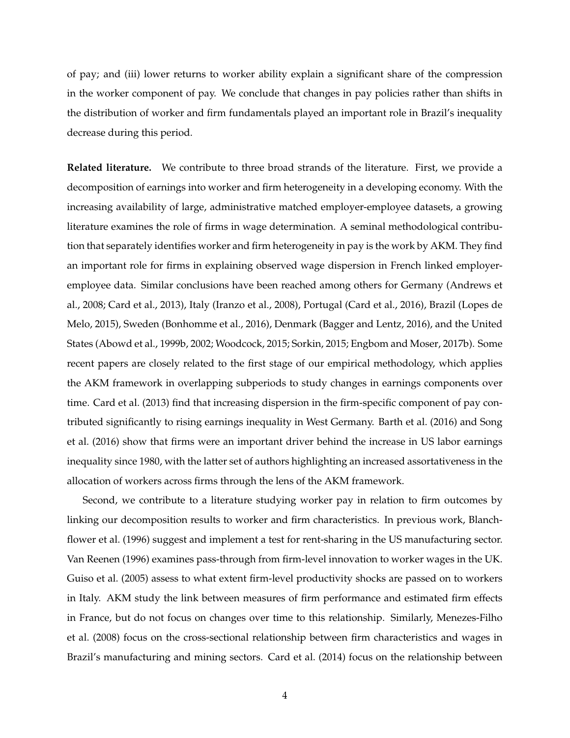of pay; and (iii) lower returns to worker ability explain a significant share of the compression in the worker component of pay. We conclude that changes in pay policies rather than shifts in the distribution of worker and firm fundamentals played an important role in Brazil's inequality decrease during this period.

**Related literature.** We contribute to three broad strands of the literature. First, we provide a decomposition of earnings into worker and firm heterogeneity in a developing economy. With the increasing availability of large, administrative matched employer-employee datasets, a growing literature examines the role of firms in wage determination. A seminal methodological contribution that separately identifies worker and firm heterogeneity in pay is the work by AKM. They find an important role for firms in explaining observed wage dispersion in French linked employer-employee data. Similar conclusions have been reached among others for Germany (Andrews et al., 2008; Card et al., 2013), Italy (Iranzo et al., 2008), Portugal (Card et al., 2016), Brazil (Lopes de Melo, 2015), Sweden (Bonhomme et al., 2016), Denmark (Bagger and Lentz, 2016), and the United States (Abowd et al., 1999b, 2002; Woodcock, 2015; Sorkin, 2015; Engbom and Moser, 2017b). Some recent papers are closely related to the first stage of our empirical methodology, which applies the AKM framework in overlapping subperiods to study changes in earnings components over time. Card et al. (2013) find that increasing dispersion in the firm-specific component of pay contributed significantly to rising earnings inequality in West Germany. Barth et al. (2016) and Song et al. (2016) show that firms were an important driver behind the increase in US labor earnings inequality since 1980, with the latter set of authors highlighting an increased assortativeness in the allocation of workers across firms through the lens of the AKM framework.

Second, we contribute to a literature studying worker pay in relation to firm outcomes by linking our decomposition results to worker and firm characteristics. In previous work, Blanchflower et al. (1996) suggest and implement a test for rent-sharing in the US manufacturing sector. Van Reenen (1996) examines pass-through from firm-level innovation to worker wages in the UK. Guiso et al. (2005) assess to what extent firm-level productivity shocks are passed on to workers in Italy. AKM study the link between measures of firm performance and estimated firm effects in France, but do not focus on changes over time to this relationship. Similarly, Menezes-Filho et al. (2008) focus on the cross-sectional relationship between firm characteristics and wages in Brazil's manufacturing and mining sectors. Card et al. (2014) focus on the relationship between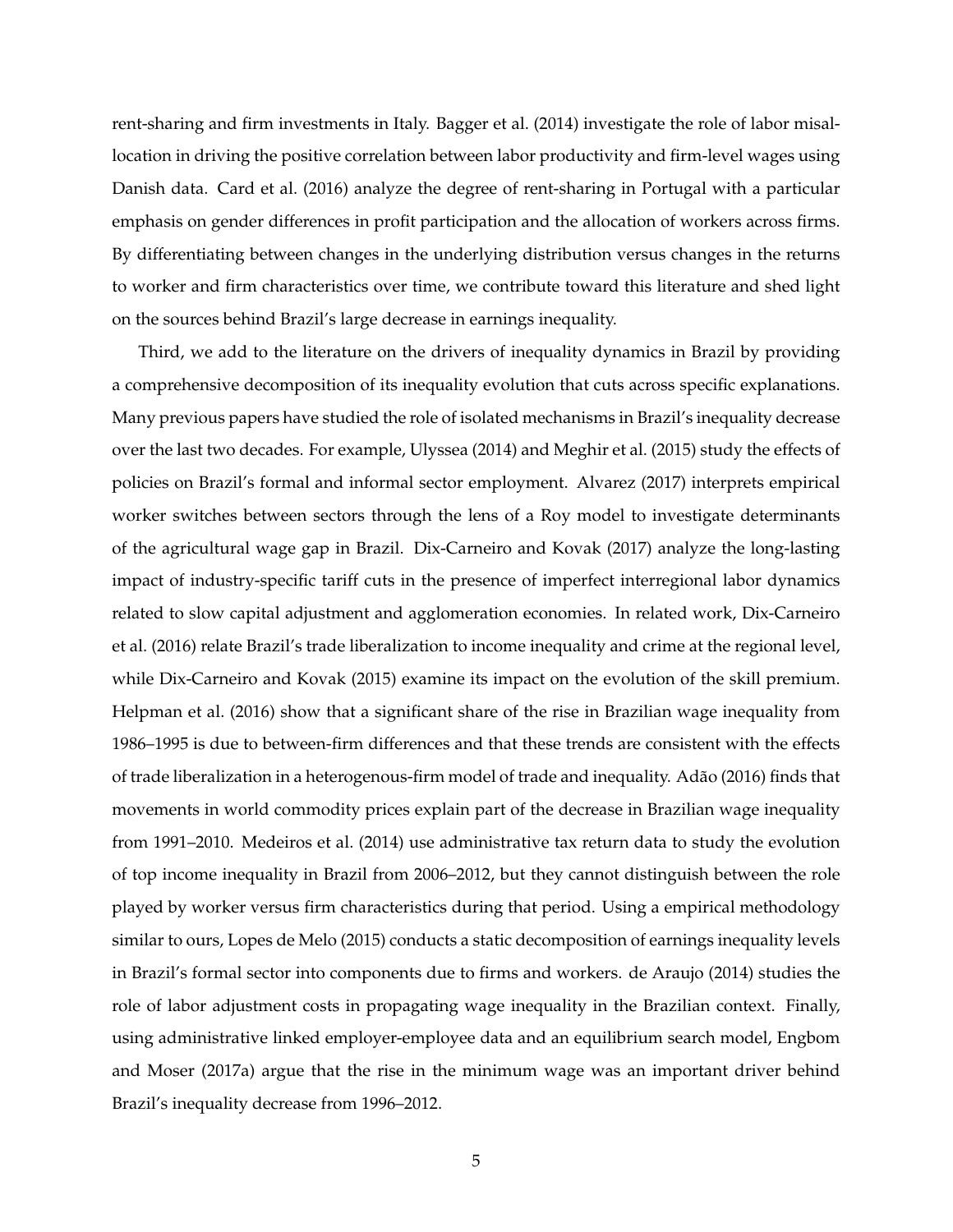rent-sharing and firm investments in Italy. Bagger et al. (2014) investigate the role of labor misallocation in driving the positive correlation between labor productivity and firm-level wages using Danish data. Card et al. (2016) analyze the degree of rent-sharing in Portugal with a particular emphasis on gender differences in profit participation and the allocation of workers across firms. By differentiating between changes in the underlying distribution versus changes in the returns to worker and firm characteristics over time, we contribute toward this literature and shed light on the sources behind Brazil's large decrease in earnings inequality.

Third, we add to the literature on the drivers of inequality dynamics in Brazil by providing a comprehensive decomposition of its inequality evolution that cuts across specific explanations. Many previous papers have studied the role of isolated mechanisms in Brazil's inequality decrease over the last two decades. For example, Ulyssea (2014) and Meghir et al. (2015) study the effects of policies on Brazil's formal and informal sector employment. Alvarez (2017) interprets empirical worker switches between sectors through the lens of a Roy model to investigate determinants of the agricultural wage gap in Brazil. Dix-Carneiro and Kovak (2017) analyze the long-lasting impact of industry-specific tariff cuts in the presence of imperfect interregional labor dynamics related to slow capital adjustment and agglomeration economies. In related work, Dix-Carneiro et al. (2016) relate Brazil's trade liberalization to income inequality and crime at the regional level, while Dix-Carneiro and Kovak (2015) examine its impact on the evolution of the skill premium. Helpman et al. (2016) show that a significant share of the rise in Brazilian wage inequality from 1986–1995 is due to between-firm differences and that these trends are consistent with the effects of trade liberalization in a heterogenous-firm model of trade and inequality. Adão (2016) finds that movements in world commodity prices explain part of the decrease in Brazilian wage inequality from 1991–2010. Medeiros et al. (2014) use administrative tax return data to study the evolution of top income inequality in Brazil from 2006–2012, but they cannot distinguish between the role played by worker versus firm characteristics during that period. Using a empirical methodology similar to ours, Lopes de Melo (2015) conducts a static decomposition of earnings inequality levels in Brazil's formal sector into components due to firms and workers. de Araujo (2014) studies the role of labor adjustment costs in propagating wage inequality in the Brazilian context. Finally, using administrative linked employer-employee data and an equilibrium search model, Engbom and Moser (2017a) argue that the rise in the minimum wage was an important driver behind Brazil's inequality decrease from 1996–2012.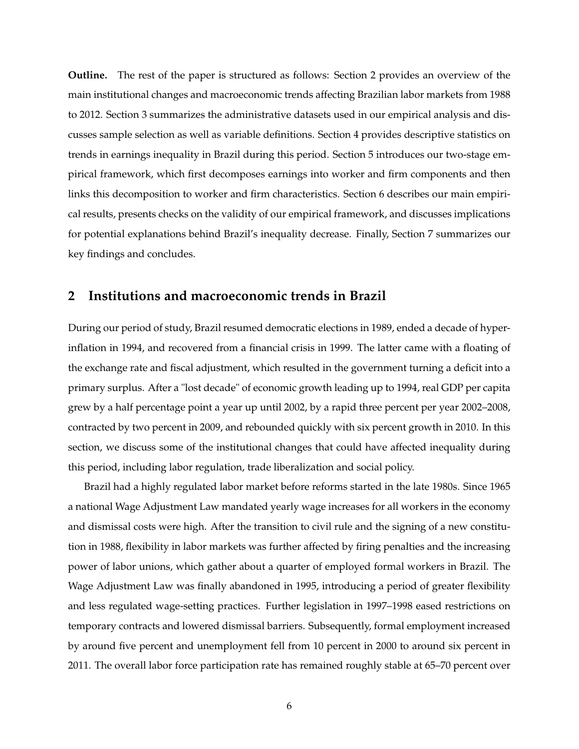**Outline.** The rest of the paper is structured as follows: Section 2 provides an overview of the main institutional changes and macroeconomic trends affecting Brazilian labor markets from 1988 to 2012. Section 3 summarizes the administrative datasets used in our empirical analysis and discusses sample selection as well as variable definitions. Section 4 provides descriptive statistics on trends in earnings inequality in Brazil during this period. Section 5 introduces our two-stage empirical framework, which first decomposes earnings into worker and firm components and then links this decomposition to worker and firm characteristics. Section 6 describes our main empirical results, presents checks on the validity of our empirical framework, and discusses implications for potential explanations behind Brazil's inequality decrease. Finally, Section 7 summarizes our key findings and concludes.

## 2 Institutions and macroeconomic trends in Brazil

During our period of study, Brazil resumed democratic elections in 1989, ended a decade of hyperinflation in 1994, and recovered from a financial crisis in 1999. The latter came with a floating of the exchange rate and fiscal adjustment, which resulted in the government turning a deficit into a primary surplus. After a "lost decade" of economic growth leading up to 1994, real GDP per capita grew by a half percentage point a year up until 2002, by a rapid three percent per year 2002–2008, contracted by two percent in 2009, and rebounded quickly with six percent growth in 2010. In this section, we discuss some of the institutional changes that could have affected inequality during this period, including labor regulation, trade liberalization and social policy.

Brazil had a highly regulated labor market before reforms started in the late 1980s. Since 1965 a national Wage Adjustment Law mandated yearly wage increases for all workers in the economy and dismissal costs were high. After the transition to civil rule and the signing of a new constitution in 1988, flexibility in labor markets was further affected by firing penalties and the increasing power of labor unions, which gather about a quarter of employed formal workers in Brazil. The Wage Adjustment Law was finally abandoned in 1995, introducing a period of greater flexibility and less regulated wage-setting practices. Further legislation in 1997–1998 eased restrictions on temporary contracts and lowered dismissal barriers. Subsequently, formal employment increased by around five percent and unemployment fell from 10 percent in 2000 to around six percent in 2011. The overall labor force participation rate has remained roughly stable at 65–70 percent over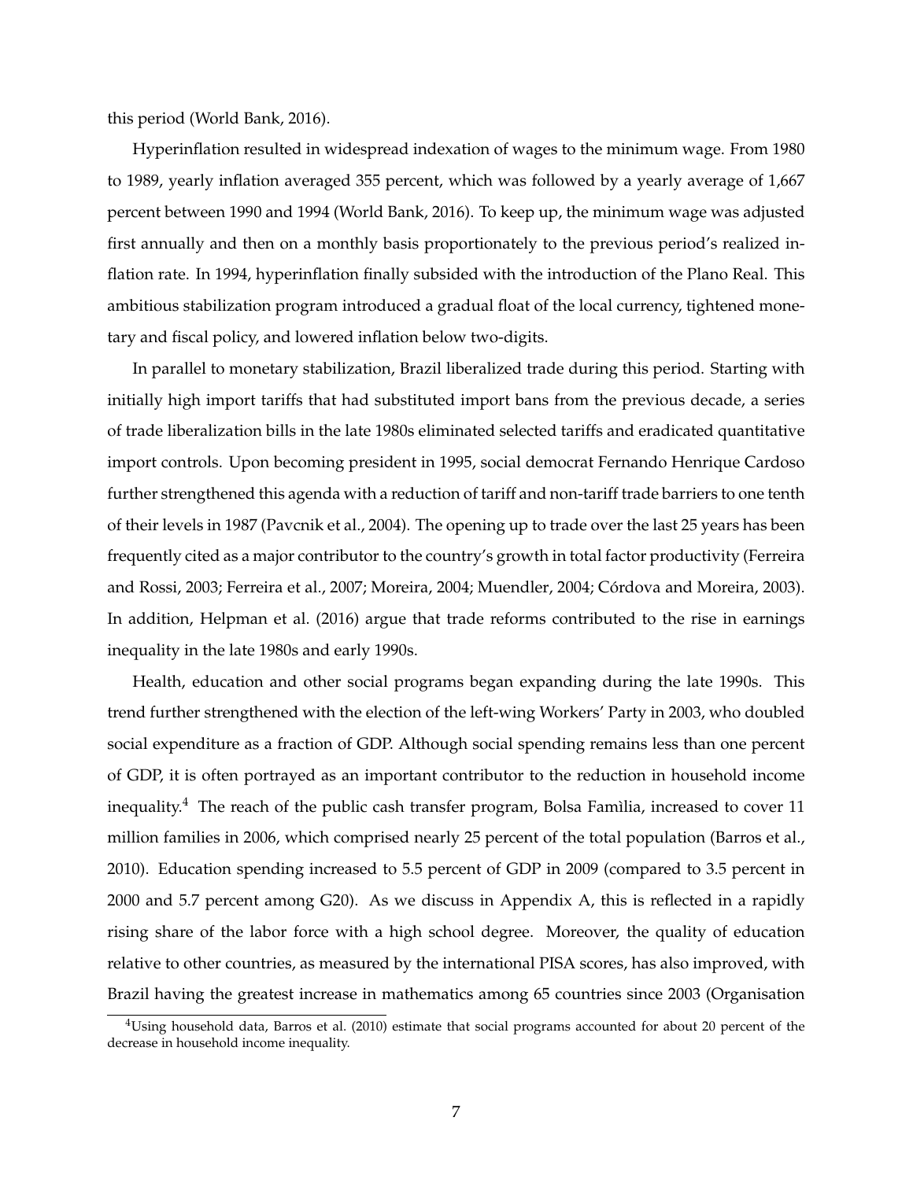this period (World Bank, 2016).

Hyperinflation resulted in widespread indexation of wages to the minimum wage. From 1980 to 1989, yearly inflation averaged 355 percent, which was followed by a yearly average of 1,667 percent between 1990 and 1994 (World Bank, 2016). To keep up, the minimum wage was adjusted first annually and then on a monthly basis proportionately to the previous period's realized inflation rate. In 1994, hyperinflation finally subsided with the introduction of the Plano Real. This ambitious stabilization program introduced a gradual float of the local currency, tightened monetary and fiscal policy, and lowered inflation below two-digits.

In parallel to monetary stabilization, Brazil liberalized trade during this period. Starting with initially high import tariffs that had substituted import bans from the previous decade, a series of trade liberalization bills in the late 1980s eliminated selected tariffs and eradicated quantitative import controls. Upon becoming president in 1995, social democrat Fernando Henrique Cardoso further strengthened this agenda with a reduction of tariff and non-tariff trade barriers to one tenth of their levels in 1987 (Pavcnik et al., 2004). The opening up to trade over the last 25 years has been frequently cited as a major contributor to the country's growth in total factor productivity (Ferreira and Rossi, 2003; Ferreira et al., 2007; Moreira, 2004; Muendler, 2004; Córdova and Moreira, 2003). In addition, Helpman et al. (2016) argue that trade reforms contributed to the rise in earnings inequality in the late 1980s and early 1990s.

Health, education and other social programs began expanding during the late 1990s. This trend further strengthened with the election of the left-wing Workers' Party in 2003, who doubled social expenditure as a fraction of GDP. Although social spending remains less than one percent of GDP, it is often portrayed as an important contributor to the reduction in household income inequality.[4] The reach of the public cash transfer program, Bolsa Famìlia, increased to cover 11 million families in 2006, which comprised nearly 25 percent of the total population (Barros et al., 2010). Education spending increased to 5.5 percent of GDP in 2009 (compared to 3.5 percent in 2000 and 5.7 percent among G20). As we discuss in Appendix A, this is reflected in a rapidly rising share of the labor force with a high school degree. Moreover, the quality of education relative to other countries, as measured by the international PISA scores, has also improved, with Brazil having the greatest increase in mathematics among 65 countries since 2003 (Organisation

[4] Using household data, Barros et al. (2010) estimate that social programs accounted for about 20 percent of the decrease in household income inequality.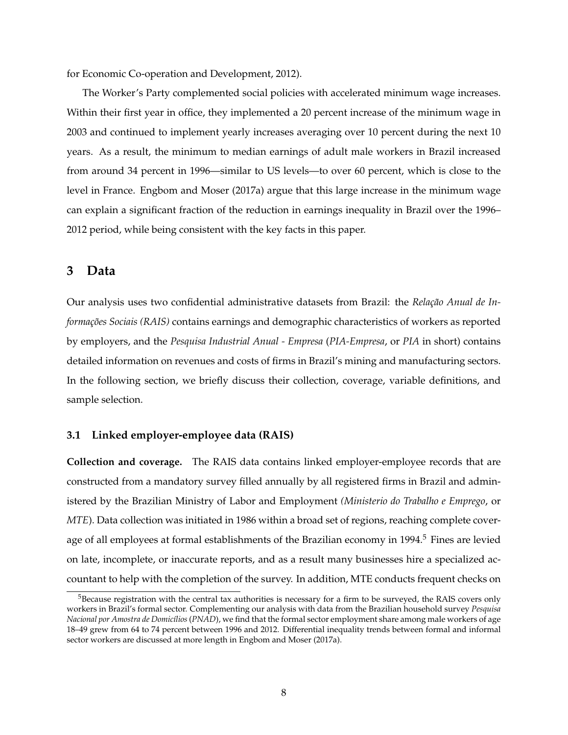for Economic Co-operation and Development, 2012).

The Worker's Party complemented social policies with accelerated minimum wage increases. Within their first year in office, they implemented a 20 percent increase of the minimum wage in 2003 and continued to implement yearly increases averaging over 10 percent during the next 10 years. As a result, the minimum to median earnings of adult male workers in Brazil increased from around 34 percent in 1996—similar to US levels—to over 60 percent, which is close to the level in France. Engbom and Moser (2017a) argue that this large increase in the minimum wage can explain a significant fraction of the reduction in earnings inequality in Brazil over the 1996–2012 period, while being consistent with the key facts in this paper.

## 3 Data

Our analysis uses two confidential administrative datasets from Brazil: the *Relação Anual de Informações Sociais (RAIS)* contains earnings and demographic characteristics of workers as reported by employers, and the *Pesquisa Industrial Anual - Empresa* (*PIA-Empresa*, or *PIA* in short) contains detailed information on revenues and costs of firms in Brazil's mining and manufacturing sectors. In the following section, we briefly discuss their collection, coverage, variable definitions, and sample selection.

### 3.1 Linked employer-employee data (RAIS)

**Collection and coverage.** The RAIS data contains linked employer-employee records that are constructed from a mandatory survey filled annually by all registered firms in Brazil and administered by the Brazilian Ministry of Labor and Employment *(Ministerio do Trabalho e Emprego*, or *MTE*). Data collection was initiated in 1986 within a broad set of regions, reaching complete coverage of all employees at formal establishments of the Brazilian economy in 1994.[5] Fines are levied on late, incomplete, or inaccurate reports, and as a result many businesses hire a specialized accountant to help with the completion of the survey. In addition, MTE conducts frequent checks on

[5] Because registration with the central tax authorities is necessary for a firm to be surveyed, the RAIS covers only workers in Brazil's formal sector. Complementing our analysis with data from the Brazilian household survey *Pesquisa Nacional por Amostra de Domicílios* (*PNAD*), we find that the formal sector employment share among male workers of age 18–49 grew from 64 to 74 percent between 1996 and 2012. Differential inequality trends between formal and informal sector workers are discussed at more length in Engbom and Moser (2017a).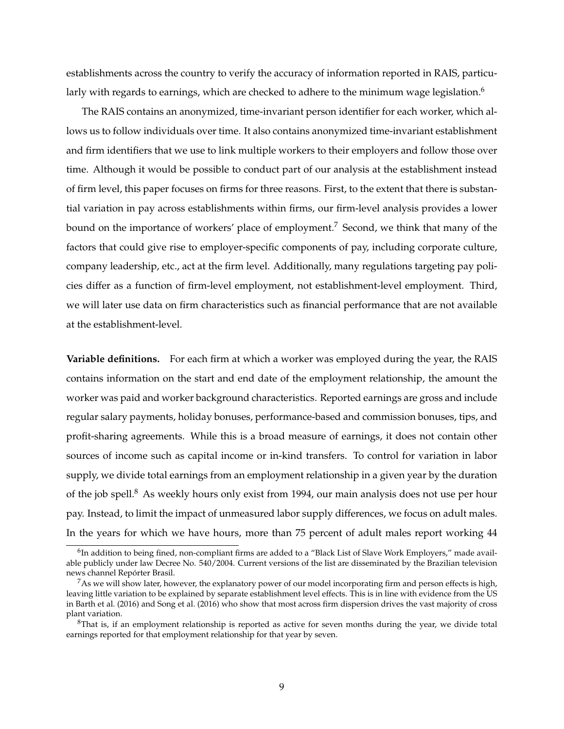establishments across the country to verify the accuracy of information reported in RAIS, particularly with regards to earnings, which are checked to adhere to the minimum wage legislation.[6]

The RAIS contains an anonymized, time-invariant person identifier for each worker, which allows us to follow individuals over time. It also contains anonymized time-invariant establishment and firm identifiers that we use to link multiple workers to their employers and follow those over time. Although it would be possible to conduct part of our analysis at the establishment instead of firm level, this paper focuses on firms for three reasons. First, to the extent that there is substantial variation in pay across establishments within firms, our firm-level analysis provides a lower bound on the importance of workers' place of employment.[7] Second, we think that many of the factors that could give rise to employer-specific components of pay, including corporate culture, company leadership, etc., act at the firm level. Additionally, many regulations targeting pay policies differ as a function of firm-level employment, not establishment-level employment. Third, we will later use data on firm characteristics such as financial performance that are not available at the establishment-level.

**Variable definitions.** For each firm at which a worker was employed during the year, the RAIS contains information on the start and end date of the employment relationship, the amount the worker was paid and worker background characteristics. Reported earnings are gross and include regular salary payments, holiday bonuses, performance-based and commission bonuses, tips, and profit-sharing agreements. While this is a broad measure of earnings, it does not contain other sources of income such as capital income or in-kind transfers. To control for variation in labor supply, we divide total earnings from an employment relationship in a given year by the duration of the job spell.[8] As weekly hours only exist from 1994, our main analysis does not use per hour pay. Instead, to limit the impact of unmeasured labor supply differences, we focus on adult males. In the years for which we have hours, more than 75 percent of adult males report working 44

---

[6] In addition to being fined, non-compliant firms are added to a "Black List of Slave Work Employers," made available publicly under law Decree No. 540/2004. Current versions of the list are disseminated by the Brazilian television news channel Repórter Brasil.

[7] As we will show later, however, the explanatory power of our model incorporating firm and person effects is high, leaving little variation to be explained by separate establishment level effects. This is in line with evidence from the US in Barth et al. (2016) and Song et al. (2016) who show that most across firm dispersion drives the vast majority of cross plant variation.

[8] That is, if an employment relationship is reported as active for seven months during the year, we divide total earnings reported for that employment relationship for that year by seven.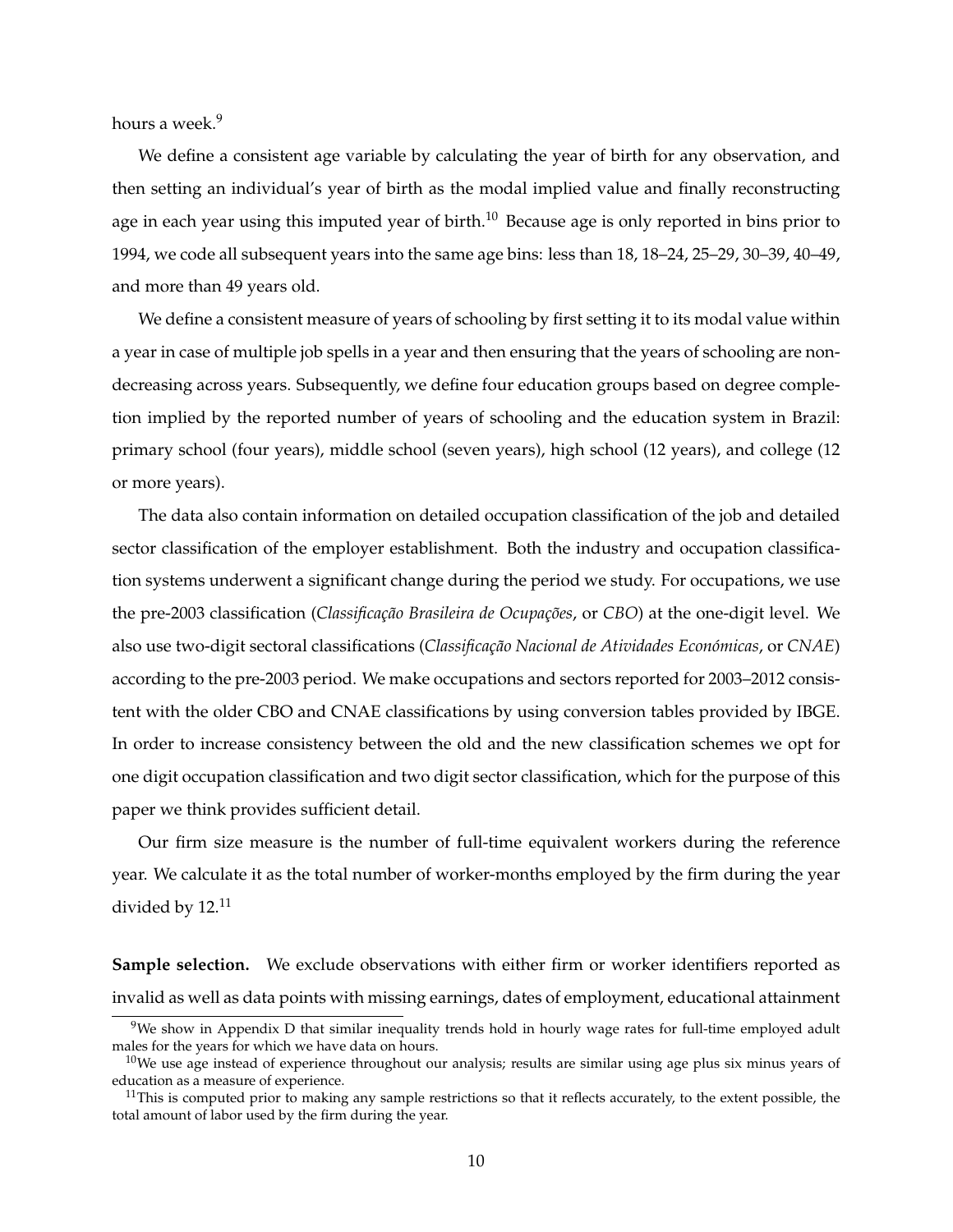hours a week.[9]

We define a consistent age variable by calculating the year of birth for any observation, and then setting an individual's year of birth as the modal implied value and finally reconstructing age in each year using this imputed year of birth.[10] Because age is only reported in bins prior to 1994, we code all subsequent years into the same age bins: less than 18, 18–24, 25–29, 30–39, 40–49, and more than 49 years old.

We define a consistent measure of years of schooling by first setting it to its modal value within a year in case of multiple job spells in a year and then ensuring that the years of schooling are non-decreasing across years. Subsequently, we define four education groups based on degree completion implied by the reported number of years of schooling and the education system in Brazil: primary school (four years), middle school (seven years), high school (12 years), and college (12 or more years).

The data also contain information on detailed occupation classification of the job and detailed sector classification of the employer establishment. Both the industry and occupation classification systems underwent a significant change during the period we study. For occupations, we use the pre-2003 classification (*Classificação Brasileira de Ocupações*, or *CBO*) at the one-digit level. We also use two-digit sectoral classifications (*Classificação Nacional de Atividades Económicas*, or *CNAE*) according to the pre-2003 period. We make occupations and sectors reported for 2003–2012 consistent with the older CBO and CNAE classifications by using conversion tables provided by IBGE. In order to increase consistency between the old and the new classification schemes we opt for one digit occupation classification and two digit sector classification, which for the purpose of this paper we think provides sufficient detail.

Our firm size measure is the number of full-time equivalent workers during the reference year. We calculate it as the total number of worker-months employed by the firm during the year divided by 12.[11]

**Sample selection.** We exclude observations with either firm or worker identifiers reported as invalid as well as data points with missing earnings, dates of employment, educational attainment

[9] We show in Appendix D that similar inequality trends hold in hourly wage rates for full-time employed adult males for the years for which we have data on hours.

[10] We use age instead of experience throughout our analysis; results are similar using age plus six minus years of education as a measure of experience.

[11] This is computed prior to making any sample restrictions so that it reflects accurately, to the extent possible, the total amount of labor used by the firm during the year.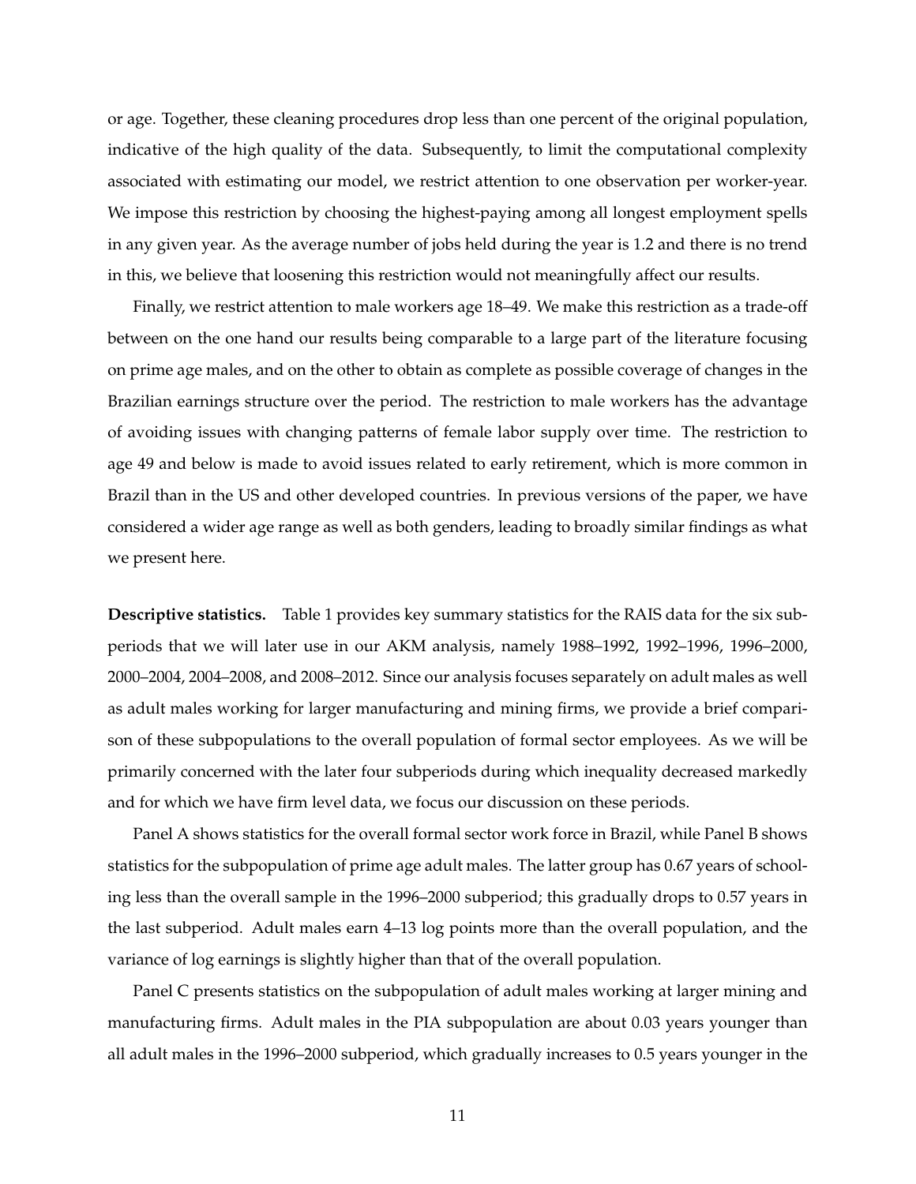or age. Together, these cleaning procedures drop less than one percent of the original population, indicative of the high quality of the data. Subsequently, to limit the computational complexity associated with estimating our model, we restrict attention to one observation per worker-year. We impose this restriction by choosing the highest-paying among all longest employment spells in any given year. As the average number of jobs held during the year is 1.2 and there is no trend in this, we believe that loosening this restriction would not meaningfully affect our results.

Finally, we restrict attention to male workers age 18–49. We make this restriction as a trade-off between on the one hand our results being comparable to a large part of the literature focusing on prime age males, and on the other to obtain as complete as possible coverage of changes in the Brazilian earnings structure over the period. The restriction to male workers has the advantage of avoiding issues with changing patterns of female labor supply over time. The restriction to age 49 and below is made to avoid issues related to early retirement, which is more common in Brazil than in the US and other developed countries. In previous versions of the paper, we have considered a wider age range as well as both genders, leading to broadly similar findings as what we present here.

**Descriptive statistics.** Table 1 provides key summary statistics for the RAIS data for the six subperiods that we will later use in our AKM analysis, namely 1988–1992, 1992–1996, 1996–2000, 2000–2004, 2004–2008, and 2008–2012. Since our analysis focuses separately on adult males as well as adult males working for larger manufacturing and mining firms, we provide a brief comparison of these subpopulations to the overall population of formal sector employees. As we will be primarily concerned with the later four subperiods during which inequality decreased markedly and for which we have firm level data, we focus our discussion on these periods.

Panel A shows statistics for the overall formal sector work force in Brazil, while Panel B shows statistics for the subpopulation of prime age adult males. The latter group has 0.67 years of schooling less than the overall sample in the 1996–2000 subperiod; this gradually drops to 0.57 years in the last subperiod. Adult males earn 4–13 log points more than the overall population, and the variance of log earnings is slightly higher than that of the overall population.

Panel C presents statistics on the subpopulation of adult males working at larger mining and manufacturing firms. Adult males in the PIA subpopulation are about 0.03 years younger than all adult males in the 1996–2000 subperiod, which gradually increases to 0.5 years younger in the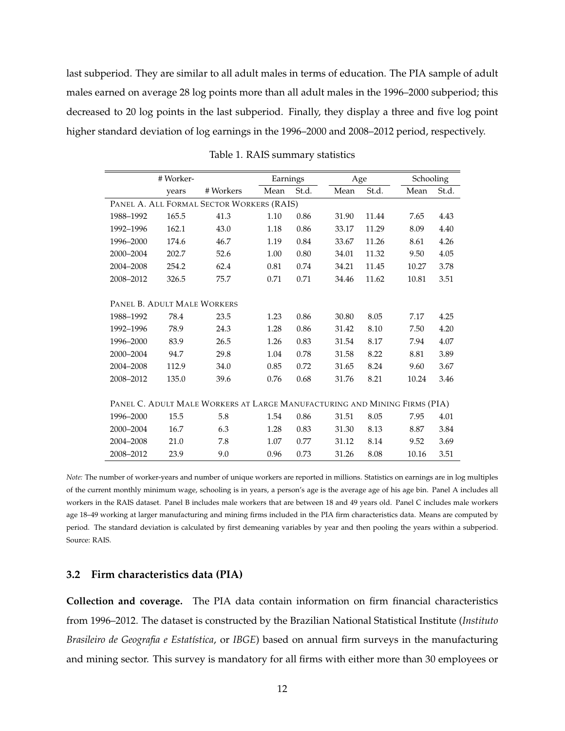last subperiod. They are similar to all adult males in terms of education. The PIA sample of adult males earned on average 28 log points more than all adult males in the 1996–2000 subperiod; this decreased to 20 log points in the last subperiod. Finally, they display a three and five log point higher standard deviation of log earnings in the 1996–2000 and 2008–2012 period, respectively.

Table 1. RAIS summary statistics

| | # Worker- | | Earnings | | Age | | Schooling | |
|---|---|---|---|---|---|---|---|---|
| | years | # Workers | Mean | St.d. | Mean | St.d. | Mean | St.d. |
| PANEL A. ALL FORMAL SECTOR WORKERS (RAIS) | | | | | | | | |
| 1988–1992 | 165.5 | 41.3 | 1.10 | 0.86 | 31.90 | 11.44 | 7.65 | 4.43 |
| 1992–1996 | 162.1 | 43.0 | 1.18 | 0.86 | 33.17 | 11.29 | 8.09 | 4.40 |
| 1996–2000 | 174.6 | 46.7 | 1.19 | 0.84 | 33.67 | 11.26 | 8.61 | 4.26 |
| 2000–2004 | 202.7 | 52.6 | 1.00 | 0.80 | 34.01 | 11.32 | 9.50 | 4.05 |
| 2004–2008 | 254.2 | 62.4 | 0.81 | 0.74 | 34.21 | 11.45 | 10.27 | 3.78 |
| 2008–2012 | 326.5 | 75.7 | 0.71 | 0.71 | 34.46 | 11.62 | 10.81 | 3.51 |
| PANEL B. ADULT MALE WORKERS | | | | | | | | |
| 1988–1992 | 78.4 | 23.5 | 1.23 | 0.86 | 30.80 | 8.05 | 7.17 | 4.25 |
| 1992–1996 | 78.9 | 24.3 | 1.28 | 0.86 | 31.42 | 8.10 | 7.50 | 4.20 |
| 1996–2000 | 83.9 | 26.5 | 1.26 | 0.83 | 31.54 | 8.17 | 7.94 | 4.07 |
| 2000–2004 | 94.7 | 29.8 | 1.04 | 0.78 | 31.58 | 8.22 | 8.81 | 3.89 |
| 2004–2008 | 112.9 | 34.0 | 0.85 | 0.72 | 31.65 | 8.24 | 9.60 | 3.67 |
| 2008–2012 | 135.0 | 39.6 | 0.76 | 0.68 | 31.76 | 8.21 | 10.24 | 3.46 |
| PANEL C. ADULT MALE WORKERS AT LARGE MANUFACTURING AND MINING FIRMS (PIA) | | | | | | | | |
| 1996–2000 | 15.5 | 5.8 | 1.54 | 0.86 | 31.51 | 8.05 | 7.95 | 4.01 |
| 2000–2004 | 16.7 | 6.3 | 1.28 | 0.83 | 31.30 | 8.13 | 8.87 | 3.84 |
| 2004–2008 | 21.0 | 7.8 | 1.07 | 0.77 | 31.12 | 8.14 | 9.52 | 3.69 |
| 2008–2012 | 23.9 | 9.0 | 0.96 | 0.73 | 31.26 | 8.08 | 10.16 | 3.51 |

*Note:* The number of worker-years and number of unique workers are reported in millions. Statistics on earnings are in log multiples of the current monthly minimum wage, schooling is in years, a person's age is the average age of his age bin. Panel A includes all workers in the RAIS dataset. Panel B includes male workers that are between 18 and 49 years old. Panel C includes male workers age 18–49 working at larger manufacturing and mining firms included in the PIA firm characteristics data. Means are computed by period. The standard deviation is calculated by first demeaning variables by year and then pooling the years within a subperiod. Source: RAIS.

### 3.2 Firm characteristics data (PIA)

**Collection and coverage.** The PIA data contain information on firm financial characteristics from 1996–2012. The dataset is constructed by the Brazilian National Statistical Institute (*Instituto Brasileiro de Geografia e Estatística*, or *IBGE*) based on annual firm surveys in the manufacturing and mining sector. This survey is mandatory for all firms with either more than 30 employees or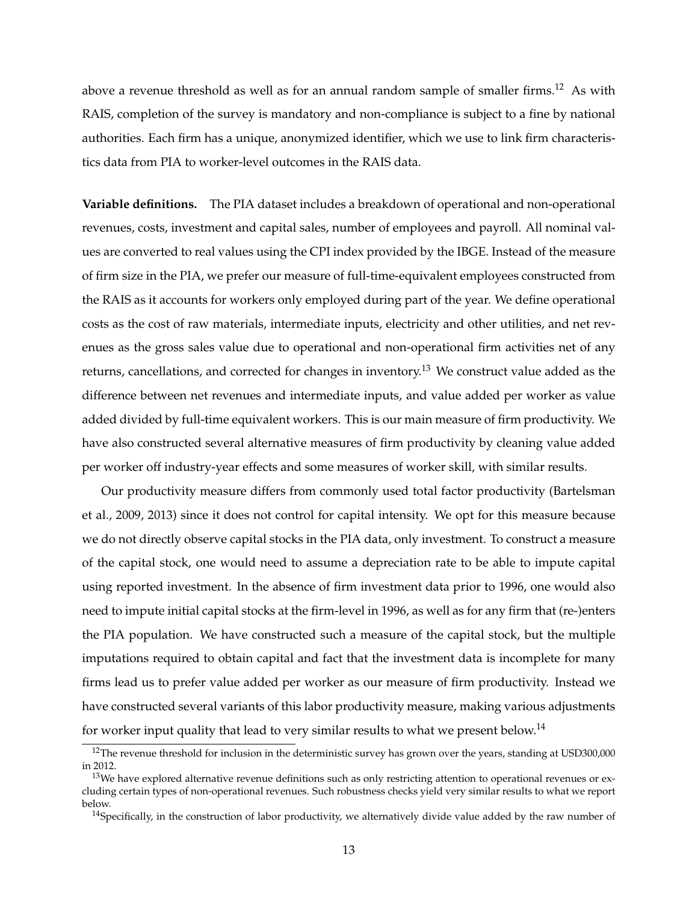above a revenue threshold as well as for an annual random sample of smaller firms.[12] As with RAIS, completion of the survey is mandatory and non-compliance is subject to a fine by national authorities. Each firm has a unique, anonymized identifier, which we use to link firm characteristics data from PIA to worker-level outcomes in the RAIS data.

**Variable definitions.** The PIA dataset includes a breakdown of operational and non-operational revenues, costs, investment and capital sales, number of employees and payroll. All nominal values are converted to real values using the CPI index provided by the IBGE. Instead of the measure of firm size in the PIA, we prefer our measure of full-time-equivalent employees constructed from the RAIS as it accounts for workers only employed during part of the year. We define operational costs as the cost of raw materials, intermediate inputs, electricity and other utilities, and net revenues as the gross sales value due to operational and non-operational firm activities net of any returns, cancellations, and corrected for changes in inventory.[13] We construct value added as the difference between net revenues and intermediate inputs, and value added per worker as value added divided by full-time equivalent workers. This is our main measure of firm productivity. We have also constructed several alternative measures of firm productivity by cleaning value added per worker off industry-year effects and some measures of worker skill, with similar results.

Our productivity measure differs from commonly used total factor productivity (Bartelsman et al., 2009, 2013) since it does not control for capital intensity. We opt for this measure because we do not directly observe capital stocks in the PIA data, only investment. To construct a measure of the capital stock, one would need to assume a depreciation rate to be able to impute capital using reported investment. In the absence of firm investment data prior to 1996, one would also need to impute initial capital stocks at the firm-level in 1996, as well as for any firm that (re-)enters the PIA population. We have constructed such a measure of the capital stock, but the multiple imputations required to obtain capital and fact that the investment data is incomplete for many firms lead us to prefer value added per worker as our measure of firm productivity. Instead we have constructed several variants of this labor productivity measure, making various adjustments for worker input quality that lead to very similar results to what we present below.[14]

[12] The revenue threshold for inclusion in the deterministic survey has grown over the years, standing at USD300,000 in 2012.

[13] We have explored alternative revenue definitions such as only restricting attention to operational revenues or excluding certain types of non-operational revenues. Such robustness checks yield very similar results to what we report below.

[14] Specifically, in the construction of labor productivity, we alternatively divide value added by the raw number of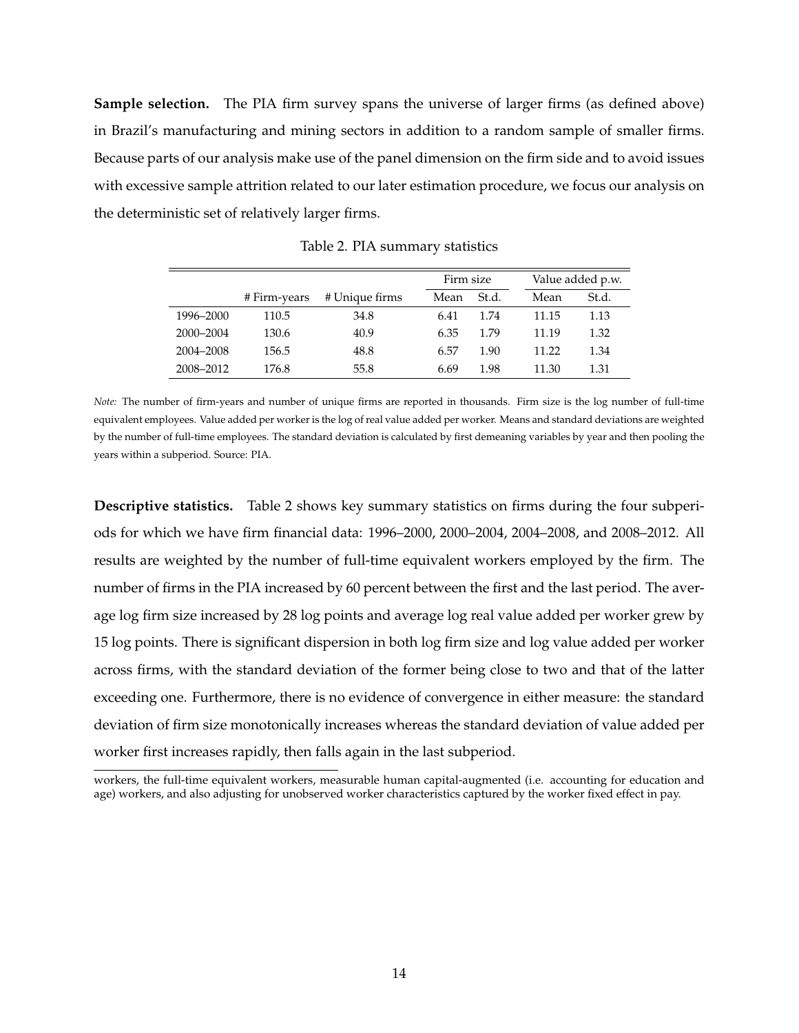**Sample selection.** The PIA firm survey spans the universe of larger firms (as defined above) in Brazil's manufacturing and mining sectors in addition to a random sample of smaller firms. Because parts of our analysis make use of the panel dimension on the firm side and to avoid issues with excessive sample attrition related to our later estimation procedure, we focus our analysis on the deterministic set of relatively larger firms.

Table 2. PIA summary statistics

| | | | Firm size | | Value added p.w. | |
|---|---|---|---|---|---|---|
| | # Firm-years | # Unique firms | Mean | St.d. | Mean | St.d. |
| 1996–2000 | 110.5 | 34.8 | 6.41 | 1.74 | 11.15 | 1.13 |
| 2000–2004 | 130.6 | 40.9 | 6.35 | 1.79 | 11.19 | 1.32 |
| 2004–2008 | 156.5 | 48.8 | 6.57 | 1.90 | 11.22 | 1.34 |
| 2008–2012 | 176.8 | 55.8 | 6.69 | 1.98 | 11.30 | 1.31 |

*Note:* The number of firm-years and number of unique firms are reported in thousands. Firm size is the log number of full-time equivalent employees. Value added per worker is the log of real value added per worker. Means and standard deviations are weighted by the number of full-time employees. The standard deviation is calculated by first demeaning variables by year and then pooling the years within a subperiod. Source: PIA.

**Descriptive statistics.** Table 2 shows key summary statistics on firms during the four subperiods for which we have firm financial data: 1996–2000, 2000–2004, 2004–2008, and 2008–2012. All results are weighted by the number of full-time equivalent workers employed by the firm. The number of firms in the PIA increased by 60 percent between the first and the last period. The average log firm size increased by 28 log points and average log real value added per worker grew by 15 log points. There is significant dispersion in both log firm size and log value added per worker across firms, with the standard deviation of the former being close to two and that of the latter exceeding one. Furthermore, there is no evidence of convergence in either measure: the standard deviation of firm size monotonically increases whereas the standard deviation of value added per worker first increases rapidly, then falls again in the last subperiod.

workers, the full-time equivalent workers, measurable human capital-augmented (i.e. accounting for education and age) workers, and also adjusting for unobserved worker characteristics captured by the worker fixed effect in pay.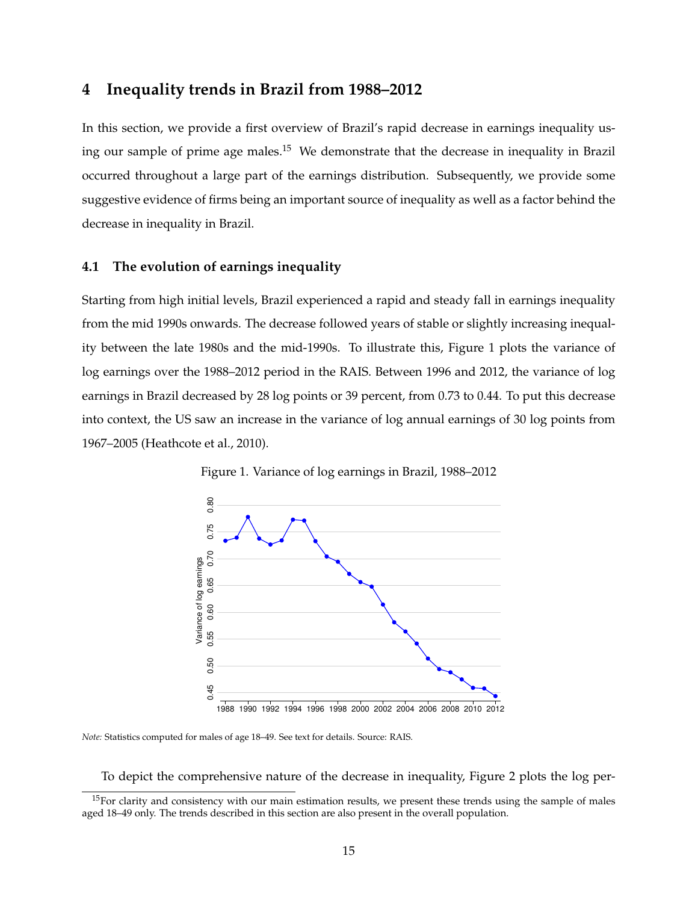# 4 Inequality trends in Brazil from 1988–2012

In this section, we provide a first overview of Brazil's rapid decrease in earnings inequality using our sample of prime age males.[15] We demonstrate that the decrease in inequality in Brazil occurred throughout a large part of the earnings distribution. Subsequently, we provide some suggestive evidence of firms being an important source of inequality as well as a factor behind the decrease in inequality in Brazil.

## 4.1 The evolution of earnings inequality

Starting from high initial levels, Brazil experienced a rapid and steady fall in earnings inequality from the mid 1990s onwards. The decrease followed years of stable or slightly increasing inequality between the late 1980s and the mid-1990s. To illustrate this, Figure 1 plots the variance of log earnings over the 1988–2012 period in the RAIS. Between 1996 and 2012, the variance of log earnings in Brazil decreased by 28 log points or 39 percent, from 0.73 to 0.44. To put this decrease into context, the US saw an increase in the variance of log annual earnings of 30 log points from 1967–2005 (Heathcote et al., 2010).

Figure 1. Variance of log earnings in Brazil, 1988–2012

*Note:* Statistics computed for males of age 18–49. See text for details. Source: RAIS.

To depict the comprehensive nature of the decrease in inequality, Figure 2 plots the log per-

[15]For clarity and consistency with our main estimation results, we present these trends using the sample of males aged 18–49 only. The trends described in this section are also present in the overall population.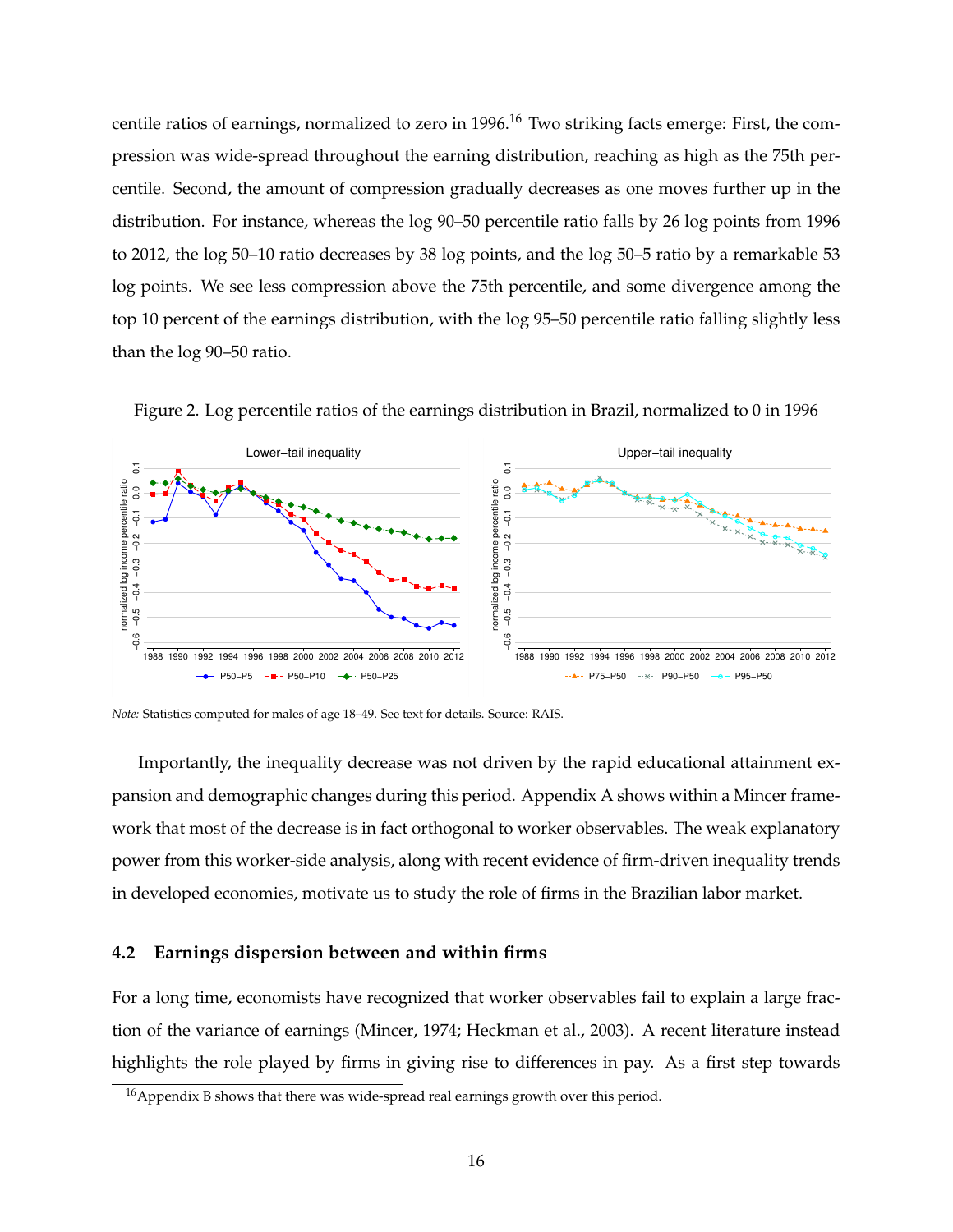centile ratios of earnings, normalized to zero in 1996.[16] Two striking facts emerge: First, the compression was wide-spread throughout the earning distribution, reaching as high as the 75th percentile. Second, the amount of compression gradually decreases as one moves further up in the distribution. For instance, whereas the log 90–50 percentile ratio falls by 26 log points from 1996 to 2012, the log 50–10 ratio decreases by 38 log points, and the log 50–5 ratio by a remarkable 53 log points. We see less compression above the 75th percentile, and some divergence among the top 10 percent of the earnings distribution, with the log 95–50 percentile ratio falling slightly less than the log 90–50 ratio.

Figure 2. Log percentile ratios of the earnings distribution in Brazil, normalized to 0 in 1996

*Note:* Statistics computed for males of age 18–49. See text for details. Source: RAIS.

Importantly, the inequality decrease was not driven by the rapid educational attainment expansion and demographic changes during this period. Appendix A shows within a Mincer framework that most of the decrease is in fact orthogonal to worker observables. The weak explanatory power from this worker-side analysis, along with recent evidence of firm-driven inequality trends in developed economies, motivate us to study the role of firms in the Brazilian labor market.

### 4.2 Earnings dispersion between and within firms

For a long time, economists have recognized that worker observables fail to explain a large fraction of the variance of earnings (Mincer, 1974; Heckman et al., 2003). A recent literature instead highlights the role played by firms in giving rise to differences in pay. As a first step towards

[16] Appendix B shows that there was wide-spread real earnings growth over this period.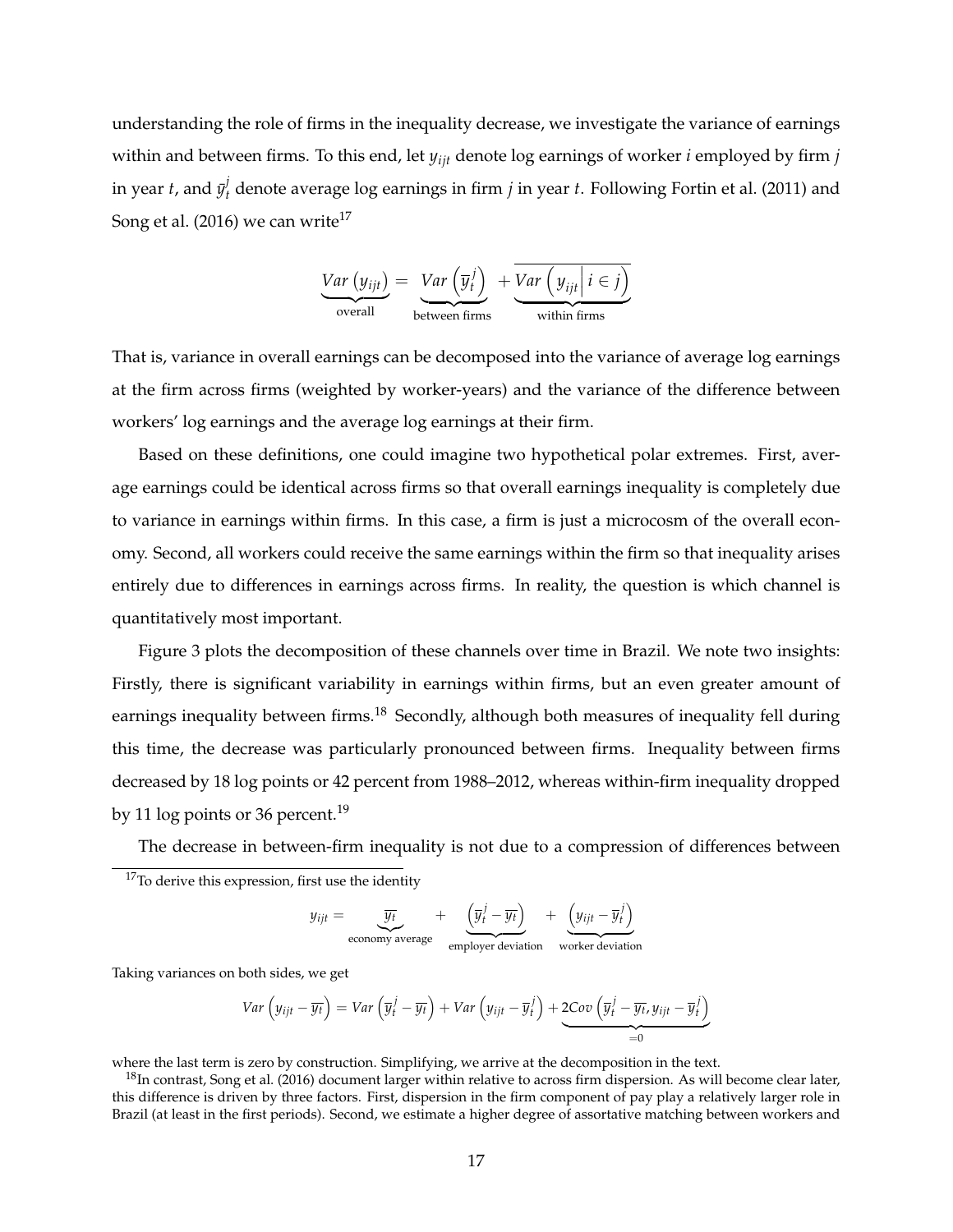understanding the role of firms in the inequality decrease, we investigate the variance of earnings within and between firms. To this end, let $y_{ijt}$ denote log earnings of worker $i$ employed by firm $j$ in year $t$, and $\bar{y}_t^j$ denote average log earnings in firm $j$ in year $t$. Following Fortin et al. (2011) and Song et al. (2016) we can write[17]

$$\underbrace{Var\left(y_{ijt}\right)}_{\text{overall}} = \underbrace{Var\left(\bar{y}_t^j\right)}_{\text{between firms}} + \underbrace{\overline{Var\left(y_{ijt}\middle| i \in j\right)}}_{\text{within firms}}$$

That is, variance in overall earnings can be decomposed into the variance of average log earnings at the firm across firms (weighted by worker-years) and the variance of the difference between workers' log earnings and the average log earnings at their firm.

Based on these definitions, one could imagine two hypothetical polar extremes. First, average earnings could be identical across firms so that overall earnings inequality is completely due to variance in earnings within firms. In this case, a firm is just a microcosm of the overall economy. Second, all workers could receive the same earnings within the firm so that inequality arises entirely due to differences in earnings across firms. In reality, the question is which channel is quantitatively most important.

Figure 3 plots the decomposition of these channels over time in Brazil. We note two insights: Firstly, there is significant variability in earnings within firms, but an even greater amount of earnings inequality between firms.[18] Secondly, although both measures of inequality fell during this time, the decrease was particularly pronounced between firms. Inequality between firms decreased by 18 log points or 42 percent from 1988–2012, whereas within-firm inequality dropped by 11 log points or 36 percent.[19]

The decrease in between-firm inequality is not due to a compression of differences between

---

[17] To derive this expression, first use the identity

$$y_{ijt} = \underbrace{\overline{y_t}}_{\text{economy average}} + \underbrace{\left(\bar{y}_t^j - \overline{y_t}\right)}_{\text{employer deviation}} + \underbrace{\left(y_{ijt} - \bar{y}_t^j\right)}_{\text{worker deviation}}$$

Taking variances on both sides, we get

$$Var\left(y_{ijt} - \overline{y_t}\right) = Var\left(\bar{y}_t^j - \overline{y_t}\right) + Var\left(y_{ijt} - \bar{y}_t^j\right) + \underbrace{2Cov\left(\bar{y}_t^j - \overline{y_t}, y_{ijt} - \bar{y}_t^j\right)}_{=0}$$

where the last term is zero by construction. Simplifying, we arrive at the decomposition in the text.

[18] In contrast, Song et al. (2016) document larger within relative to across firm dispersion. As will become clear later, this difference is driven by three factors. First, dispersion in the firm component of pay play a relatively larger role in Brazil (at least in the first periods). Second, we estimate a higher degree of assortative matching between workers and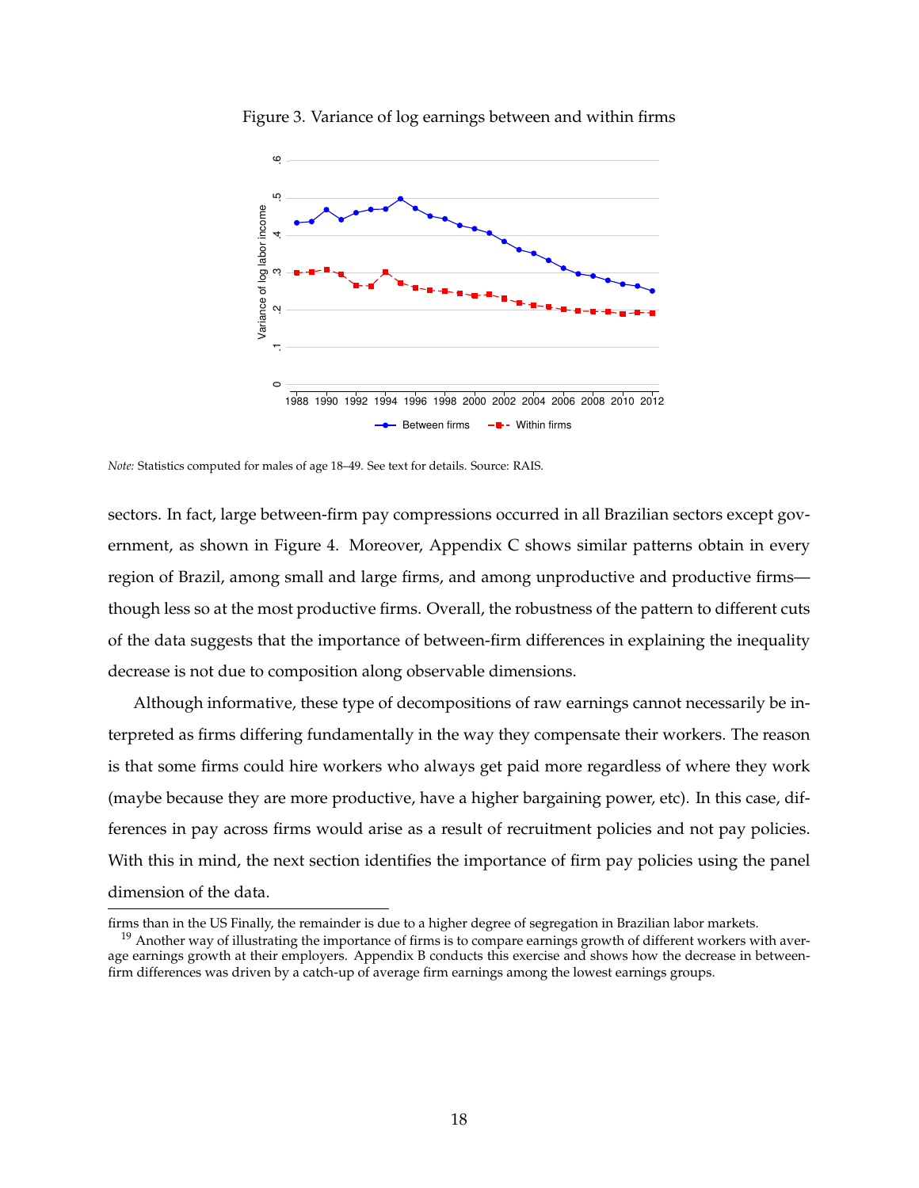Figure 3. Variance of log earnings between and within firms

*Note:* Statistics computed for males of age 18–49. See text for details. Source: RAIS.

sectors. In fact, large between-firm pay compressions occurred in all Brazilian sectors except government, as shown in Figure 4. Moreover, Appendix C shows similar patterns obtain in every region of Brazil, among small and large firms, and among unproductive and productive firms—though less so at the most productive firms. Overall, the robustness of the pattern to different cuts of the data suggests that the importance of between-firm differences in explaining the inequality decrease is not due to composition along observable dimensions.

Although informative, these type of decompositions of raw earnings cannot necessarily be interpreted as firms differing fundamentally in the way they compensate their workers. The reason is that some firms could hire workers who always get paid more regardless of where they work (maybe because they are more productive, have a higher bargaining power, etc). In this case, differences in pay across firms would arise as a result of recruitment policies and not pay policies. With this in mind, the next section identifies the importance of firm pay policies using the panel dimension of the data.

firms than in the US Finally, the remainder is due to a higher degree of segregation in Brazilian labor markets.

[19] Another way of illustrating the importance of firms is to compare earnings growth of different workers with average earnings growth at their employers. Appendix B conducts this exercise and shows how the decrease in between-firm differences was driven by a catch-up of average firm earnings among the lowest earnings groups.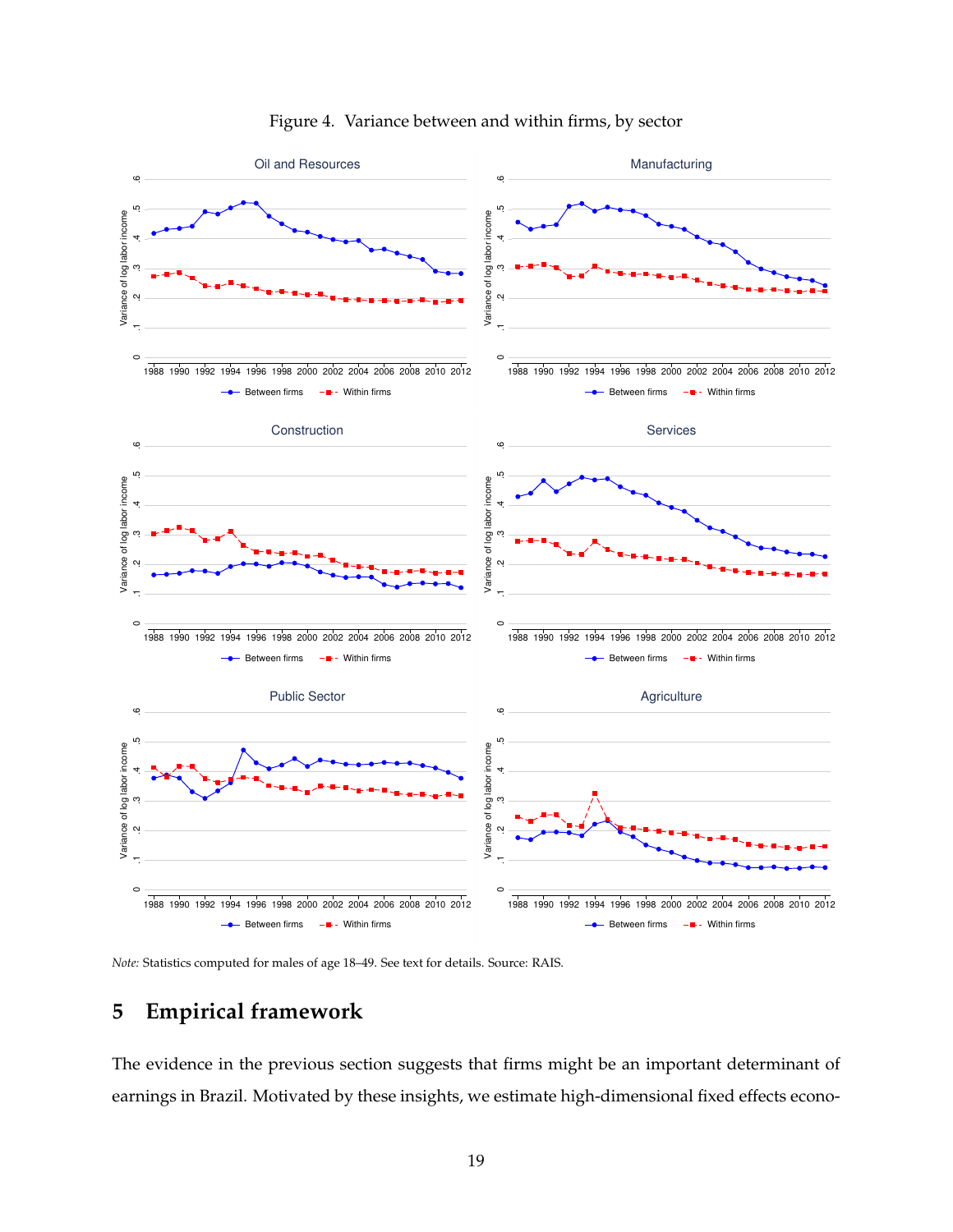Figure 4. Variance between and within firms, by sector

*Note:* Statistics computed for males of age 18–49. See text for details. Source: RAIS.

# 5 Empirical framework

The evidence in the previous section suggests that firms might be an important determinant of earnings in Brazil. Motivated by these insights, we estimate high-dimensional fixed effects econo-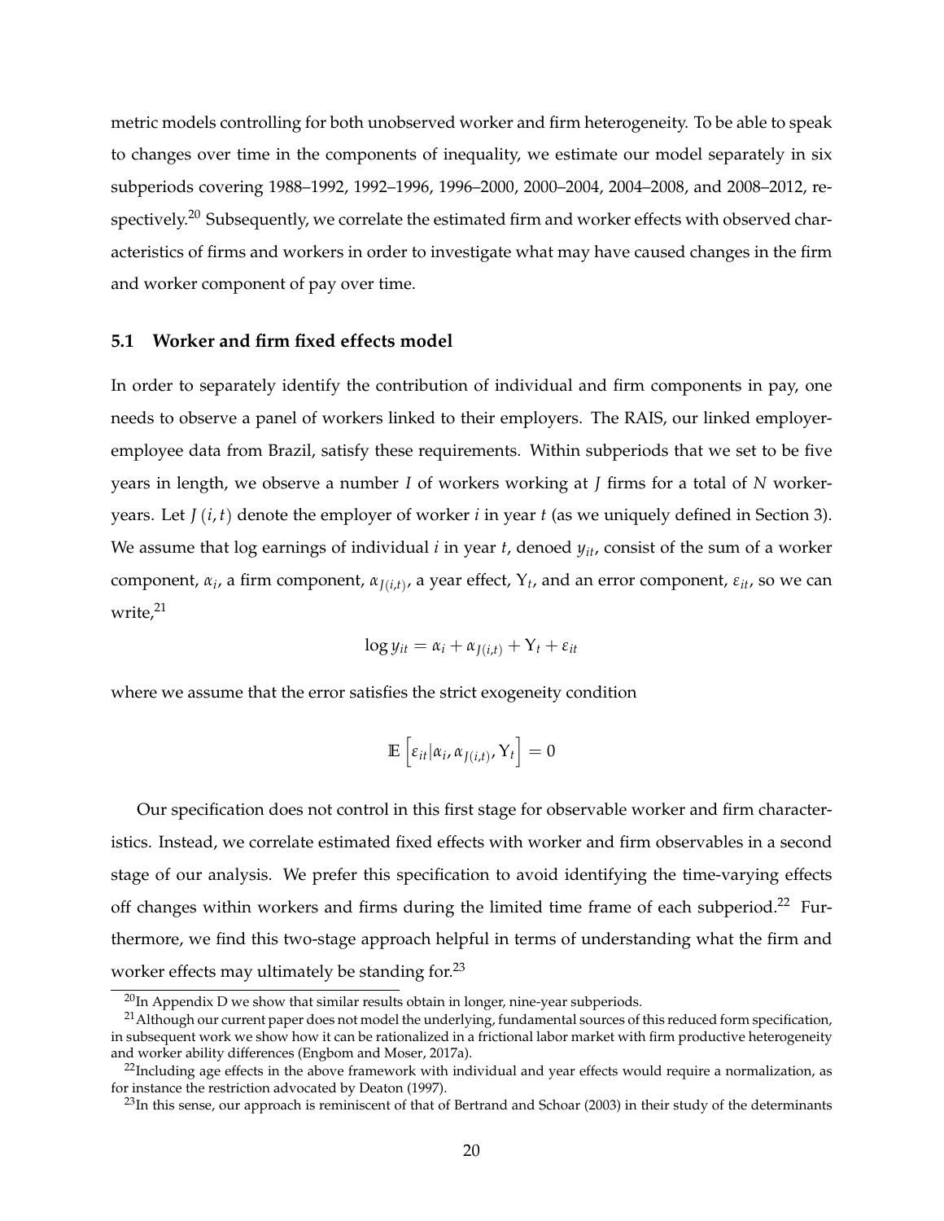metric models controlling for both unobserved worker and firm heterogeneity. To be able to speak to changes over time in the components of inequality, we estimate our model separately in six subperiods covering 1988–1992, 1992–1996, 1996–2000, 2000–2004, 2004–2008, and 2008–2012, respectively.[20] Subsequently, we correlate the estimated firm and worker effects with observed characteristics of firms and workers in order to investigate what may have caused changes in the firm and worker component of pay over time.

### 5.1 Worker and firm fixed effects model

In order to separately identify the contribution of individual and firm components in pay, one needs to observe a panel of workers linked to their employers. The RAIS, our linked employer-employee data from Brazil, satisfy these requirements. Within subperiods that we set to be five years in length, we observe a number $I$ of workers working at $J$ firms for a total of $N$ worker-years. Let $J(i,t)$ denote the employer of worker $i$ in year $t$ (as we uniquely defined in Section 3). We assume that log earnings of individual $i$ in year $t$, denoed $y_{it}$, consist of the sum of a worker component, $\alpha_i$, a firm component, $\alpha_{J(i,t)}$, a year effect, $\Upsilon_t$, and an error component, $\varepsilon_{it}$, so we can write,[21]

$$\log y_{it} = \alpha_i + \alpha_{J(i,t)} + \Upsilon_t + \varepsilon_{it}$$

where we assume that the error satisfies the strict exogeneity condition

$$\mathbb{E}\left[\varepsilon_{it}|\alpha_i, \alpha_{J(i,t)}, \Upsilon_t\right] = 0$$

Our specification does not control in this first stage for observable worker and firm characteristics. Instead, we correlate estimated fixed effects with worker and firm observables in a second stage of our analysis. We prefer this specification to avoid identifying the time-varying effects off changes within workers and firms during the limited time frame of each subperiod.[22] Furthermore, we find this two-stage approach helpful in terms of understanding what the firm and worker effects may ultimately be standing for.[23]

[20] In Appendix D we show that similar results obtain in longer, nine-year subperiods.

[21] Although our current paper does not model the underlying, fundamental sources of this reduced form specification, in subsequent work we show how it can be rationalized in a frictional labor market with firm productive heterogeneity and worker ability differences (Engbom and Moser, 2017a).

[22] Including age effects in the above framework with individual and year effects would require a normalization, as for instance the restriction advocated by Deaton (1997).

[23] In this sense, our approach is reminiscent of that of Bertrand and Schoar (2003) in their study of the determinants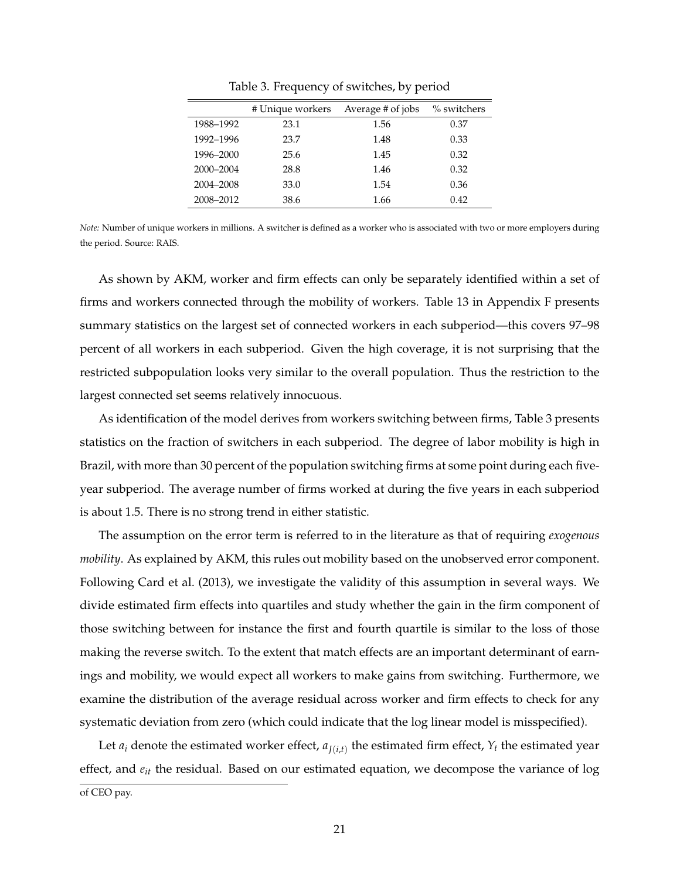Table 3. Frequency of switches, by period

| | # Unique workers | Average # of jobs | % switchers |
|---|---|---|---|
| 1988–1992 | 23.1 | 1.56 | 0.37 |
| 1992–1996 | 23.7 | 1.48 | 0.33 |
| 1996–2000 | 25.6 | 1.45 | 0.32 |
| 2000–2004 | 28.8 | 1.46 | 0.32 |
| 2004–2008 | 33.0 | 1.54 | 0.36 |
| 2008–2012 | 38.6 | 1.66 | 0.42 |

*Note:* Number of unique workers in millions. A switcher is defined as a worker who is associated with two or more employers during the period. Source: RAIS.

As shown by AKM, worker and firm effects can only be separately identified within a set of firms and workers connected through the mobility of workers. Table 13 in Appendix F presents summary statistics on the largest set of connected workers in each subperiod—this covers 97–98 percent of all workers in each subperiod. Given the high coverage, it is not surprising that the restricted subpopulation looks very similar to the overall population. Thus the restriction to the largest connected set seems relatively innocuous.

As identification of the model derives from workers switching between firms, Table 3 presents statistics on the fraction of switchers in each subperiod. The degree of labor mobility is high in Brazil, with more than 30 percent of the population switching firms at some point during each five-year subperiod. The average number of firms worked at during the five years in each subperiod is about 1.5. There is no strong trend in either statistic.

The assumption on the error term is referred to in the literature as that of requiring *exogenous mobility*. As explained by AKM, this rules out mobility based on the unobserved error component. Following Card et al. (2013), we investigate the validity of this assumption in several ways. We divide estimated firm effects into quartiles and study whether the gain in the firm component of those switching between for instance the first and fourth quartile is similar to the loss of those making the reverse switch. To the extent that match effects are an important determinant of earnings and mobility, we would expect all workers to make gains from switching. Furthermore, we examine the distribution of the average residual across worker and firm effects to check for any systematic deviation from zero (which could indicate that the log linear model is misspecified).

Let $a_i$ denote the estimated worker effect, $a_{J(i,t)}$ the estimated firm effect, $Y_t$ the estimated year effect, and $e_{it}$ the residual. Based on our estimated equation, we decompose the variance of log

of CEO pay.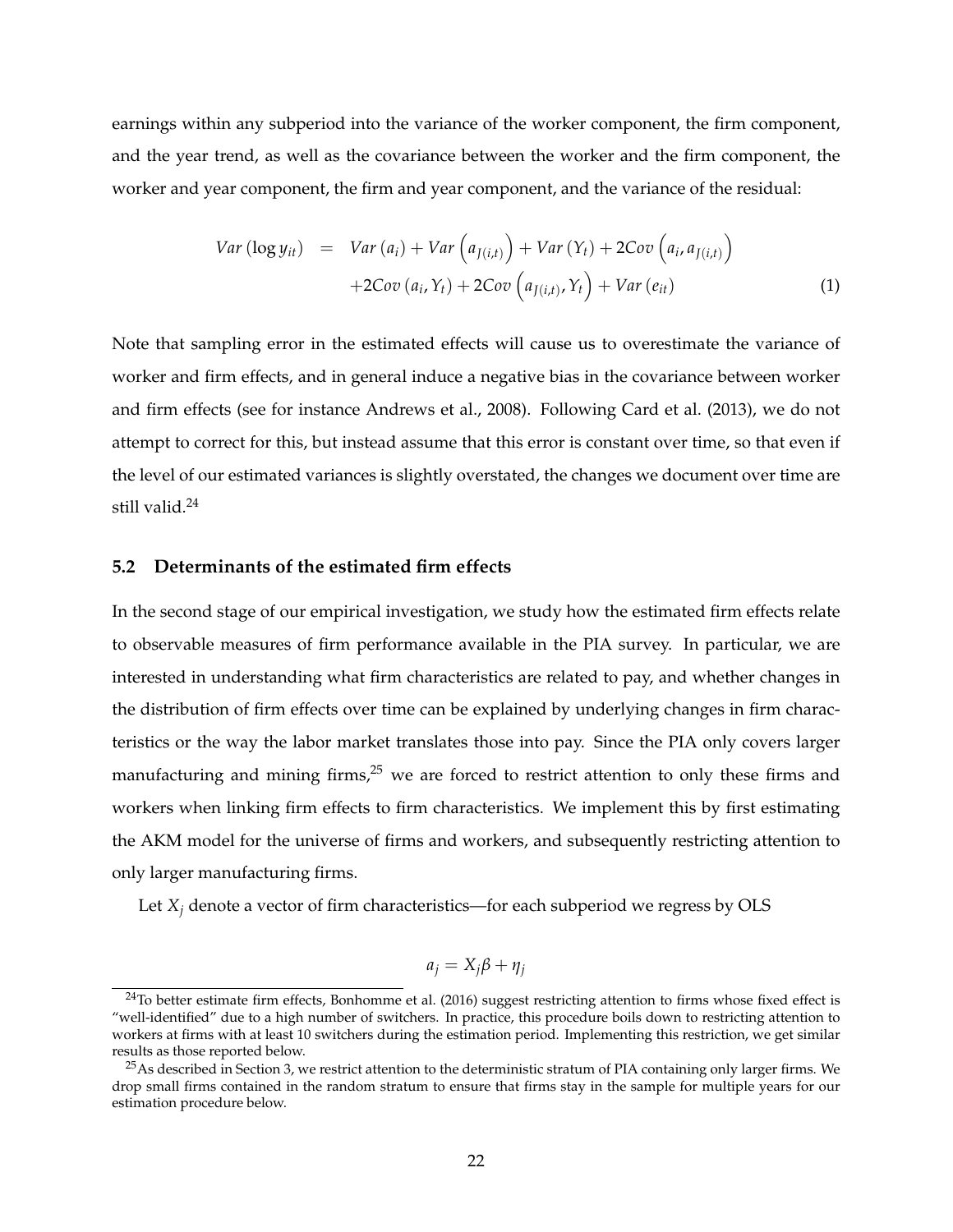earnings within any subperiod into the variance of the worker component, the firm component, and the year trend, as well as the covariance between the worker and the firm component, the worker and year component, the firm and year component, and the variance of the residual:

$$
\begin{aligned}
Var(\log y_{it}) \quad = \quad & Var(a_i) + Var\left(a_{J(i,t)}\right) + Var(Y_t) + 2Cov\left(a_i, a_{J(i,t)}\right) \\
& + 2Cov(a_i, Y_t) + 2Cov\left(a_{J(i,t)}, Y_t\right) + Var(e_{it}) \qquad (1)
\end{aligned}
$$

Note that sampling error in the estimated effects will cause us to overestimate the variance of worker and firm effects, and in general induce a negative bias in the covariance between worker and firm effects (see for instance Andrews et al., 2008). Following Card et al. (2013), we do not attempt to correct for this, but instead assume that this error is constant over time, so that even if the level of our estimated variances is slightly overstated, the changes we document over time are still valid.[24]

## 5.2 Determinants of the estimated firm effects

In the second stage of our empirical investigation, we study how the estimated firm effects relate to observable measures of firm performance available in the PIA survey. In particular, we are interested in understanding what firm characteristics are related to pay, and whether changes in the distribution of firm effects over time can be explained by underlying changes in firm characteristics or the way the labor market translates those into pay. Since the PIA only covers larger manufacturing and mining firms,[25] we are forced to restrict attention to only these firms and workers when linking firm effects to firm characteristics. We implement this by first estimating the AKM model for the universe of firms and workers, and subsequently restricting attention to only larger manufacturing firms.

Let $X_j$ denote a vector of firm characteristics—for each subperiod we regress by OLS

$$
a_j = X_j \beta + \eta_j
$$

[24] To better estimate firm effects, Bonhomme et al. (2016) suggest restricting attention to firms whose fixed effect is "well-identified" due to a high number of switchers. In practice, this procedure boils down to restricting attention to workers at firms with at least 10 switchers during the estimation period. Implementing this restriction, we get similar results as those reported below.

[25] As described in Section 3, we restrict attention to the deterministic stratum of PIA containing only larger firms. We drop small firms contained in the random stratum to ensure that firms stay in the sample for multiple years for our estimation procedure below.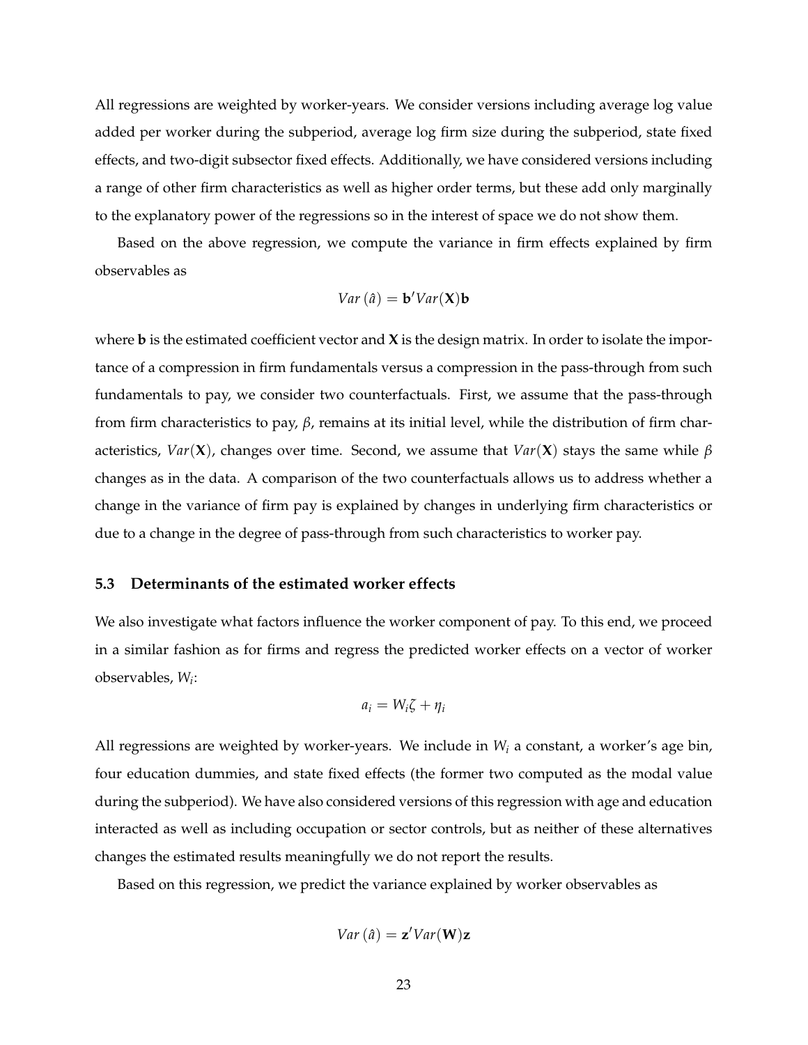All regressions are weighted by worker-years. We consider versions including average log value added per worker during the subperiod, average log firm size during the subperiod, state fixed effects, and two-digit subsector fixed effects. Additionally, we have considered versions including a range of other firm characteristics as well as higher order terms, but these add only marginally to the explanatory power of the regressions so in the interest of space we do not show them.

Based on the above regression, we compute the variance in firm effects explained by firm observables as

$$Var\left(\hat{a}\right) = \mathbf{b}' Var(\mathbf{X}) \mathbf{b}$$

where $\mathbf{b}$ is the estimated coefficient vector and $\mathbf{X}$ is the design matrix. In order to isolate the importance of a compression in firm fundamentals versus a compression in the pass-through from such fundamentals to pay, we consider two counterfactuals. First, we assume that the pass-through from firm characteristics to pay, $\beta$, remains at its initial level, while the distribution of firm characteristics, $Var(\mathbf{X})$, changes over time. Second, we assume that $Var(\mathbf{X})$ stays the same while $\beta$ changes as in the data. A comparison of the two counterfactuals allows us to address whether a change in the variance of firm pay is explained by changes in underlying firm characteristics or due to a change in the degree of pass-through from such characteristics to worker pay.

### 5.3 Determinants of the estimated worker effects

We also investigate what factors influence the worker component of pay. To this end, we proceed in a similar fashion as for firms and regress the predicted worker effects on a vector of worker observables, $W_i$:

$$a_i = W_i \zeta + \eta_i$$

All regressions are weighted by worker-years. We include in $W_i$ a constant, a worker's age bin, four education dummies, and state fixed effects (the former two computed as the modal value during the subperiod). We have also considered versions of this regression with age and education interacted as well as including occupation or sector controls, but as neither of these alternatives changes the estimated results meaningfully we do not report the results.

Based on this regression, we predict the variance explained by worker observables as

$$Var\left(\hat{a}\right) = \mathbf{z}' Var(\mathbf{W}) \mathbf{z}$$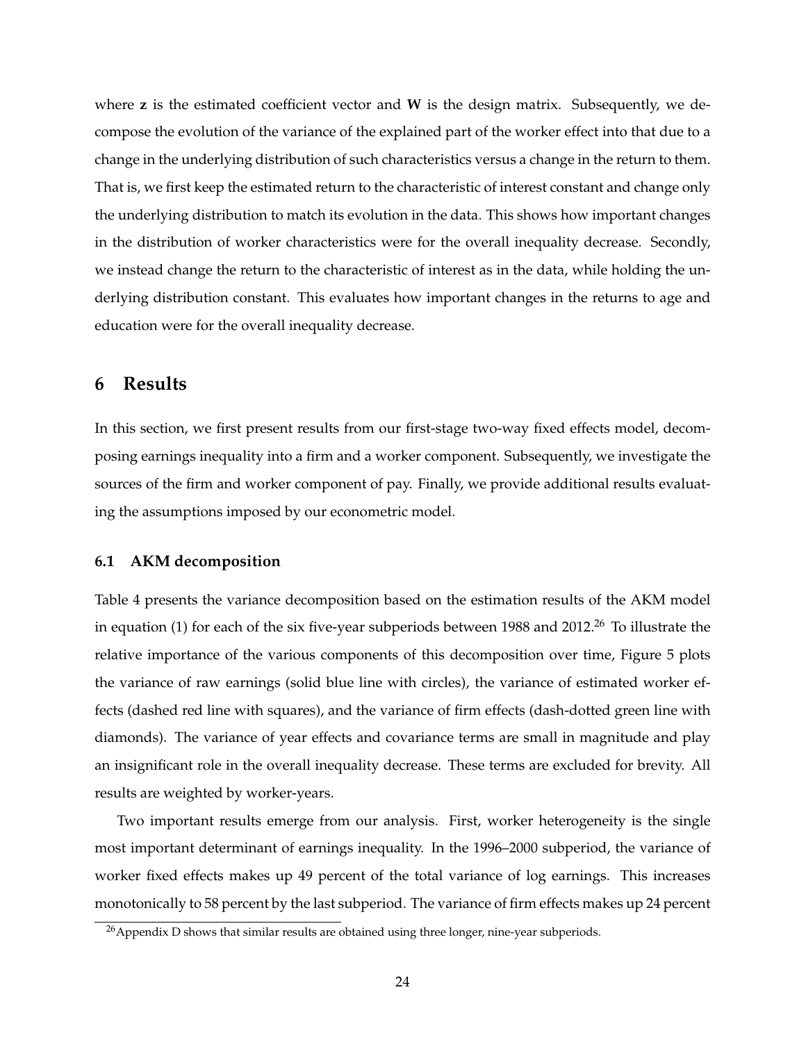where $\mathbf{z}$ is the estimated coefficient vector and $\mathbf{W}$ is the design matrix. Subsequently, we decompose the evolution of the variance of the explained part of the worker effect into that due to a change in the underlying distribution of such characteristics versus a change in the return to them. That is, we first keep the estimated return to the characteristic of interest constant and change only the underlying distribution to match its evolution in the data. This shows how important changes in the distribution of worker characteristics were for the overall inequality decrease. Secondly, we instead change the return to the characteristic of interest as in the data, while holding the underlying distribution constant. This evaluates how important changes in the returns to age and education were for the overall inequality decrease.

## 6 Results

In this section, we first present results from our first-stage two-way fixed effects model, decomposing earnings inequality into a firm and a worker component. Subsequently, we investigate the sources of the firm and worker component of pay. Finally, we provide additional results evaluating the assumptions imposed by our econometric model.

### 6.1 AKM decomposition

Table 4 presents the variance decomposition based on the estimation results of the AKM model in equation (1) for each of the six five-year subperiods between 1988 and 2012.[26] To illustrate the relative importance of the various components of this decomposition over time, Figure 5 plots the variance of raw earnings (solid blue line with circles), the variance of estimated worker effects (dashed red line with squares), and the variance of firm effects (dash-dotted green line with diamonds). The variance of year effects and covariance terms are small in magnitude and play an insignificant role in the overall inequality decrease. These terms are excluded for brevity. All results are weighted by worker-years.

Two important results emerge from our analysis. First, worker heterogeneity is the single most important determinant of earnings inequality. In the 1996–2000 subperiod, the variance of worker fixed effects makes up 49 percent of the total variance of log earnings. This increases monotonically to 58 percent by the last subperiod. The variance of firm effects makes up 24 percent

[26] Appendix D shows that similar results are obtained using three longer, nine-year subperiods.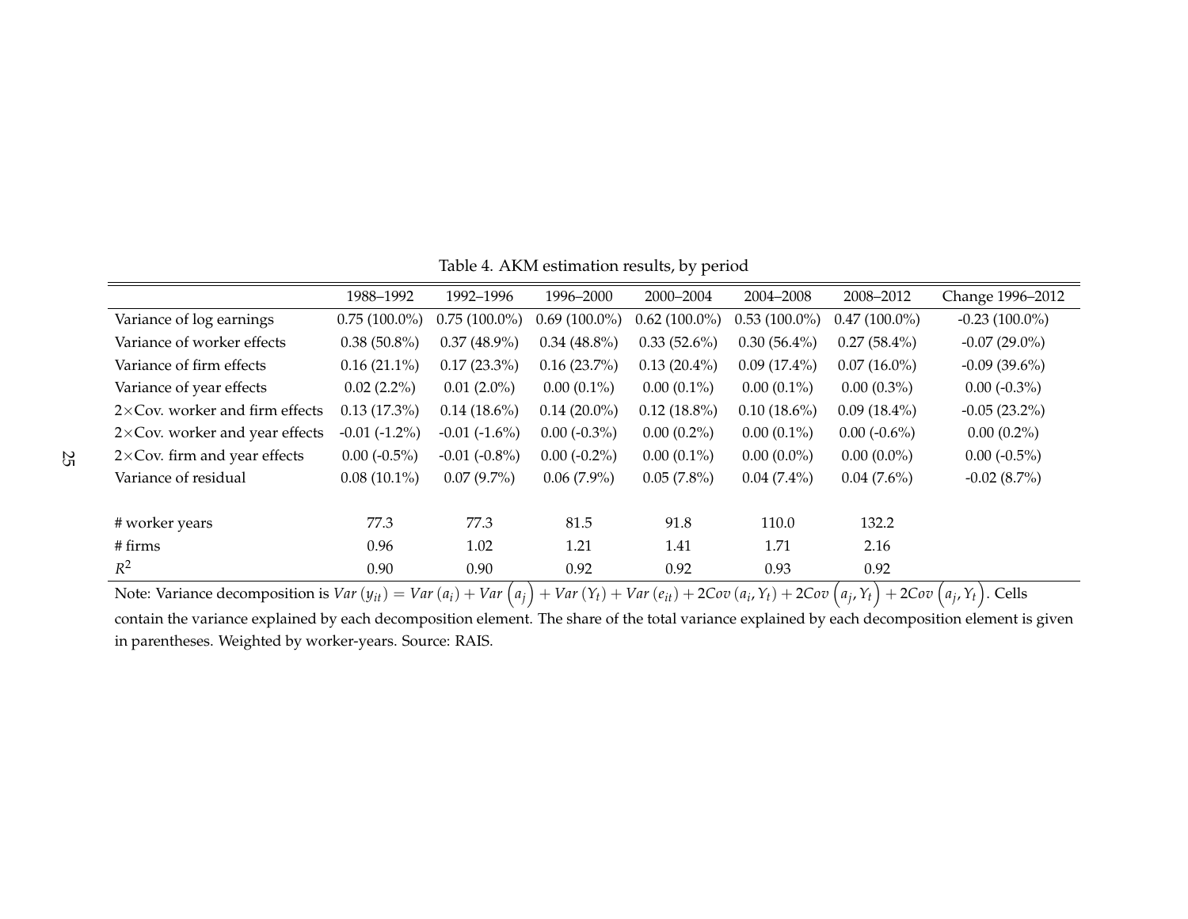Table 4. AKM estimation results, by period

| | 1988–1992 | 1992–1996 | 1996–2000 | 2000–2004 | 2004–2008 | 2008–2012 | Change 1996–2012 |
|---|---|---|---|---|---|---|---|
| Variance of log earnings | 0.75 (100.0%) | 0.75 (100.0%) | 0.69 (100.0%) | 0.62 (100.0%) | 0.53 (100.0%) | 0.47 (100.0%) | -0.23 (100.0%) |
| Variance of worker effects | 0.38 (50.8%) | 0.37 (48.9%) | 0.34 (48.8%) | 0.33 (52.6%) | 0.30 (56.4%) | 0.27 (58.4%) | -0.07 (29.0%) |
| Variance of firm effects | 0.16 (21.1%) | 0.17 (23.3%) | 0.16 (23.7%) | 0.13 (20.4%) | 0.09 (17.4%) | 0.07 (16.0%) | -0.09 (39.6%) |
| Variance of year effects | 0.02 (2.2%) | 0.01 (2.0%) | 0.00 (0.1%) | 0.00 (0.1%) | 0.00 (0.1%) | 0.00 (0.3%) | 0.00 (-0.3%) |
| 2×Cov. worker and firm effects | 0.13 (17.3%) | 0.14 (18.6%) | 0.14 (20.0%) | 0.12 (18.8%) | 0.10 (18.6%) | 0.09 (18.4%) | -0.05 (23.2%) |
| 2×Cov. worker and year effects | -0.01 (-1.2%) | -0.01 (-1.6%) | 0.00 (-0.3%) | 0.00 (0.2%) | 0.00 (0.1%) | 0.00 (-0.6%) | 0.00 (0.2%) |
| 2×Cov. firm and year effects | 0.00 (-0.5%) | -0.01 (-0.8%) | 0.00 (-0.2%) | 0.00 (0.1%) | 0.00 (0.0%) | 0.00 (0.0%) | 0.00 (-0.5%) |
| Variance of residual | 0.08 (10.1%) | 0.07 (9.7%) | 0.06 (7.9%) | 0.05 (7.8%) | 0.04 (7.4%) | 0.04 (7.6%) | -0.02 (8.7%) |
| | | | | | | | |
| # worker years | 77.3 | 77.3 | 81.5 | 91.8 | 110.0 | 132.2 | |
| # firms | 0.96 | 1.02 | 1.21 | 1.41 | 1.71 | 2.16 | |
| $R^2$ | 0.90 | 0.90 | 0.92 | 0.92 | 0.93 | 0.92 | |

Note: Variance decomposition is $Var(y_{it}) = Var(a_i) + Var(a_j) + Var(Y_t) + Var(e_{it}) + 2Cov(a_i, Y_t) + 2Cov(a_j, Y_t) + 2Cov(a_j, Y_t)$. Cells contain the variance explained by each decomposition element. The share of the total variance explained by each decomposition element is given in parentheses. Weighted by worker-years. Source: RAIS.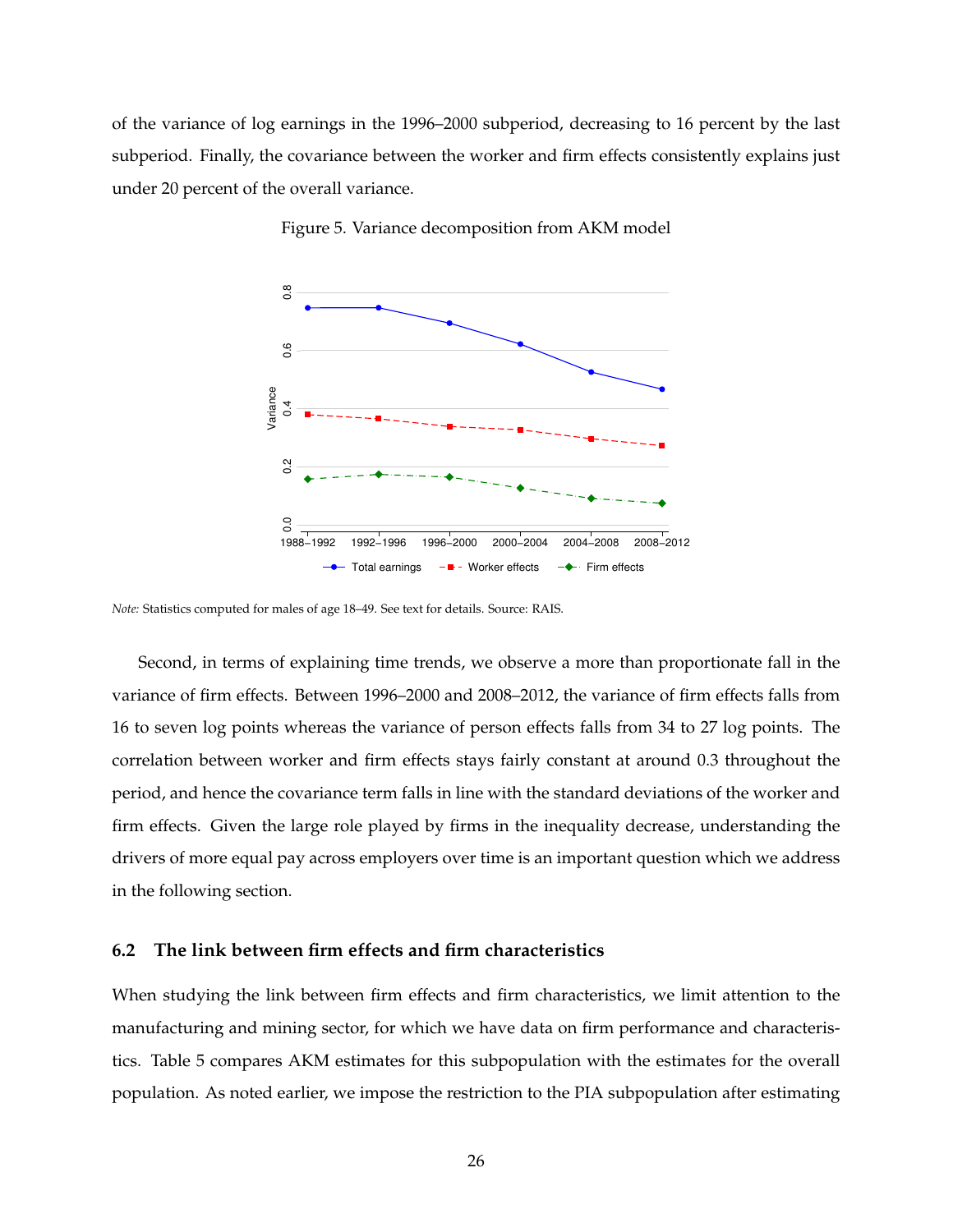of the variance of log earnings in the 1996–2000 subperiod, decreasing to 16 percent by the last subperiod. Finally, the covariance between the worker and firm effects consistently explains just under 20 percent of the overall variance.

Figure 5. Variance decomposition from AKM model

*Note:* Statistics computed for males of age 18–49. See text for details. Source: RAIS.

Second, in terms of explaining time trends, we observe a more than proportionate fall in the variance of firm effects. Between 1996–2000 and 2008–2012, the variance of firm effects falls from 16 to seven log points whereas the variance of person effects falls from 34 to 27 log points. The correlation between worker and firm effects stays fairly constant at around 0.3 throughout the period, and hence the covariance term falls in line with the standard deviations of the worker and firm effects. Given the large role played by firms in the inequality decrease, understanding the drivers of more equal pay across employers over time is an important question which we address in the following section.

### 6.2 The link between firm effects and firm characteristics

When studying the link between firm effects and firm characteristics, we limit attention to the manufacturing and mining sector, for which we have data on firm performance and characteristics. Table 5 compares AKM estimates for this subpopulation with the estimates for the overall population. As noted earlier, we impose the restriction to the PIA subpopulation after estimating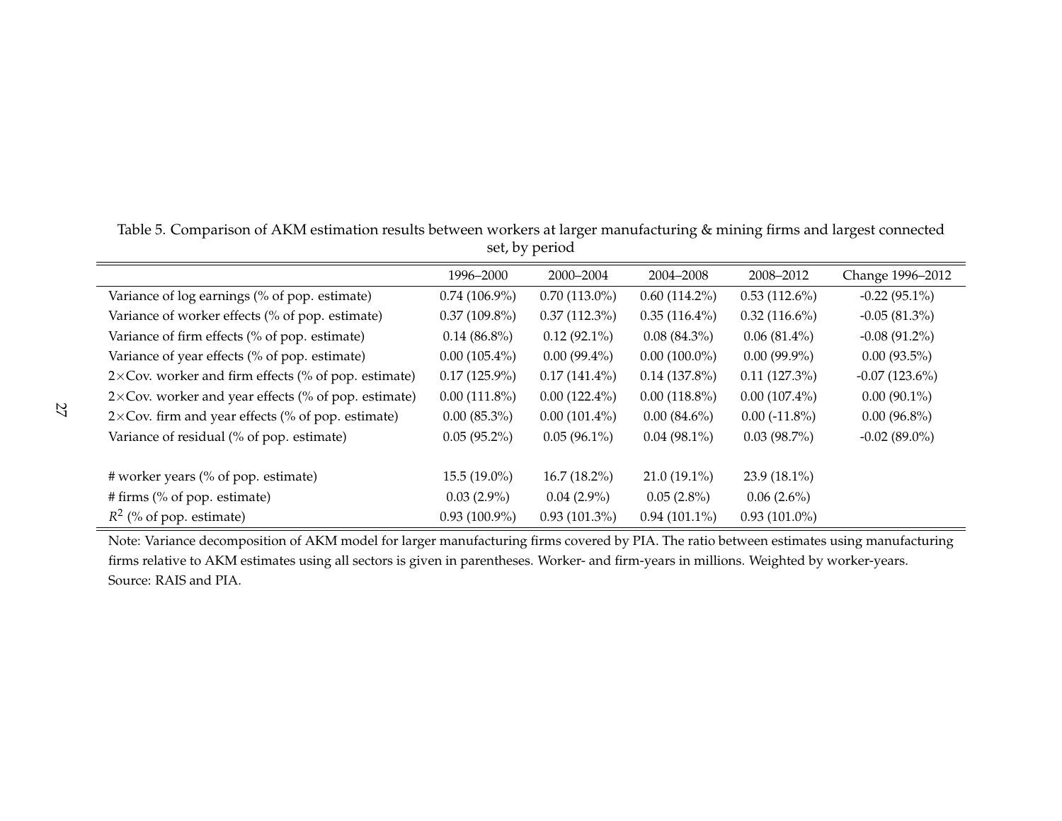Table 5. Comparison of AKM estimation results between workers at larger manufacturing & mining firms and largest connected set, by period

| | 1996–2000 | 2000–2004 | 2004–2008 | 2008–2012 | Change 1996–2012 |
|---|---|---|---|---|---|
| Variance of log earnings (% of pop. estimate) | 0.74 (106.9%) | 0.70 (113.0%) | 0.60 (114.2%) | 0.53 (112.6%) | -0.22 (95.1%) |
| Variance of worker effects (% of pop. estimate) | 0.37 (109.8%) | 0.37 (112.3%) | 0.35 (116.4%) | 0.32 (116.6%) | -0.05 (81.3%) |
| Variance of firm effects (% of pop. estimate) | 0.14 (86.8%) | 0.12 (92.1%) | 0.08 (84.3%) | 0.06 (81.4%) | -0.08 (91.2%) |
| Variance of year effects (% of pop. estimate) | 0.00 (105.4%) | 0.00 (99.4%) | 0.00 (100.0%) | 0.00 (99.9%) | 0.00 (93.5%) |
| 2×Cov. worker and firm effects (% of pop. estimate) | 0.17 (125.9%) | 0.17 (141.4%) | 0.14 (137.8%) | 0.11 (127.3%) | -0.07 (123.6%) |
| 2×Cov. worker and year effects (% of pop. estimate) | 0.00 (111.8%) | 0.00 (122.4%) | 0.00 (118.8%) | 0.00 (107.4%) | 0.00 (90.1%) |
| 2×Cov. firm and year effects (% of pop. estimate) | 0.00 (85.3%) | 0.00 (101.4%) | 0.00 (84.6%) | 0.00 (-11.8%) | 0.00 (96.8%) |
| Variance of residual (% of pop. estimate) | 0.05 (95.2%) | 0.05 (96.1%) | 0.04 (98.1%) | 0.03 (98.7%) | -0.02 (89.0%) |
| | | | | | |
| # worker years (% of pop. estimate) | 15.5 (19.0%) | 16.7 (18.2%) | 21.0 (19.1%) | 23.9 (18.1%) | |
| # firms (% of pop. estimate) | 0.03 (2.9%) | 0.04 (2.9%) | 0.05 (2.8%) | 0.06 (2.6%) | |
| $R^2$ (% of pop. estimate) | 0.93 (100.9%) | 0.93 (101.3%) | 0.94 (101.1%) | 0.93 (101.0%) | |

Note: Variance decomposition of AKM model for larger manufacturing firms covered by PIA. The ratio between estimates using manufacturing firms relative to AKM estimates using all sectors is given in parentheses. Worker- and firm-years in millions. Weighted by worker-years.
Source: RAIS and PIA.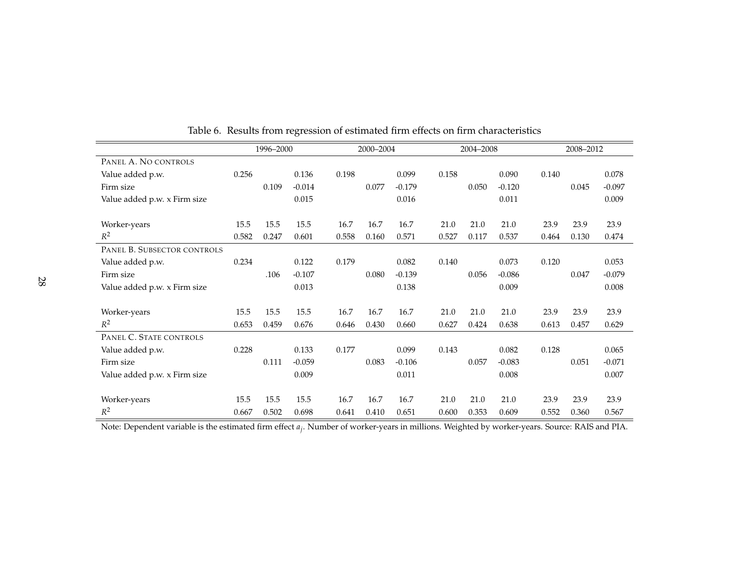Table 6. Results from regression of estimated firm effects on firm characteristics

| | 1996–2000 | | | 2000–2004 | | | 2004–2008 | | | 2008–2012 | | |
|---|---|---|---|---|---|---|---|---|---|---|---|---|
| PANEL A. NO CONTROLS | | | | | | | | | | | | |
| Value added p.w. | 0.256 | | 0.136 | 0.198 | | 0.099 | 0.158 | | 0.090 | 0.140 | | 0.078 |
| Firm size | | 0.109 | -0.014 | | 0.077 | -0.179 | | 0.050 | -0.120 | | 0.045 | -0.097 |
| Value added p.w. x Firm size | | | 0.015 | | | 0.016 | | | 0.011 | | | 0.009 |
| Worker-years | 15.5 | 15.5 | 15.5 | 16.7 | 16.7 | 16.7 | 21.0 | 21.0 | 21.0 | 23.9 | 23.9 | 23.9 |
| $R^2$ | 0.582 | 0.247 | 0.601 | 0.558 | 0.160 | 0.571 | 0.527 | 0.117 | 0.537 | 0.464 | 0.130 | 0.474 |
| PANEL B. SUBSECTOR CONTROLS | | | | | | | | | | | | |
| Value added p.w. | 0.234 | | 0.122 | 0.179 | | 0.082 | 0.140 | | 0.073 | 0.120 | | 0.053 |
| Firm size | | .106 | -0.107 | | 0.080 | -0.139 | | 0.056 | -0.086 | | 0.047 | -0.079 |
| Value added p.w. x Firm size | | | 0.013 | | | 0.138 | | | 0.009 | | | 0.008 |
| Worker-years | 15.5 | 15.5 | 15.5 | 16.7 | 16.7 | 16.7 | 21.0 | 21.0 | 21.0 | 23.9 | 23.9 | 23.9 |
| $R^2$ | 0.653 | 0.459 | 0.676 | 0.646 | 0.430 | 0.660 | 0.627 | 0.424 | 0.638 | 0.613 | 0.457 | 0.629 |
| PANEL C. STATE CONTROLS | | | | | | | | | | | | |
| Value added p.w. | 0.228 | | 0.133 | 0.177 | | 0.099 | 0.143 | | 0.082 | 0.128 | | 0.065 |
| Firm size | | 0.111 | -0.059 | | 0.083 | -0.106 | | 0.057 | -0.083 | | 0.051 | -0.071 |
| Value added p.w. x Firm size | | | 0.009 | | | 0.011 | | | 0.008 | | | 0.007 |
| Worker-years | 15.5 | 15.5 | 15.5 | 16.7 | 16.7 | 16.7 | 21.0 | 21.0 | 21.0 | 23.9 | 23.9 | 23.9 |
| $R^2$ | 0.667 | 0.502 | 0.698 | 0.641 | 0.410 | 0.651 | 0.600 | 0.353 | 0.609 | 0.552 | 0.360 | 0.567 |

Note: Dependent variable is the estimated firm effect $a_j$. Number of worker-years in millions. Weighted by worker-years. Source: RAIS and PIA.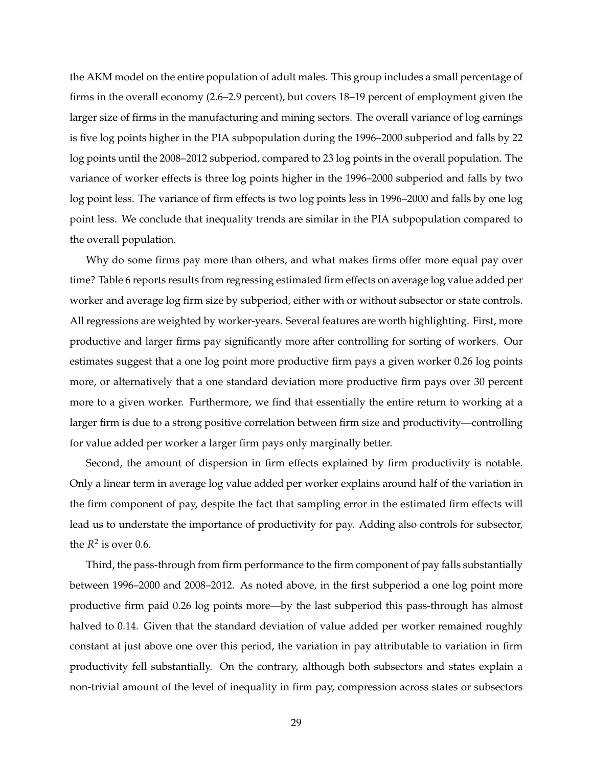the AKM model on the entire population of adult males. This group includes a small percentage of firms in the overall economy (2.6–2.9 percent), but covers 18–19 percent of employment given the larger size of firms in the manufacturing and mining sectors. The overall variance of log earnings is five log points higher in the PIA subpopulation during the 1996–2000 subperiod and falls by 22 log points until the 2008–2012 subperiod, compared to 23 log points in the overall population. The variance of worker effects is three log points higher in the 1996–2000 subperiod and falls by two log point less. The variance of firm effects is two log points less in 1996–2000 and falls by one log point less. We conclude that inequality trends are similar in the PIA subpopulation compared to the overall population.

Why do some firms pay more than others, and what makes firms offer more equal pay over time? Table 6 reports results from regressing estimated firm effects on average log value added per worker and average log firm size by subperiod, either with or without subsector or state controls. All regressions are weighted by worker-years. Several features are worth highlighting. First, more productive and larger firms pay significantly more after controlling for sorting of workers. Our estimates suggest that a one log point more productive firm pays a given worker 0.26 log points more, or alternatively that a one standard deviation more productive firm pays over 30 percent more to a given worker. Furthermore, we find that essentially the entire return to working at a larger firm is due to a strong positive correlation between firm size and productivity—controlling for value added per worker a larger firm pays only marginally better.

Second, the amount of dispersion in firm effects explained by firm productivity is notable. Only a linear term in average log value added per worker explains around half of the variation in the firm component of pay, despite the fact that sampling error in the estimated firm effects will lead us to understate the importance of productivity for pay. Adding also controls for subsector, the $R^2$ is over 0.6.

Third, the pass-through from firm performance to the firm component of pay falls substantially between 1996–2000 and 2008–2012. As noted above, in the first subperiod a one log point more productive firm paid 0.26 log points more—by the last subperiod this pass-through has almost halved to 0.14. Given that the standard deviation of value added per worker remained roughly constant at just above one over this period, the variation in pay attributable to variation in firm productivity fell substantially. On the contrary, although both subsectors and states explain a non-trivial amount of the level of inequality in firm pay, compression across states or subsectors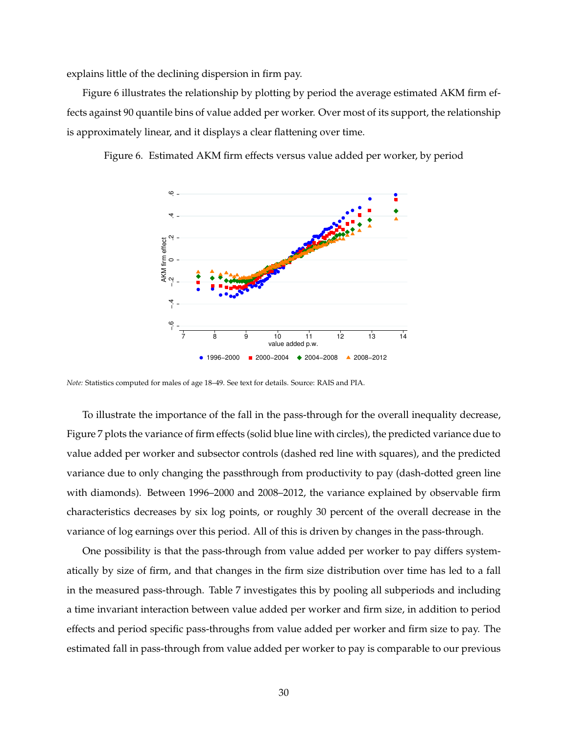explains little of the declining dispersion in firm pay.

Figure 6 illustrates the relationship by plotting by period the average estimated AKM firm effects against 90 quantile bins of value added per worker. Over most of its support, the relationship is approximately linear, and it displays a clear flattening over time.

Figure 6. Estimated AKM firm effects versus value added per worker, by period

*Note:* Statistics computed for males of age 18–49. See text for details. Source: RAIS and PIA.

To illustrate the importance of the fall in the pass-through for the overall inequality decrease, Figure 7 plots the variance of firm effects (solid blue line with circles), the predicted variance due to value added per worker and subsector controls (dashed red line with squares), and the predicted variance due to only changing the passthrough from productivity to pay (dash-dotted green line with diamonds). Between 1996–2000 and 2008–2012, the variance explained by observable firm characteristics decreases by six log points, or roughly 30 percent of the overall decrease in the variance of log earnings over this period. All of this is driven by changes in the pass-through.

One possibility is that the pass-through from value added per worker to pay differs systematically by size of firm, and that changes in the firm size distribution over time has led to a fall in the measured pass-through. Table 7 investigates this by pooling all subperiods and including a time invariant interaction between value added per worker and firm size, in addition to period effects and period specific pass-throughs from value added per worker and firm size to pay. The estimated fall in pass-through from value added per worker to pay is comparable to our previous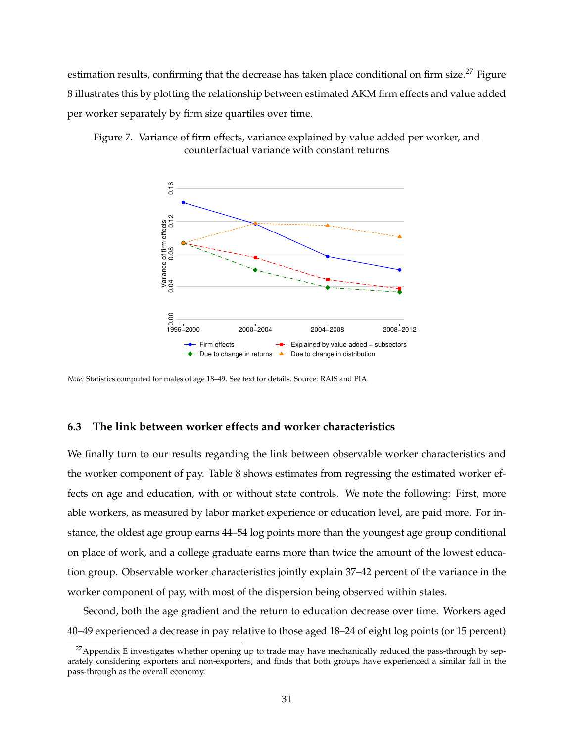estimation results, confirming that the decrease has taken place conditional on firm size.[27] Figure 8 illustrates this by plotting the relationship between estimated AKM firm effects and value added per worker separately by firm size quartiles over time.

Figure 7. Variance of firm effects, variance explained by value added per worker, and counterfactual variance with constant returns

*Note:* Statistics computed for males of age 18–49. See text for details. Source: RAIS and PIA.

### 6.3 The link between worker effects and worker characteristics

We finally turn to our results regarding the link between observable worker characteristics and the worker component of pay. Table 8 shows estimates from regressing the estimated worker effects on age and education, with or without state controls. We note the following: First, more able workers, as measured by labor market experience or education level, are paid more. For instance, the oldest age group earns 44–54 log points more than the youngest age group conditional on place of work, and a college graduate earns more than twice the amount of the lowest education group. Observable worker characteristics jointly explain 37–42 percent of the variance in the worker component of pay, with most of the dispersion being observed within states.

Second, both the age gradient and the return to education decrease over time. Workers aged 40–49 experienced a decrease in pay relative to those aged 18–24 of eight log points (or 15 percent)

[27] Appendix E investigates whether opening up to trade may have mechanically reduced the pass-through by separately considering exporters and non-exporters, and finds that both groups have experienced a similar fall in the pass-through as the overall economy.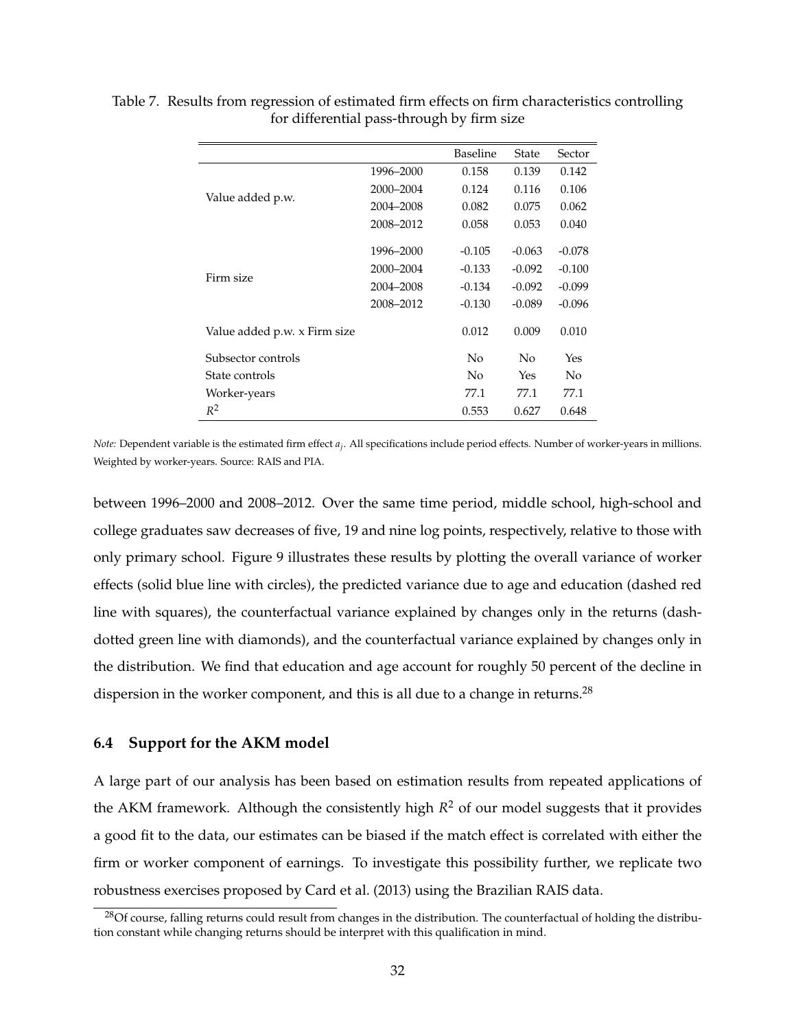Table 7. Results from regression of estimated firm effects on firm characteristics controlling for differential pass-through by firm size

| | | Baseline | State | Sector |
|---|---|---|---|---|
| Value added p.w. | 1996–2000 | 0.158 | 0.139 | 0.142 |
| | 2000–2004 | 0.124 | 0.116 | 0.106 |
| | 2004–2008 | 0.082 | 0.075 | 0.062 |
| | 2008–2012 | 0.058 | 0.053 | 0.040 |
| Firm size | 1996–2000 | -0.105 | -0.063 | -0.078 |
| | 2000–2004 | -0.133 | -0.092 | -0.100 |
| | 2004–2008 | -0.134 | -0.092 | -0.099 |
| | 2008–2012 | -0.130 | -0.089 | -0.096 |
| Value added p.w. x Firm size | | 0.012 | 0.009 | 0.010 |
| Subsector controls | | No | No | Yes |
| State controls | | No | Yes | No |
| Worker-years | | 77.1 | 77.1 | 77.1 |
| $R^2$ | | 0.553 | 0.627 | 0.648 |

*Note:* Dependent variable is the estimated firm effect $a_j$. All specifications include period effects. Number of worker-years in millions. Weighted by worker-years. Source: RAIS and PIA.

between 1996–2000 and 2008–2012. Over the same time period, middle school, high-school and college graduates saw decreases of five, 19 and nine log points, respectively, relative to those with only primary school. Figure 9 illustrates these results by plotting the overall variance of worker effects (solid blue line with circles), the predicted variance due to age and education (dashed red line with squares), the counterfactual variance explained by changes only in the returns (dash-dotted green line with diamonds), and the counterfactual variance explained by changes only in the distribution. We find that education and age account for roughly 50 percent of the decline in dispersion in the worker component, and this is all due to a change in returns.[28]

### 6.4 Support for the AKM model

A large part of our analysis has been based on estimation results from repeated applications of the AKM framework. Although the consistently high $R^2$ of our model suggests that it provides a good fit to the data, our estimates can be biased if the match effect is correlated with either the firm or worker component of earnings. To investigate this possibility further, we replicate two robustness exercises proposed by Card et al. (2013) using the Brazilian RAIS data.

[28] Of course, falling returns could result from changes in the distribution. The counterfactual of holding the distribution constant while changing returns should be interpret with this qualification in mind.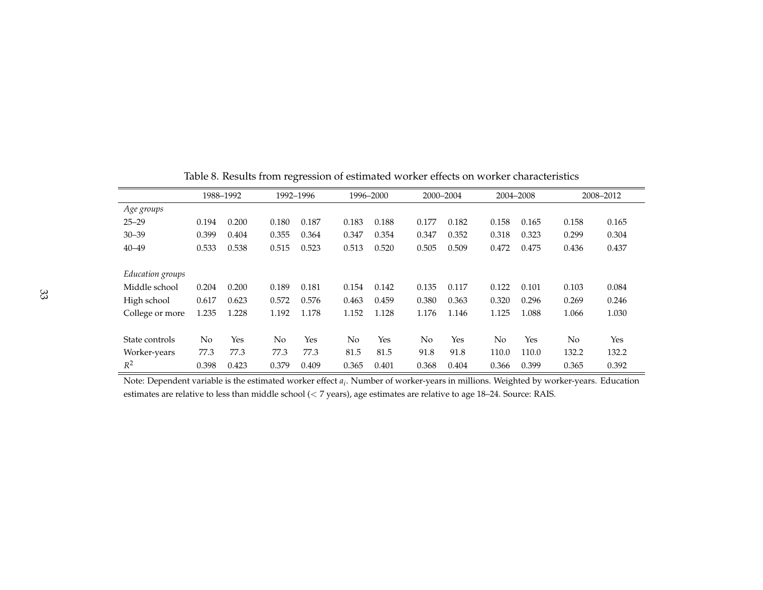Table 8. Results from regression of estimated worker effects on worker characteristics

| | 1988–1992 | | 1992–1996 | | 1996–2000 | | 2000–2004 | | 2004–2008 | | 2008–2012 | |
|---|---|---|---|---|---|---|---|---|---|---|---|---|
| *Age groups* | | | | | | | | | | | | |
| 25–29 | 0.194 | 0.200 | 0.180 | 0.187 | 0.183 | 0.188 | 0.177 | 0.182 | 0.158 | 0.165 | 0.158 | 0.165 |
| 30–39 | 0.399 | 0.404 | 0.355 | 0.364 | 0.347 | 0.354 | 0.347 | 0.352 | 0.318 | 0.323 | 0.299 | 0.304 |
| 40–49 | 0.533 | 0.538 | 0.515 | 0.523 | 0.513 | 0.520 | 0.505 | 0.509 | 0.472 | 0.475 | 0.436 | 0.437 |
| *Education groups* | | | | | | | | | | | | |
| Middle school | 0.204 | 0.200 | 0.189 | 0.181 | 0.154 | 0.142 | 0.135 | 0.117 | 0.122 | 0.101 | 0.103 | 0.084 |
| High school | 0.617 | 0.623 | 0.572 | 0.576 | 0.463 | 0.459 | 0.380 | 0.363 | 0.320 | 0.296 | 0.269 | 0.246 |
| College or more | 1.235 | 1.228 | 1.192 | 1.178 | 1.152 | 1.128 | 1.176 | 1.146 | 1.125 | 1.088 | 1.066 | 1.030 |
| State controls | No | Yes | No | Yes | No | Yes | No | Yes | No | Yes | No | Yes |
| Worker-years | 77.3 | 77.3 | 77.3 | 77.3 | 81.5 | 81.5 | 91.8 | 91.8 | 110.0 | 110.0 | 132.2 | 132.2 |
| $R^2$ | 0.398 | 0.423 | 0.379 | 0.409 | 0.365 | 0.401 | 0.368 | 0.404 | 0.366 | 0.399 | 0.365 | 0.392 |

Note: Dependent variable is the estimated worker effect $a_i$. Number of worker-years in millions. Weighted by worker-years. Education estimates are relative to less than middle school ($<$ 7 years), age estimates are relative to age 18–24. Source: RAIS.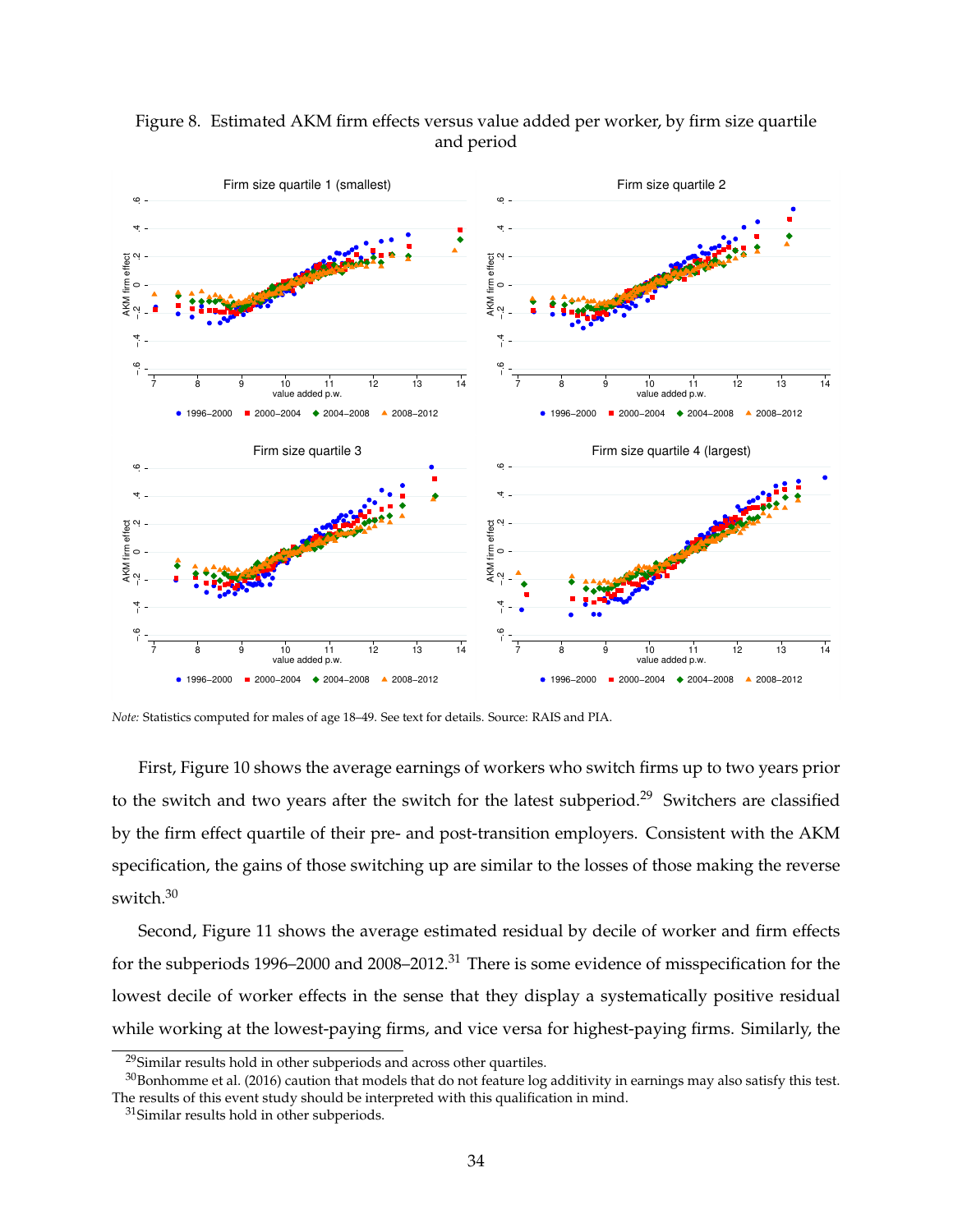Figure 8. Estimated AKM firm effects versus value added per worker, by firm size quartile and period

*Note:* Statistics computed for males of age 18–49. See text for details. Source: RAIS and PIA.

First, Figure 10 shows the average earnings of workers who switch firms up to two years prior to the switch and two years after the switch for the latest subperiod.[29] Switchers are classified by the firm effect quartile of their pre- and post-transition employers. Consistent with the AKM specification, the gains of those switching up are similar to the losses of those making the reverse switch.[30]

Second, Figure 11 shows the average estimated residual by decile of worker and firm effects for the subperiods 1996–2000 and 2008–2012.[31] There is some evidence of misspecification for the lowest decile of worker effects in the sense that they display a systematically positive residual while working at the lowest-paying firms, and vice versa for highest-paying firms. Similarly, the

[29] Similar results hold in other subperiods and across other quartiles.

[30] Bonhomme et al. (2016) caution that models that do not feature log additivity in earnings may also satisfy this test. The results of this event study should be interpreted with this qualification in mind.

[31] Similar results hold in other subperiods.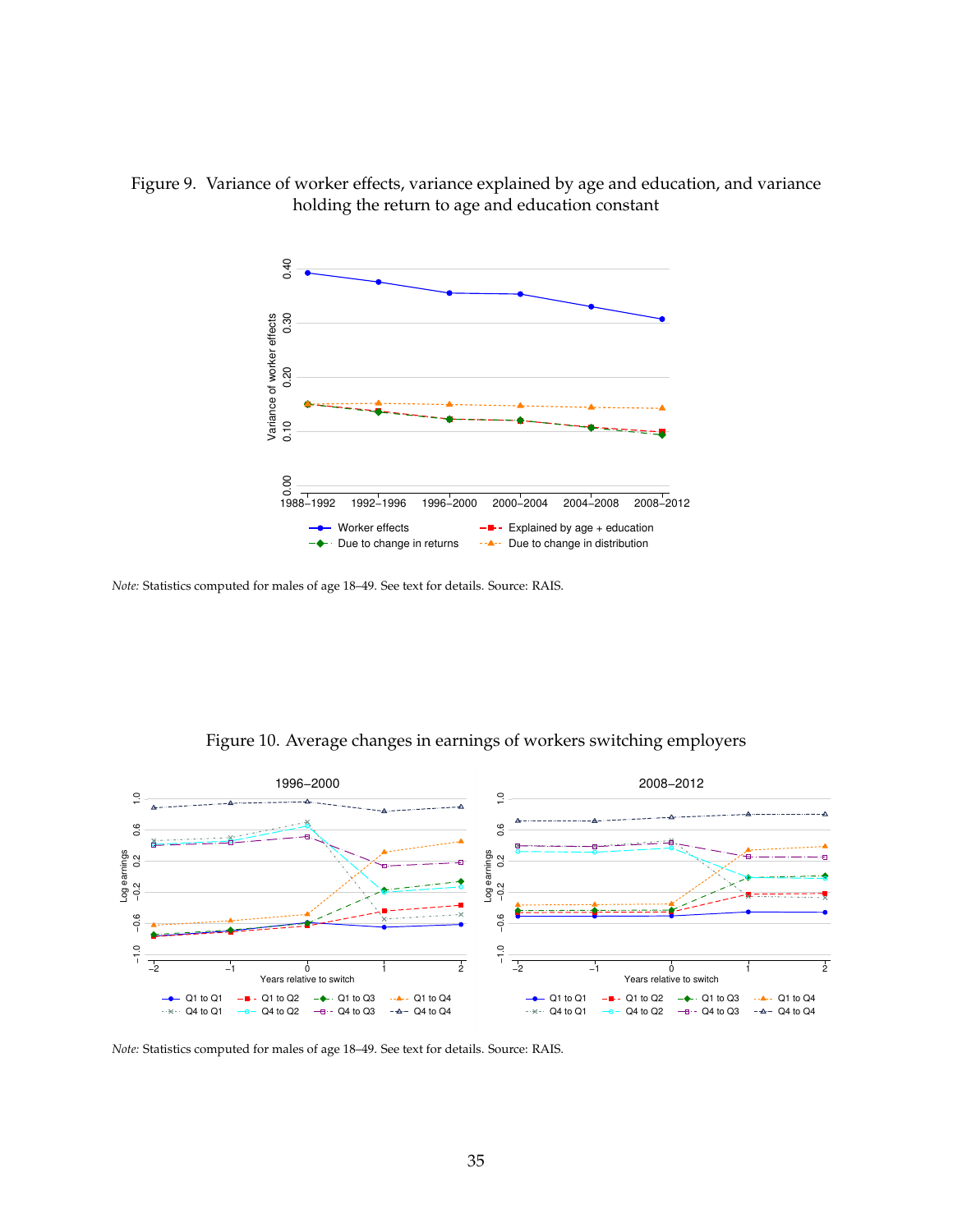Figure 9. Variance of worker effects, variance explained by age and education, and variance holding the return to age and education constant

*Note:* Statistics computed for males of age 18–49. See text for details. Source: RAIS.

Figure 10. Average changes in earnings of workers switching employers

*Note:* Statistics computed for males of age 18–49. See text for details. Source: RAIS.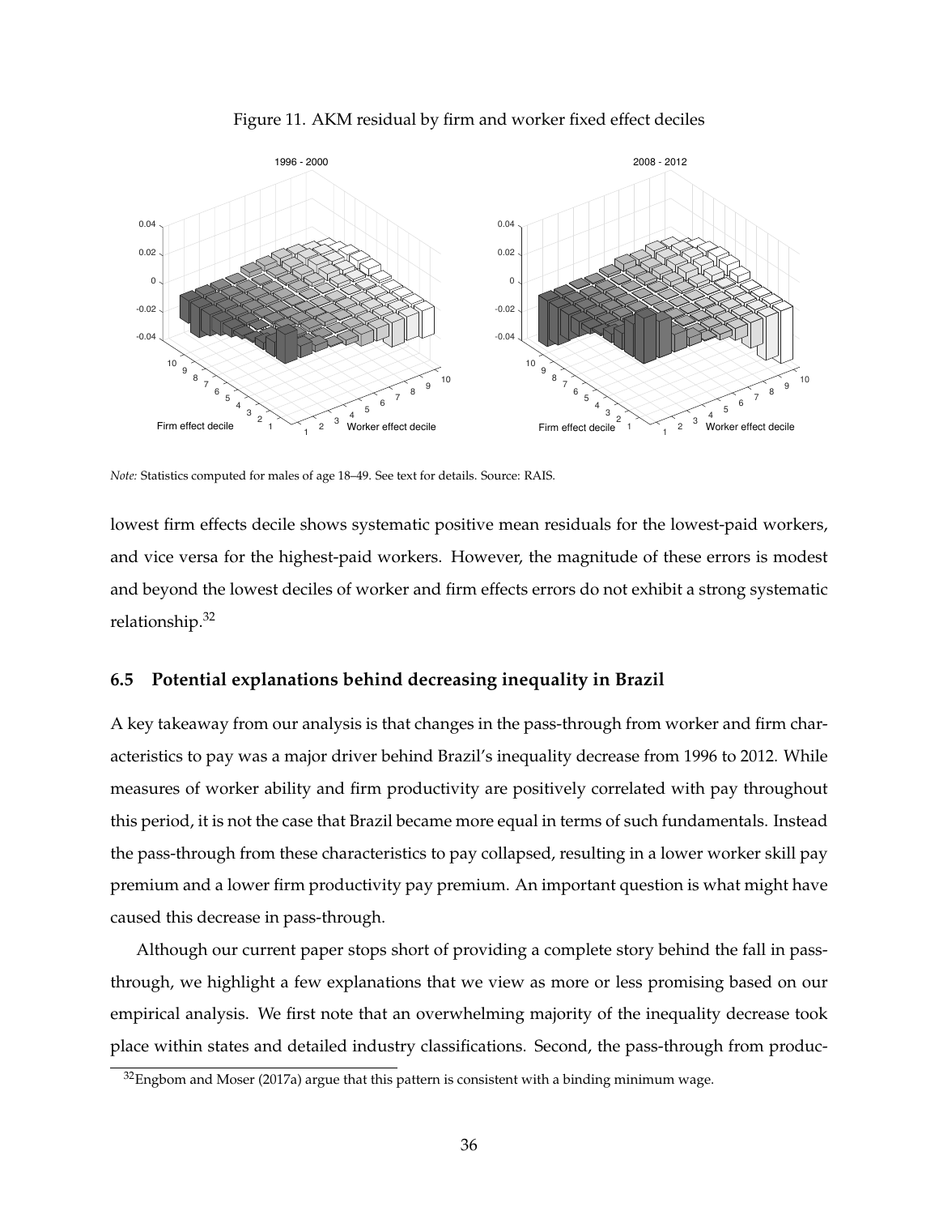Figure 11. AKM residual by firm and worker fixed effect deciles

*Note:* Statistics computed for males of age 18–49. See text for details. Source: RAIS.

lowest firm effects decile shows systematic positive mean residuals for the lowest-paid workers, and vice versa for the highest-paid workers. However, the magnitude of these errors is modest and beyond the lowest deciles of worker and firm effects errors do not exhibit a strong systematic relationship.[32]

### 6.5 Potential explanations behind decreasing inequality in Brazil

A key takeaway from our analysis is that changes in the pass-through from worker and firm characteristics to pay was a major driver behind Brazil's inequality decrease from 1996 to 2012. While measures of worker ability and firm productivity are positively correlated with pay throughout this period, it is not the case that Brazil became more equal in terms of such fundamentals. Instead the pass-through from these characteristics to pay collapsed, resulting in a lower worker skill pay premium and a lower firm productivity pay premium. An important question is what might have caused this decrease in pass-through.

Although our current paper stops short of providing a complete story behind the fall in pass-through, we highlight a few explanations that we view as more or less promising based on our empirical analysis. We first note that an overwhelming majority of the inequality decrease took place within states and detailed industry classifications. Second, the pass-through from produc-

[32] Engbom and Moser (2017a) argue that this pattern is consistent with a binding minimum wage.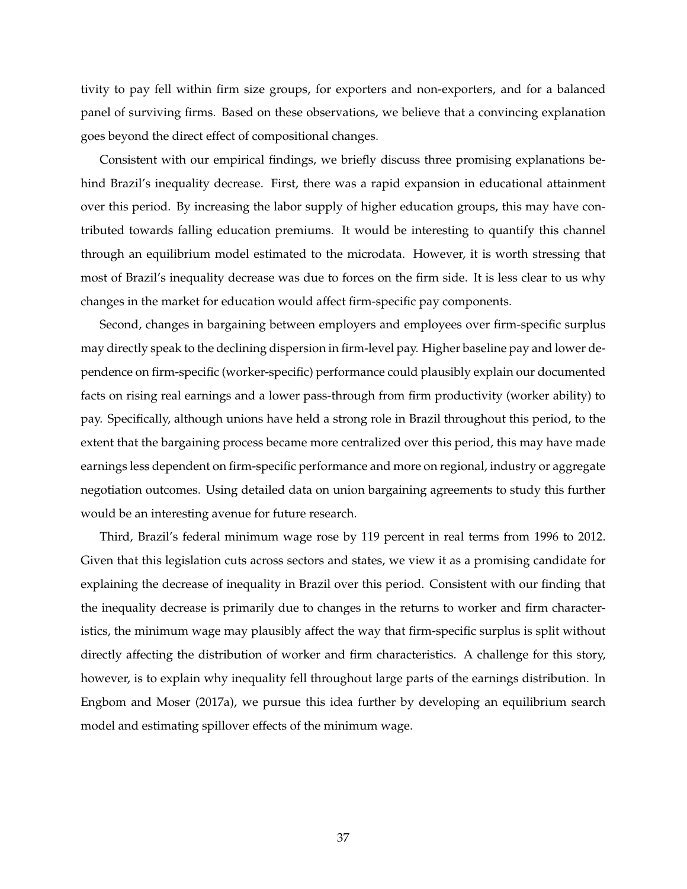tivity to pay fell within firm size groups, for exporters and non-exporters, and for a balanced panel of surviving firms. Based on these observations, we believe that a convincing explanation goes beyond the direct effect of compositional changes.

Consistent with our empirical findings, we briefly discuss three promising explanations behind Brazil's inequality decrease. First, there was a rapid expansion in educational attainment over this period. By increasing the labor supply of higher education groups, this may have contributed towards falling education premiums. It would be interesting to quantify this channel through an equilibrium model estimated to the microdata. However, it is worth stressing that most of Brazil's inequality decrease was due to forces on the firm side. It is less clear to us why changes in the market for education would affect firm-specific pay components.

Second, changes in bargaining between employers and employees over firm-specific surplus may directly speak to the declining dispersion in firm-level pay. Higher baseline pay and lower dependence on firm-specific (worker-specific) performance could plausibly explain our documented facts on rising real earnings and a lower pass-through from firm productivity (worker ability) to pay. Specifically, although unions have held a strong role in Brazil throughout this period, to the extent that the bargaining process became more centralized over this period, this may have made earnings less dependent on firm-specific performance and more on regional, industry or aggregate negotiation outcomes. Using detailed data on union bargaining agreements to study this further would be an interesting avenue for future research.

Third, Brazil's federal minimum wage rose by 119 percent in real terms from 1996 to 2012. Given that this legislation cuts across sectors and states, we view it as a promising candidate for explaining the decrease of inequality in Brazil over this period. Consistent with our finding that the inequality decrease is primarily due to changes in the returns to worker and firm characteristics, the minimum wage may plausibly affect the way that firm-specific surplus is split without directly affecting the distribution of worker and firm characteristics. A challenge for this story, however, is to explain why inequality fell throughout large parts of the earnings distribution. In Engbom and Moser (2017a), we pursue this idea further by developing an equilibrium search model and estimating spillover effects of the minimum wage.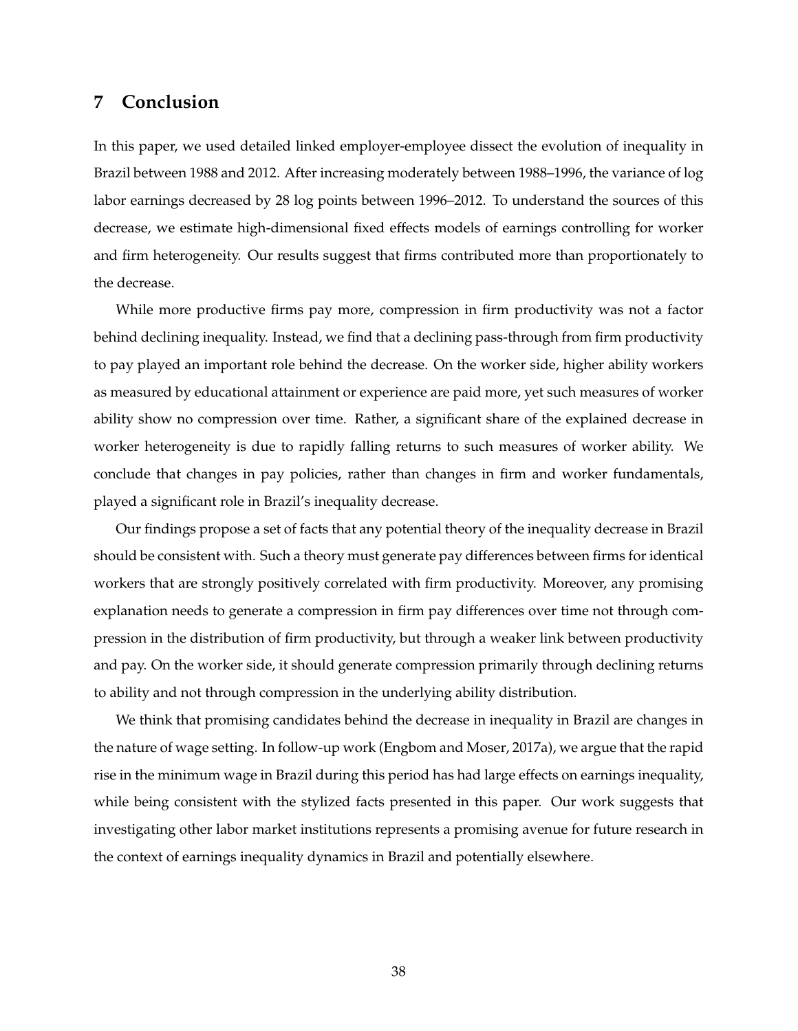## 7 Conclusion

In this paper, we used detailed linked employer-employee dissect the evolution of inequality in Brazil between 1988 and 2012. After increasing moderately between 1988–1996, the variance of log labor earnings decreased by 28 log points between 1996–2012. To understand the sources of this decrease, we estimate high-dimensional fixed effects models of earnings controlling for worker and firm heterogeneity. Our results suggest that firms contributed more than proportionately to the decrease.

While more productive firms pay more, compression in firm productivity was not a factor behind declining inequality. Instead, we find that a declining pass-through from firm productivity to pay played an important role behind the decrease. On the worker side, higher ability workers as measured by educational attainment or experience are paid more, yet such measures of worker ability show no compression over time. Rather, a significant share of the explained decrease in worker heterogeneity is due to rapidly falling returns to such measures of worker ability. We conclude that changes in pay policies, rather than changes in firm and worker fundamentals, played a significant role in Brazil's inequality decrease.

Our findings propose a set of facts that any potential theory of the inequality decrease in Brazil should be consistent with. Such a theory must generate pay differences between firms for identical workers that are strongly positively correlated with firm productivity. Moreover, any promising explanation needs to generate a compression in firm pay differences over time not through compression in the distribution of firm productivity, but through a weaker link between productivity and pay. On the worker side, it should generate compression primarily through declining returns to ability and not through compression in the underlying ability distribution.

We think that promising candidates behind the decrease in inequality in Brazil are changes in the nature of wage setting. In follow-up work (Engbom and Moser, 2017a), we argue that the rapid rise in the minimum wage in Brazil during this period has had large effects on earnings inequality, while being consistent with the stylized facts presented in this paper. Our work suggests that investigating other labor market institutions represents a promising avenue for future research in the context of earnings inequality dynamics in Brazil and potentially elsewhere.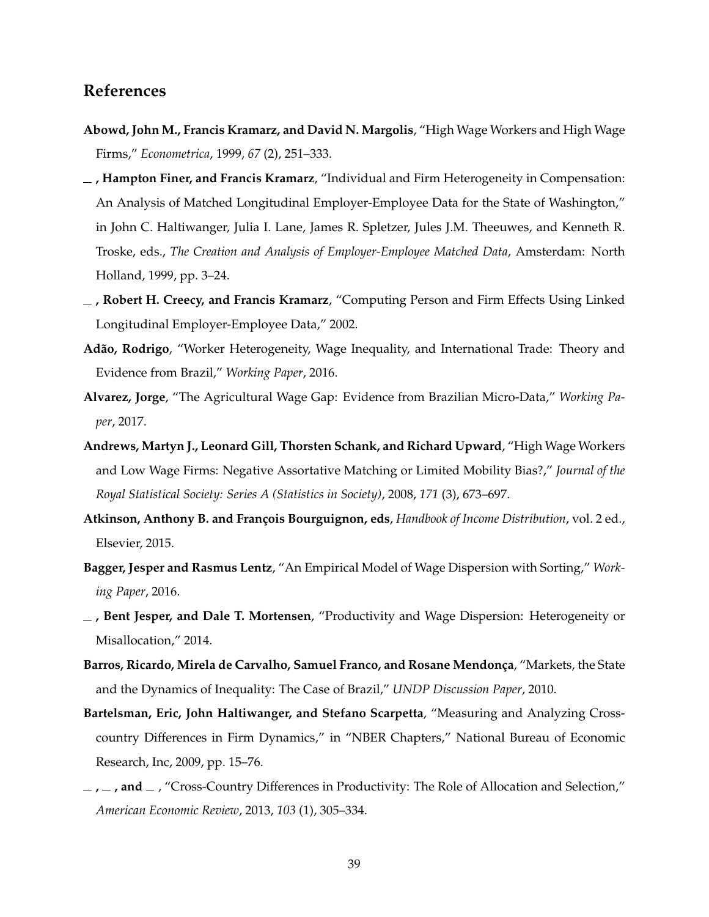## References

**Abowd, John M., Francis Kramarz, and David N. Margolis**, "High Wage Workers and High Wage Firms," *Econometrica*, 1999, *67* (2), 251–333.

**\_\_ , Hampton Finer, and Francis Kramarz**, "Individual and Firm Heterogeneity in Compensation: An Analysis of Matched Longitudinal Employer-Employee Data for the State of Washington," in John C. Haltiwanger, Julia I. Lane, James R. Spletzer, Jules J.M. Theeuwes, and Kenneth R. Troske, eds., *The Creation and Analysis of Employer-Employee Matched Data*, Amsterdam: North Holland, 1999, pp. 3–24.

**\_\_ , Robert H. Creecy, and Francis Kramarz**, "Computing Person and Firm Effects Using Linked Longitudinal Employer-Employee Data," 2002.

**Adão, Rodrigo**, "Worker Heterogeneity, Wage Inequality, and International Trade: Theory and Evidence from Brazil," *Working Paper*, 2016.

**Alvarez, Jorge**, "The Agricultural Wage Gap: Evidence from Brazilian Micro-Data," *Working Paper*, 2017.

**Andrews, Martyn J., Leonard Gill, Thorsten Schank, and Richard Upward**, "High Wage Workers and Low Wage Firms: Negative Assortative Matching or Limited Mobility Bias?," *Journal of the Royal Statistical Society: Series A (Statistics in Society)*, 2008, *171* (3), 673–697.

**Atkinson, Anthony B. and François Bourguignon, eds**, *Handbook of Income Distribution*, vol. 2 ed., Elsevier, 2015.

**Bagger, Jesper and Rasmus Lentz**, "An Empirical Model of Wage Dispersion with Sorting," *Working Paper*, 2016.

**\_\_ , Bent Jesper, and Dale T. Mortensen**, "Productivity and Wage Dispersion: Heterogeneity or Misallocation," 2014.

**Barros, Ricardo, Mirela de Carvalho, Samuel Franco, and Rosane Mendonça**, "Markets, the State and the Dynamics of Inequality: The Case of Brazil," *UNDP Discussion Paper*, 2010.

**Bartelsman, Eric, John Haltiwanger, and Stefano Scarpetta**, "Measuring and Analyzing Cross-country Differences in Firm Dynamics," in "NBER Chapters," National Bureau of Economic Research, Inc, 2009, pp. 15–76.

**\_\_ , \_\_ , and \_\_** , "Cross-Country Differences in Productivity: The Role of Allocation and Selection," *American Economic Review*, 2013, *103* (1), 305–334.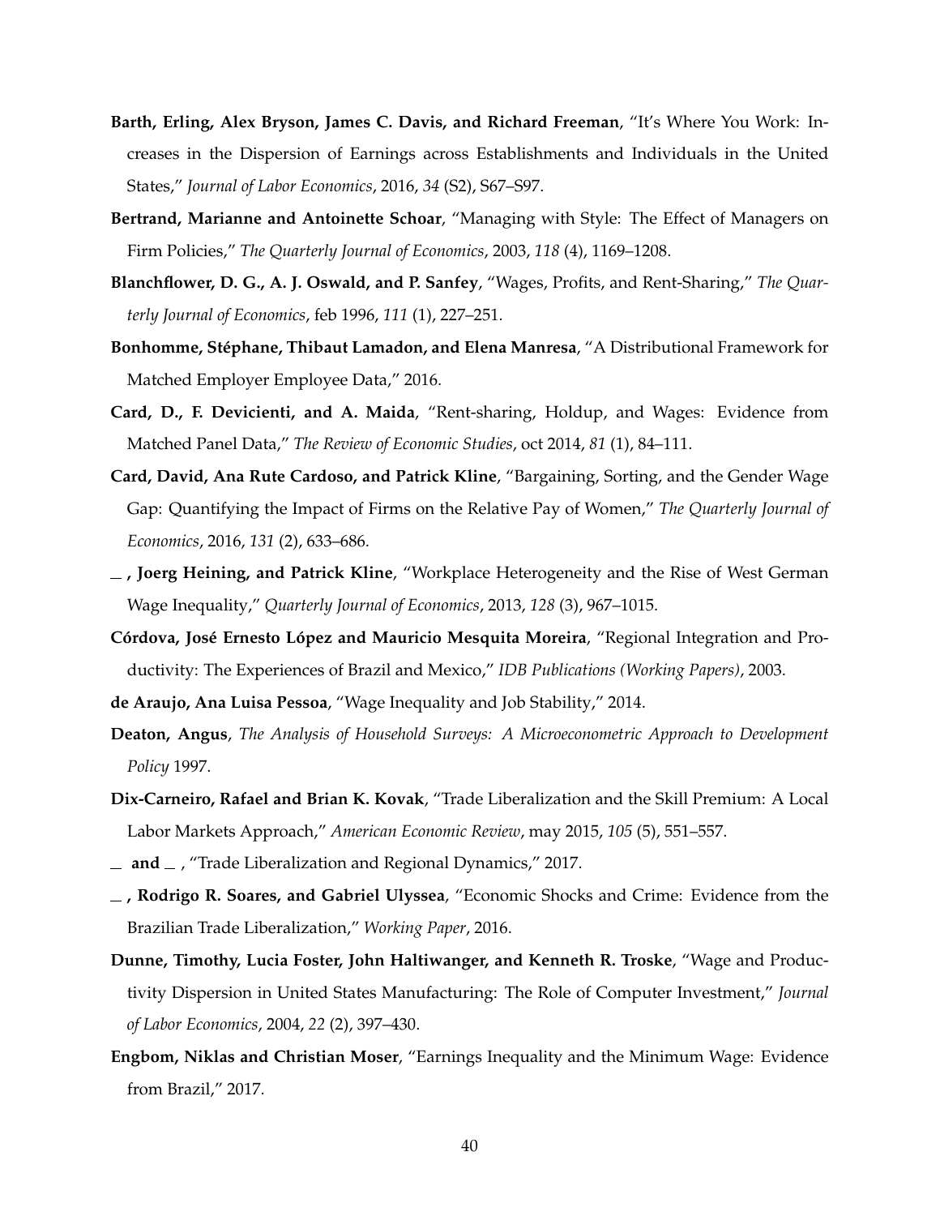**Barth, Erling, Alex Bryson, James C. Davis, and Richard Freeman**, "It's Where You Work: Increases in the Dispersion of Earnings across Establishments and Individuals in the United States," *Journal of Labor Economics*, 2016, *34* (S2), S67–S97.

**Bertrand, Marianne and Antoinette Schoar**, "Managing with Style: The Effect of Managers on Firm Policies," *The Quarterly Journal of Economics*, 2003, *118* (4), 1169–1208.

**Blanchflower, D. G., A. J. Oswald, and P. Sanfey**, "Wages, Profits, and Rent-Sharing," *The Quarterly Journal of Economics*, feb 1996, *111* (1), 227–251.

**Bonhomme, Stéphane, Thibaut Lamadon, and Elena Manresa**, "A Distributional Framework for Matched Employer Employee Data," 2016.

**Card, D., F. Devicienti, and A. Maida**, "Rent-sharing, Holdup, and Wages: Evidence from Matched Panel Data," *The Review of Economic Studies*, oct 2014, *81* (1), 84–111.

**Card, David, Ana Rute Cardoso, and Patrick Kline**, "Bargaining, Sorting, and the Gender Wage Gap: Quantifying the Impact of Firms on the Relative Pay of Women," *The Quarterly Journal of Economics*, 2016, *131* (2), 633–686.

**\_, Joerg Heining, and Patrick Kline**, "Workplace Heterogeneity and the Rise of West German Wage Inequality," *Quarterly Journal of Economics*, 2013, *128* (3), 967–1015.

**Córdova, José Ernesto López and Mauricio Mesquita Moreira**, "Regional Integration and Productivity: The Experiences of Brazil and Mexico," *IDB Publications (Working Papers)*, 2003.

**de Araujo, Ana Luisa Pessoa**, "Wage Inequality and Job Stability," 2014.

**Deaton, Angus**, *The Analysis of Household Surveys: A Microeconometric Approach to Development Policy* 1997.

**Dix-Carneiro, Rafael and Brian K. Kovak**, "Trade Liberalization and the Skill Premium: A Local Labor Markets Approach," *American Economic Review*, may 2015, *105* (5), 551–557.

**\_ and \_**, "Trade Liberalization and Regional Dynamics," 2017.

**\_, Rodrigo R. Soares, and Gabriel Ulyssea**, "Economic Shocks and Crime: Evidence from the Brazilian Trade Liberalization," *Working Paper*, 2016.

**Dunne, Timothy, Lucia Foster, John Haltiwanger, and Kenneth R. Troske**, "Wage and Productivity Dispersion in United States Manufacturing: The Role of Computer Investment," *Journal of Labor Economics*, 2004, *22* (2), 397–430.

**Engbom, Niklas and Christian Moser**, "Earnings Inequality and the Minimum Wage: Evidence from Brazil," 2017.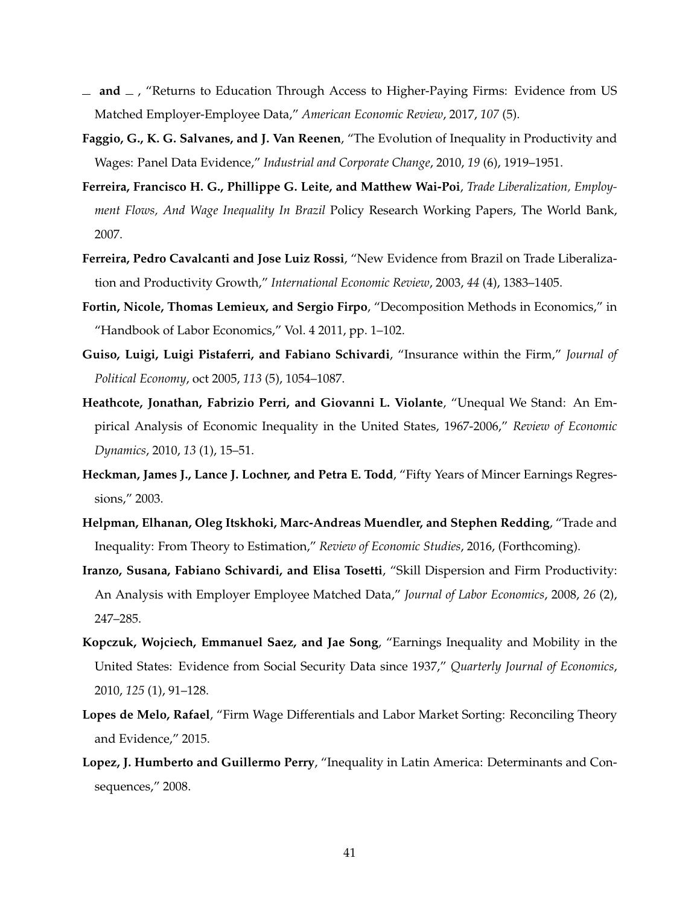— **and** — , "Returns to Education Through Access to Higher-Paying Firms: Evidence from US Matched Employer-Employee Data," *American Economic Review*, 2017, *107* (5).

**Faggio, G., K. G. Salvanes, and J. Van Reenen**, "The Evolution of Inequality in Productivity and Wages: Panel Data Evidence," *Industrial and Corporate Change*, 2010, *19* (6), 1919–1951.

**Ferreira, Francisco H. G., Phillippe G. Leite, and Matthew Wai-Poi**, *Trade Liberalization, Employment Flows, And Wage Inequality In Brazil* Policy Research Working Papers, The World Bank, 2007.

**Ferreira, Pedro Cavalcanti and Jose Luiz Rossi**, "New Evidence from Brazil on Trade Liberalization and Productivity Growth," *International Economic Review*, 2003, *44* (4), 1383–1405.

**Fortin, Nicole, Thomas Lemieux, and Sergio Firpo**, "Decomposition Methods in Economics," in "Handbook of Labor Economics," Vol. 4 2011, pp. 1–102.

**Guiso, Luigi, Luigi Pistaferri, and Fabiano Schivardi**, "Insurance within the Firm," *Journal of Political Economy*, oct 2005, *113* (5), 1054–1087.

**Heathcote, Jonathan, Fabrizio Perri, and Giovanni L. Violante**, "Unequal We Stand: An Empirical Analysis of Economic Inequality in the United States, 1967-2006," *Review of Economic Dynamics*, 2010, *13* (1), 15–51.

**Heckman, James J., Lance J. Lochner, and Petra E. Todd**, "Fifty Years of Mincer Earnings Regressions," 2003.

**Helpman, Elhanan, Oleg Itskhoki, Marc-Andreas Muendler, and Stephen Redding**, "Trade and Inequality: From Theory to Estimation," *Review of Economic Studies*, 2016, (Forthcoming).

**Iranzo, Susana, Fabiano Schivardi, and Elisa Tosetti**, "Skill Dispersion and Firm Productivity: An Analysis with Employer Employee Matched Data," *Journal of Labor Economics*, 2008, *26* (2), 247–285.

**Kopczuk, Wojciech, Emmanuel Saez, and Jae Song**, "Earnings Inequality and Mobility in the United States: Evidence from Social Security Data since 1937," *Quarterly Journal of Economics*, 2010, *125* (1), 91–128.

**Lopes de Melo, Rafael**, "Firm Wage Differentials and Labor Market Sorting: Reconciling Theory and Evidence," 2015.

**Lopez, J. Humberto and Guillermo Perry**, "Inequality in Latin America: Determinants and Consequences," 2008.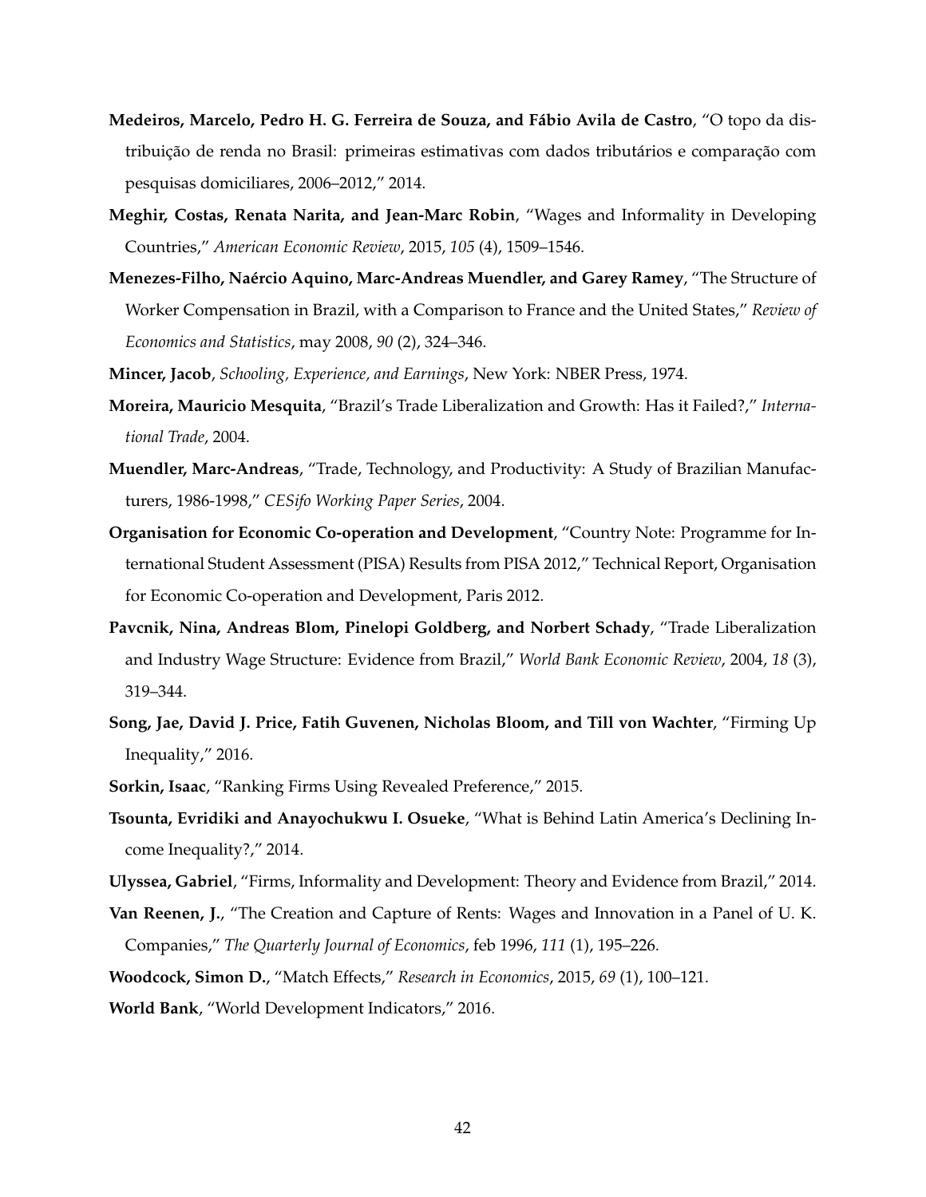**Medeiros, Marcelo, Pedro H. G. Ferreira de Souza, and Fábio Avila de Castro**, "O topo da distribuição de renda no Brasil: primeiras estimativas com dados tributários e comparação com pesquisas domiciliares, 2006–2012," 2014.

**Meghir, Costas, Renata Narita, and Jean-Marc Robin**, "Wages and Informality in Developing Countries," *American Economic Review*, 2015, *105* (4), 1509–1546.

**Menezes-Filho, Naércio Aquino, Marc-Andreas Muendler, and Garey Ramey**, "The Structure of Worker Compensation in Brazil, with a Comparison to France and the United States," *Review of Economics and Statistics*, may 2008, *90* (2), 324–346.

**Mincer, Jacob**, *Schooling, Experience, and Earnings*, New York: NBER Press, 1974.

**Moreira, Mauricio Mesquita**, "Brazil's Trade Liberalization and Growth: Has it Failed?," *International Trade*, 2004.

**Muendler, Marc-Andreas**, "Trade, Technology, and Productivity: A Study of Brazilian Manufacturers, 1986-1998," *CESifo Working Paper Series*, 2004.

**Organisation for Economic Co-operation and Development**, "Country Note: Programme for International Student Assessment (PISA) Results from PISA 2012," Technical Report, Organisation for Economic Co-operation and Development, Paris 2012.

**Pavcnik, Nina, Andreas Blom, Pinelopi Goldberg, and Norbert Schady**, "Trade Liberalization and Industry Wage Structure: Evidence from Brazil," *World Bank Economic Review*, 2004, *18* (3), 319–344.

**Song, Jae, David J. Price, Fatih Guvenen, Nicholas Bloom, and Till von Wachter**, "Firming Up Inequality," 2016.

**Sorkin, Isaac**, "Ranking Firms Using Revealed Preference," 2015.

**Tsounta, Evridiki and Anayochukwu I. Osueke**, "What is Behind Latin America's Declining Income Inequality?," 2014.

**Ulyssea, Gabriel**, "Firms, Informality and Development: Theory and Evidence from Brazil," 2014.

**Van Reenen, J.**, "The Creation and Capture of Rents: Wages and Innovation in a Panel of U. K. Companies," *The Quarterly Journal of Economics*, feb 1996, *111* (1), 195–226.

**Woodcock, Simon D.**, "Match Effects," *Research in Economics*, 2015, *69* (1), 100–121.

**World Bank**, "World Development Indicators," 2016.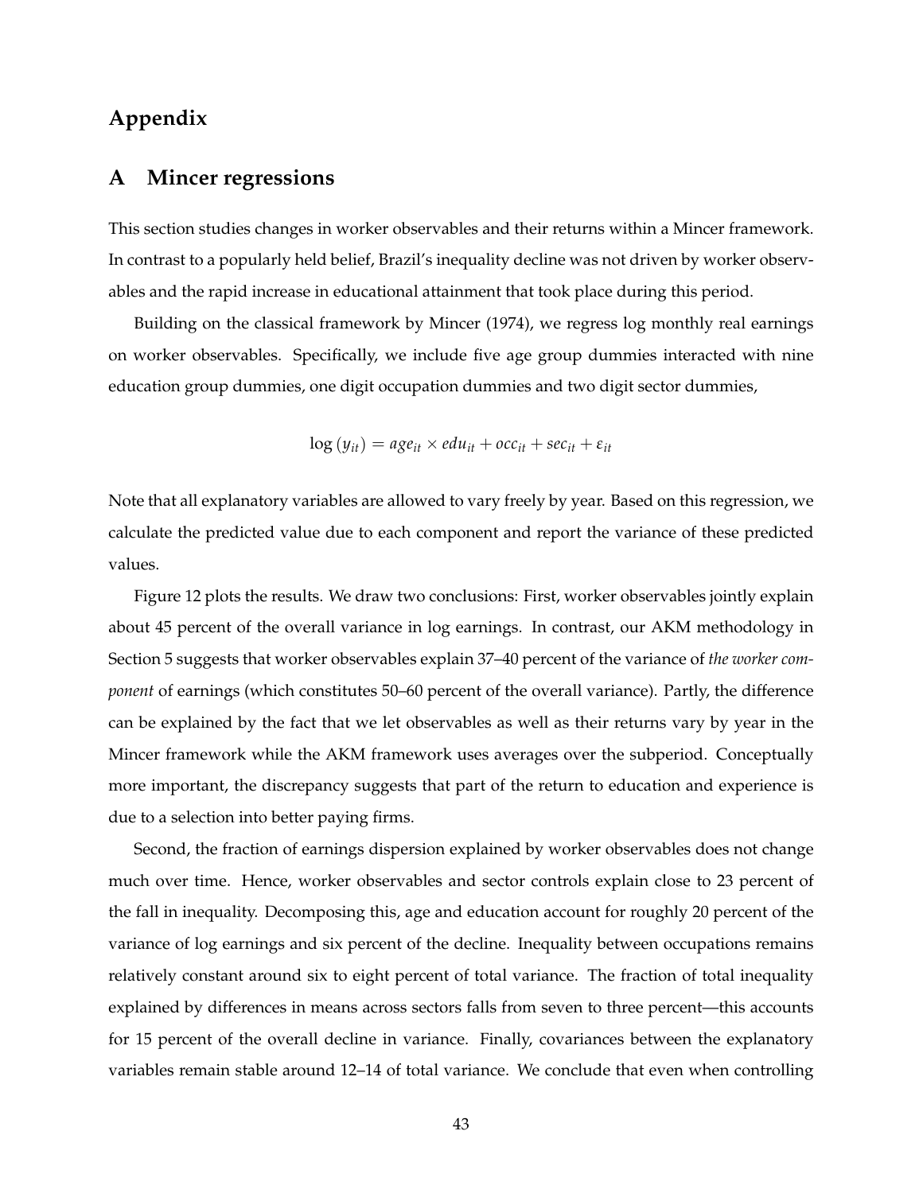# Appendix

## A Mincer regressions

This section studies changes in worker observables and their returns within a Mincer framework. In contrast to a popularly held belief, Brazil's inequality decline was not driven by worker observables and the rapid increase in educational attainment that took place during this period.

Building on the classical framework by Mincer (1974), we regress log monthly real earnings on worker observables. Specifically, we include five age group dummies interacted with nine education group dummies, one digit occupation dummies and two digit sector dummies,

$$\log\left(y_{it}\right) = age_{it} \times edu_{it} + occ_{it} + sec_{it} + \varepsilon_{it}$$

Note that all explanatory variables are allowed to vary freely by year. Based on this regression, we calculate the predicted value due to each component and report the variance of these predicted values.

Figure 12 plots the results. We draw two conclusions: First, worker observables jointly explain about 45 percent of the overall variance in log earnings. In contrast, our AKM methodology in Section 5 suggests that worker observables explain 37–40 percent of the variance of *the worker component* of earnings (which constitutes 50–60 percent of the overall variance). Partly, the difference can be explained by the fact that we let observables as well as their returns vary by year in the Mincer framework while the AKM framework uses averages over the subperiod. Conceptually more important, the discrepancy suggests that part of the return to education and experience is due to a selection into better paying firms.

Second, the fraction of earnings dispersion explained by worker observables does not change much over time. Hence, worker observables and sector controls explain close to 23 percent of the fall in inequality. Decomposing this, age and education account for roughly 20 percent of the variance of log earnings and six percent of the decline. Inequality between occupations remains relatively constant around six to eight percent of total variance. The fraction of total inequality explained by differences in means across sectors falls from seven to three percent—this accounts for 15 percent of the overall decline in variance. Finally, covariances between the explanatory variables remain stable around 12–14 of total variance. We conclude that even when controlling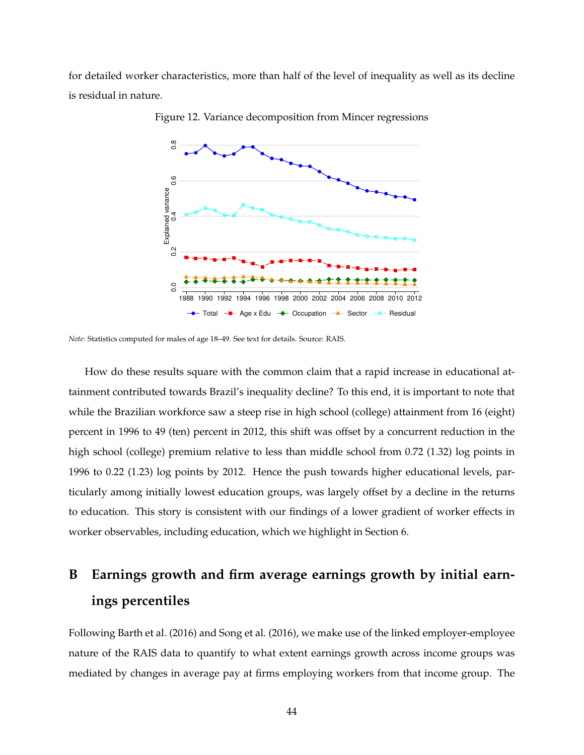for detailed worker characteristics, more than half of the level of inequality as well as its decline is residual in nature.

Figure 12. Variance decomposition from Mincer regressions

*Note:* Statistics computed for males of age 18–49. See text for details. Source: RAIS.

How do these results square with the common claim that a rapid increase in educational attainment contributed towards Brazil's inequality decline? To this end, it is important to note that while the Brazilian workforce saw a steep rise in high school (college) attainment from 16 (eight) percent in 1996 to 49 (ten) percent in 2012, this shift was offset by a concurrent reduction in the high school (college) premium relative to less than middle school from 0.72 (1.32) log points in 1996 to 0.22 (1.23) log points by 2012. Hence the push towards higher educational levels, particularly among initially lowest education groups, was largely offset by a decline in the returns to education. This story is consistent with our findings of a lower gradient of worker effects in worker observables, including education, which we highlight in Section 6.

# B Earnings growth and firm average earnings growth by initial earnings percentiles

Following Barth et al. (2016) and Song et al. (2016), we make use of the linked employer-employee nature of the RAIS data to quantify to what extent earnings growth across income groups was mediated by changes in average pay at firms employing workers from that income group. The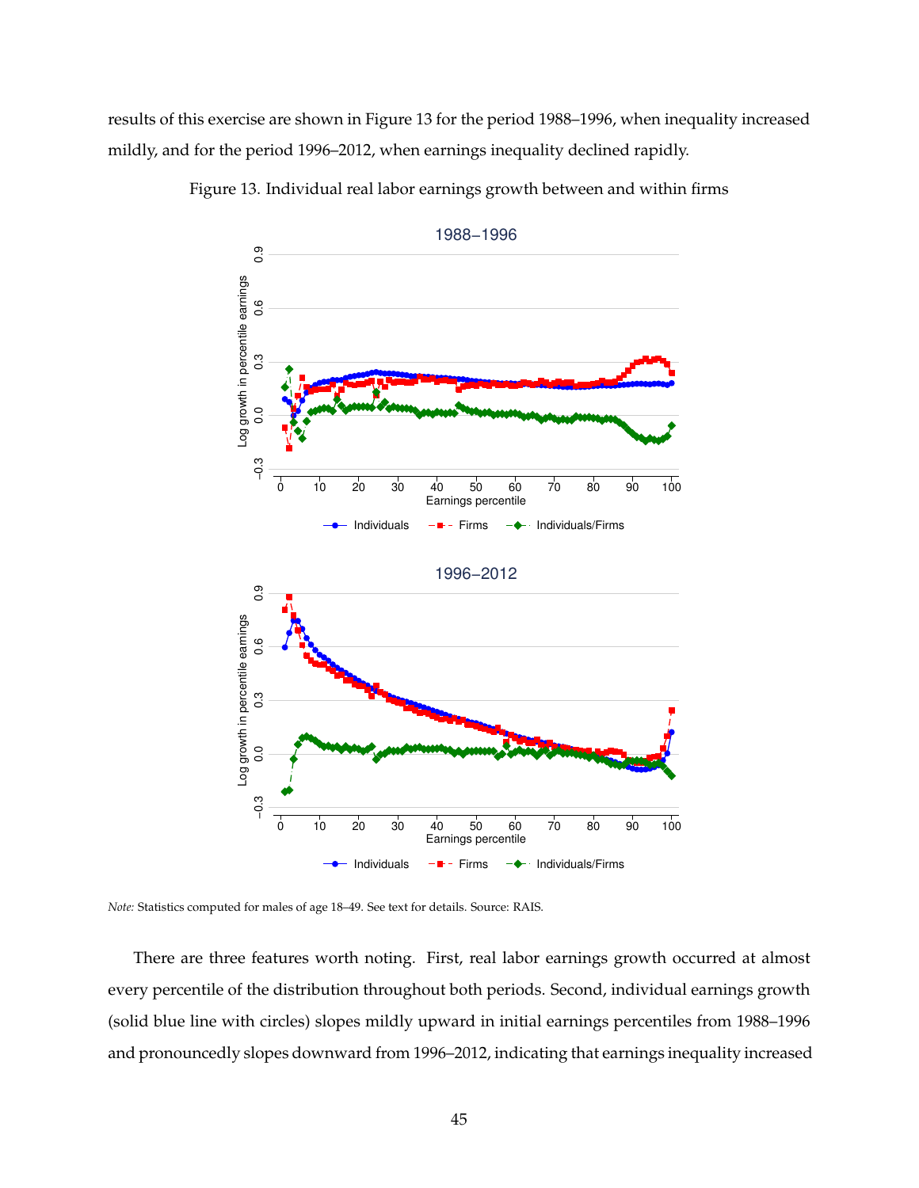results of this exercise are shown in Figure 13 for the period 1988–1996, when inequality increased mildly, and for the period 1996–2012, when earnings inequality declined rapidly.

Figure 13. Individual real labor earnings growth between and within firms

*Note:* Statistics computed for males of age 18–49. See text for details. Source: RAIS.

There are three features worth noting. First, real labor earnings growth occurred at almost every percentile of the distribution throughout both periods. Second, individual earnings growth (solid blue line with circles) slopes mildly upward in initial earnings percentiles from 1988–1996 and pronouncedly slopes downward from 1996–2012, indicating that earnings inequality increased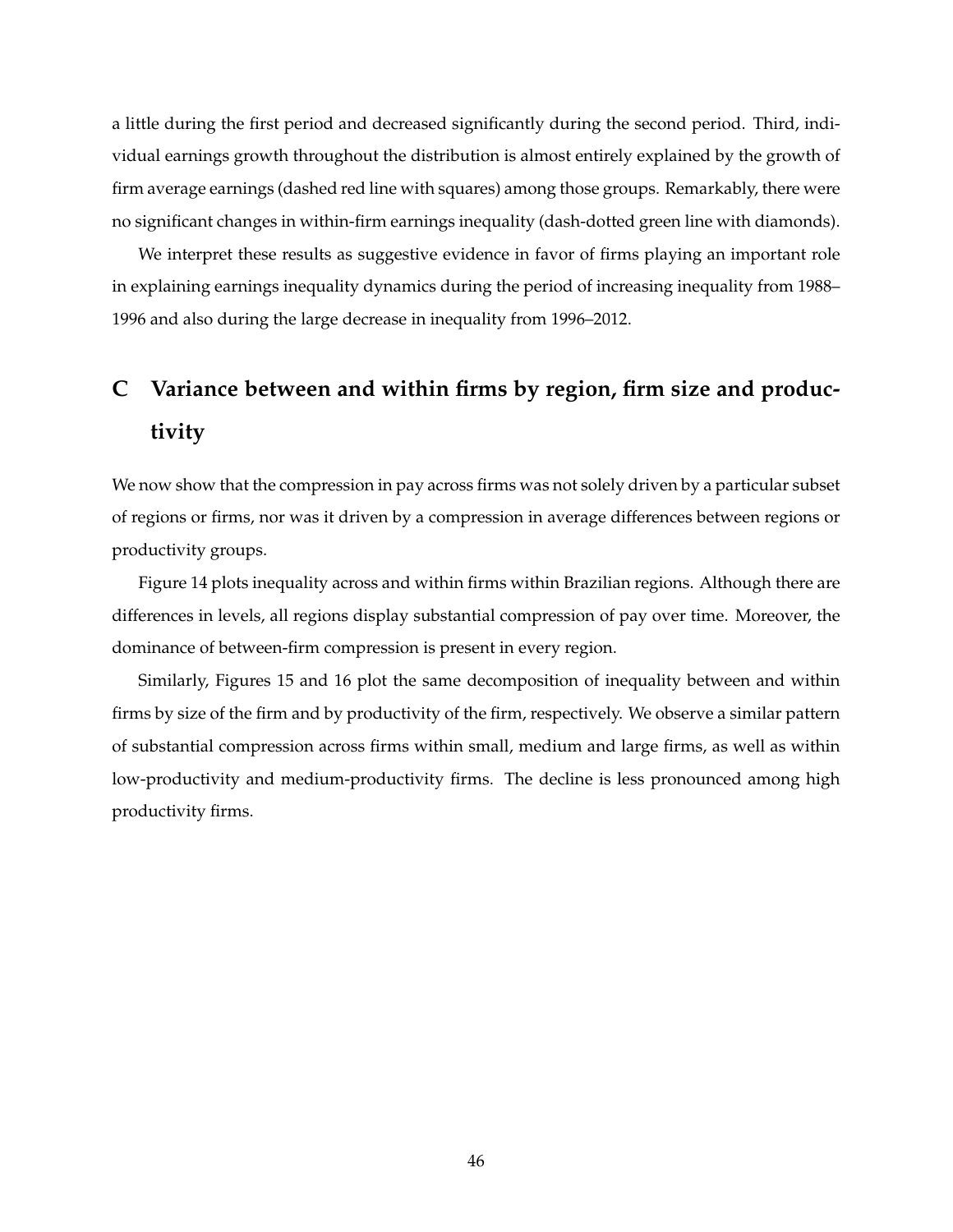a little during the first period and decreased significantly during the second period. Third, individual earnings growth throughout the distribution is almost entirely explained by the growth of firm average earnings (dashed red line with squares) among those groups. Remarkably, there were no significant changes in within-firm earnings inequality (dash-dotted green line with diamonds).

We interpret these results as suggestive evidence in favor of firms playing an important role in explaining earnings inequality dynamics during the period of increasing inequality from 1988–1996 and also during the large decrease in inequality from 1996–2012.

# C Variance between and within firms by region, firm size and productivity

We now show that the compression in pay across firms was not solely driven by a particular subset of regions or firms, nor was it driven by a compression in average differences between regions or productivity groups.

Figure 14 plots inequality across and within firms within Brazilian regions. Although there are differences in levels, all regions display substantial compression of pay over time. Moreover, the dominance of between-firm compression is present in every region.

Similarly, Figures 15 and 16 plot the same decomposition of inequality between and within firms by size of the firm and by productivity of the firm, respectively. We observe a similar pattern of substantial compression across firms within small, medium and large firms, as well as within low-productivity and medium-productivity firms. The decline is less pronounced among high productivity firms.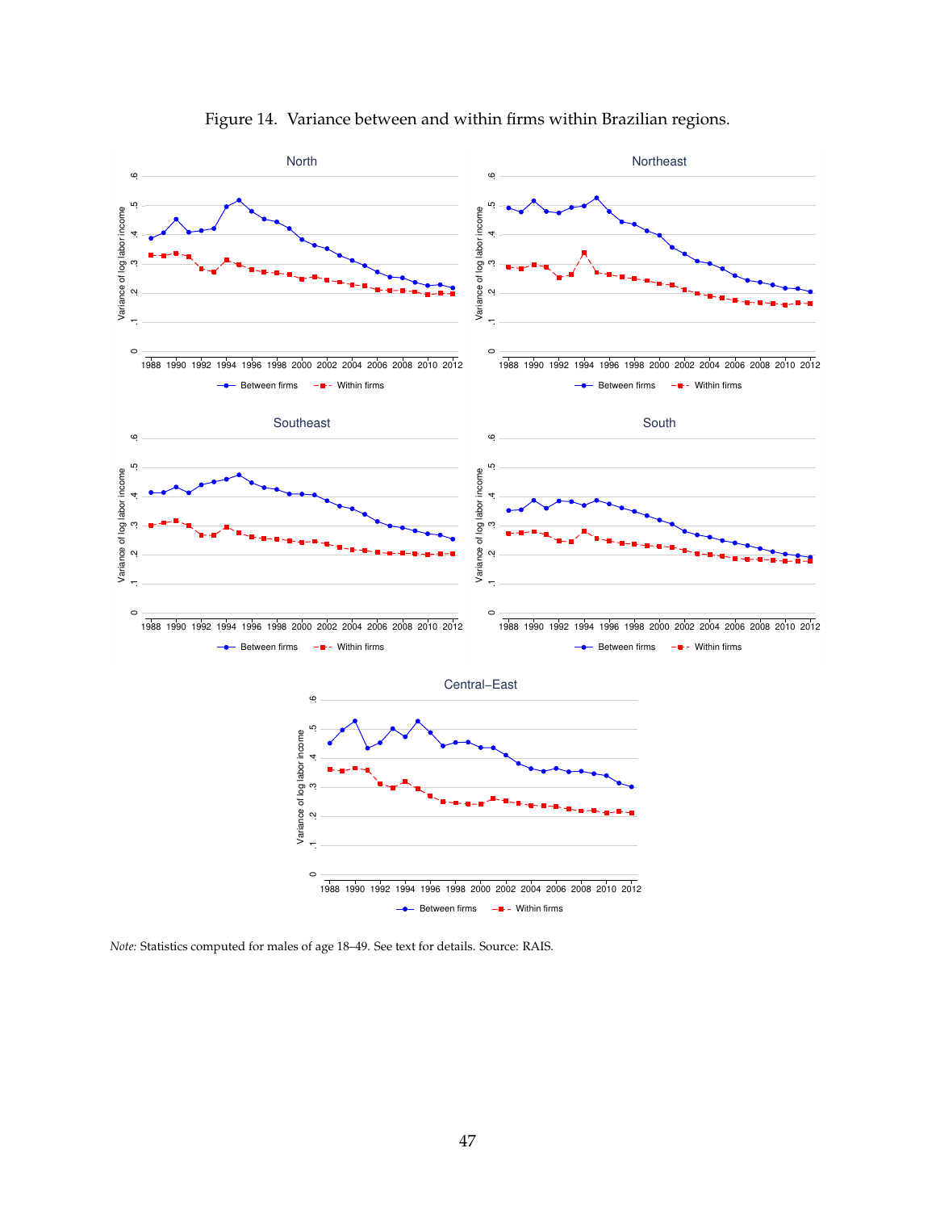Figure 14. Variance between and within firms within Brazilian regions.

*Note:* Statistics computed for males of age 18–49. See text for details. Source: RAIS.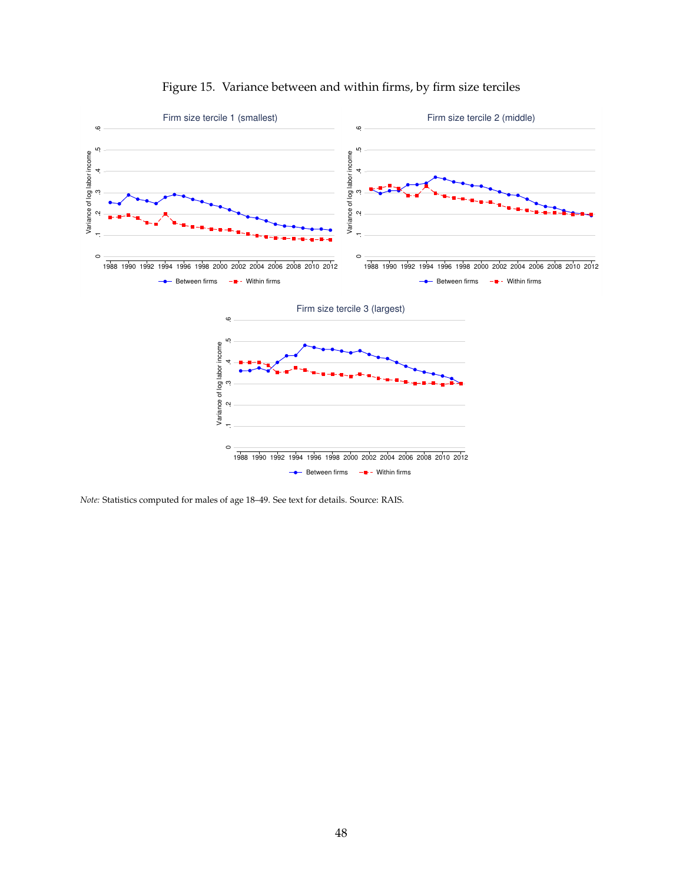Figure 15. Variance between and within firms, by firm size terciles

*Note:* Statistics computed for males of age 18–49. See text for details. Source: RAIS.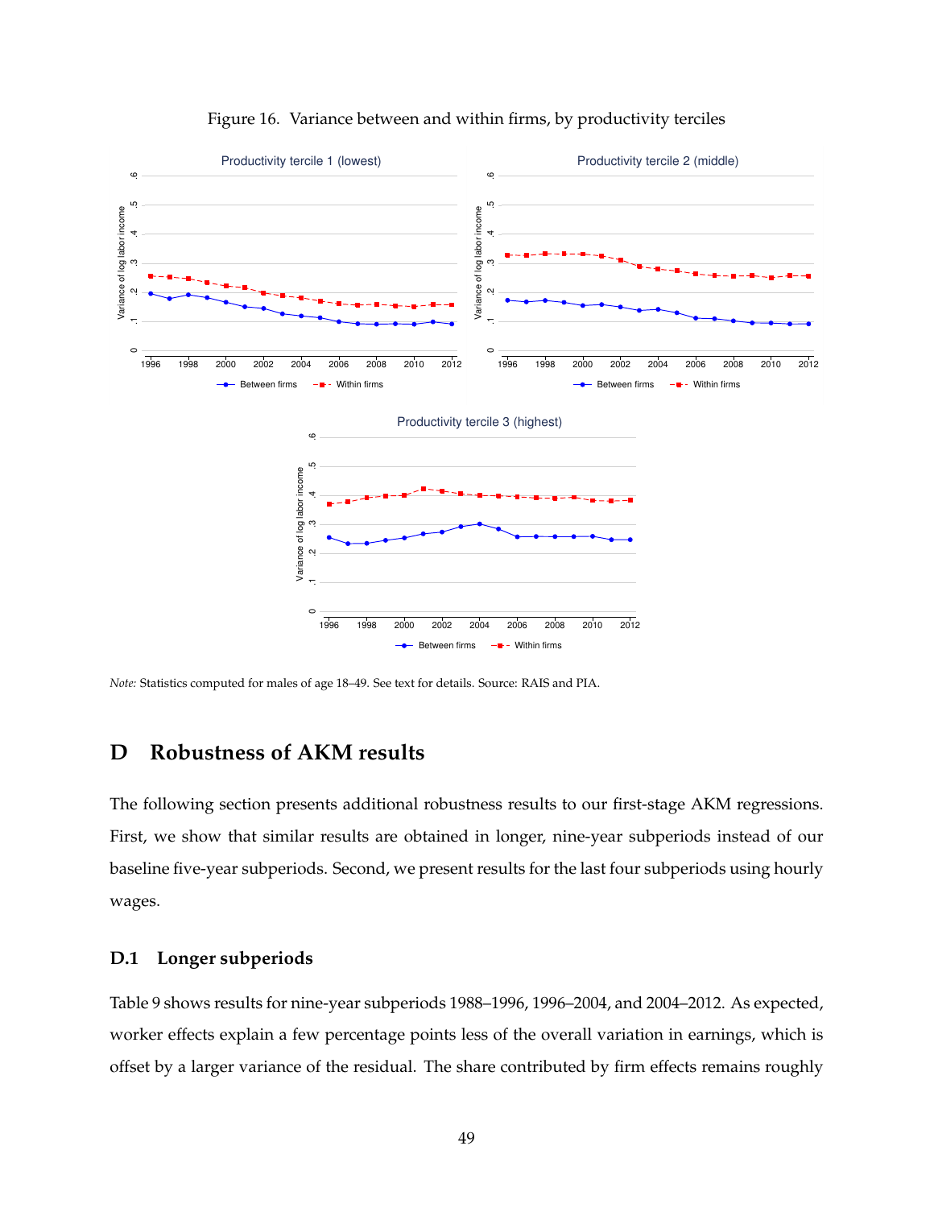Figure 16. Variance between and within firms, by productivity terciles

*Note:* Statistics computed for males of age 18–49. See text for details. Source: RAIS and PIA.

# D Robustness of AKM results

The following section presents additional robustness results to our first-stage AKM regressions. First, we show that similar results are obtained in longer, nine-year subperiods instead of our baseline five-year subperiods. Second, we present results for the last four subperiods using hourly wages.

## D.1 Longer subperiods

Table 9 shows results for nine-year subperiods 1988–1996, 1996–2004, and 2004–2012. As expected, worker effects explain a few percentage points less of the overall variation in earnings, which is offset by a larger variance of the residual. The share contributed by firm effects remains roughly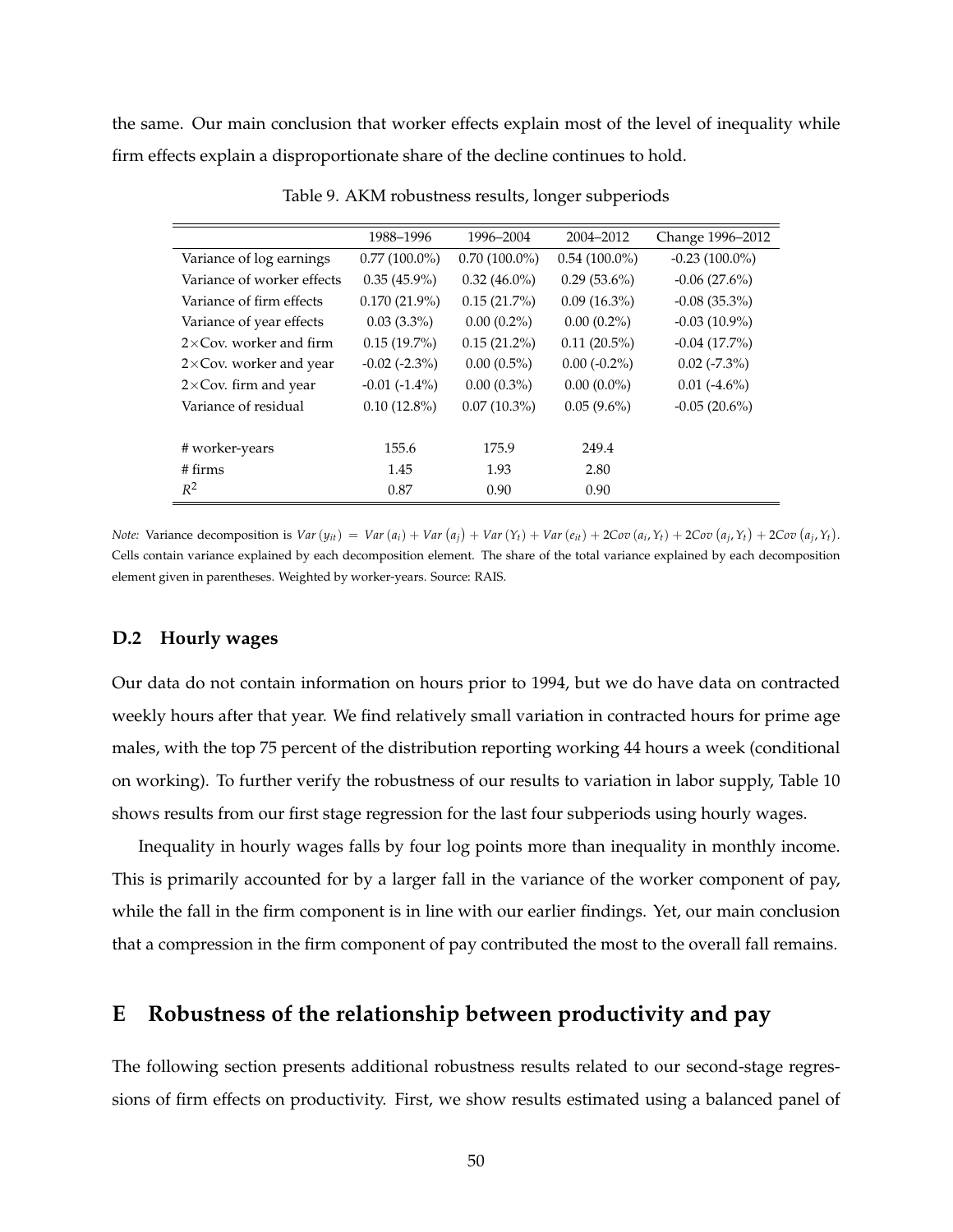the same. Our main conclusion that worker effects explain most of the level of inequality while firm effects explain a disproportionate share of the decline continues to hold.

Table 9. AKM robustness results, longer subperiods

| | 1988–1996 | 1996–2004 | 2004–2012 | Change 1996–2012 |
|---|---|---|---|---|
| Variance of log earnings | 0.77 (100.0%) | 0.70 (100.0%) | 0.54 (100.0%) | -0.23 (100.0%) |
| Variance of worker effects | 0.35 (45.9%) | 0.32 (46.0%) | 0.29 (53.6%) | -0.06 (27.6%) |
| Variance of firm effects | 0.170 (21.9%) | 0.15 (21.7%) | 0.09 (16.3%) | -0.08 (35.3%) |
| Variance of year effects | 0.03 (3.3%) | 0.00 (0.2%) | 0.00 (0.2%) | -0.03 (10.9%) |
| 2×Cov. worker and firm | 0.15 (19.7%) | 0.15 (21.2%) | 0.11 (20.5%) | -0.04 (17.7%) |
| 2×Cov. worker and year | -0.02 (-2.3%) | 0.00 (0.5%) | 0.00 (-0.2%) | 0.02 (-7.3%) |
| 2×Cov. firm and year | -0.01 (-1.4%) | 0.00 (0.3%) | 0.00 (0.0%) | 0.01 (-4.6%) |
| Variance of residual | 0.10 (12.8%) | 0.07 (10.3%) | 0.05 (9.6%) | -0.05 (20.6%) |
| | | | | |
| # worker-years | 155.6 | 175.9 | 249.4 | |
| # firms | 1.45 | 1.93 | 2.80 | |
| $R^2$ | 0.87 | 0.90 | 0.90 | |

*Note:* Variance decomposition is $Var(y_{it}) = Var(a_i) + Var(a_j) + Var(Y_t) + Var(e_{it}) + 2Cov(a_i, Y_t) + 2Cov(a_j, Y_t) + 2Cov(a_j, Y_t)$. Cells contain variance explained by each decomposition element. The share of the total variance explained by each decomposition element given in parentheses. Weighted by worker-years. Source: RAIS.

### D.2 Hourly wages

Our data do not contain information on hours prior to 1994, but we do have data on contracted weekly hours after that year. We find relatively small variation in contracted hours for prime age males, with the top 75 percent of the distribution reporting working 44 hours a week (conditional on working). To further verify the robustness of our results to variation in labor supply, Table 10 shows results from our first stage regression for the last four subperiods using hourly wages.

Inequality in hourly wages falls by four log points more than inequality in monthly income. This is primarily accounted for by a larger fall in the variance of the worker component of pay, while the fall in the firm component is in line with our earlier findings. Yet, our main conclusion that a compression in the firm component of pay contributed the most to the overall fall remains.

## E Robustness of the relationship between productivity and pay

The following section presents additional robustness results related to our second-stage regressions of firm effects on productivity. First, we show results estimated using a balanced panel of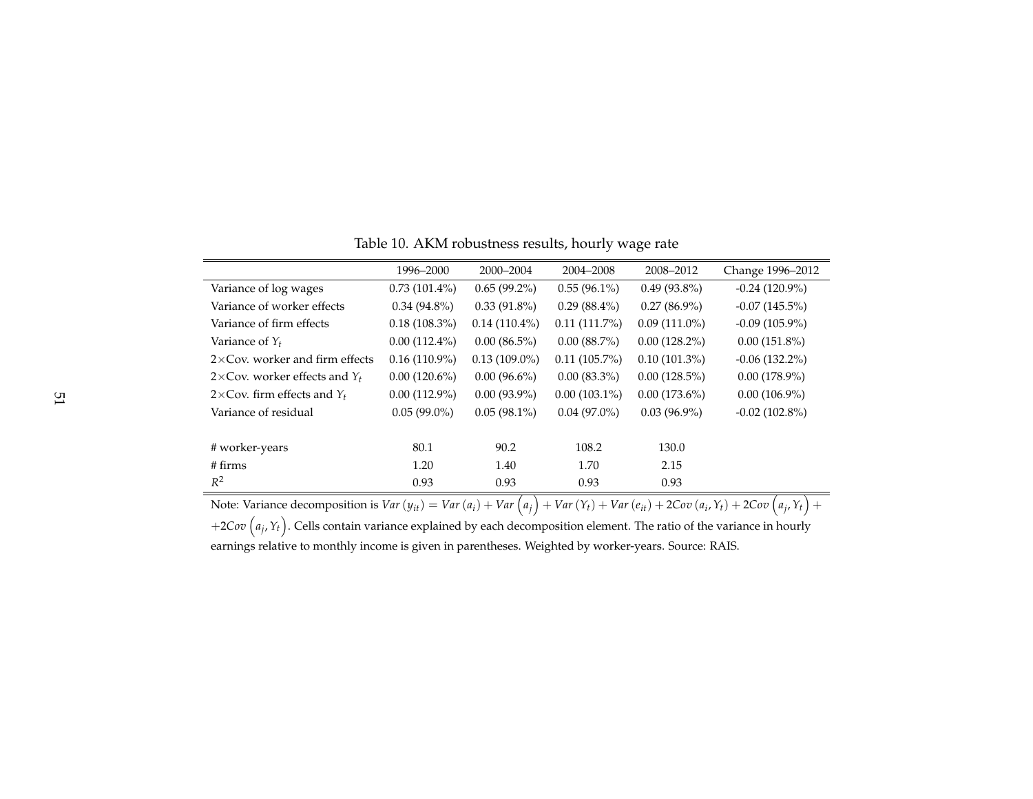Table 10. AKM robustness results, hourly wage rate

| | 1996–2000 | 2000–2004 | 2004–2008 | 2008–2012 | Change 1996–2012 |
|---|---|---|---|---|---|
| Variance of log wages | 0.73 (101.4%) | 0.65 (99.2%) | 0.55 (96.1%) | 0.49 (93.8%) | -0.24 (120.9%) |
| Variance of worker effects | 0.34 (94.8%) | 0.33 (91.8%) | 0.29 (88.4%) | 0.27 (86.9%) | -0.07 (145.5%) |
| Variance of firm effects | 0.18 (108.3%) | 0.14 (110.4%) | 0.11 (111.7%) | 0.09 (111.0%) | -0.09 (105.9%) |
| Variance of $Y_t$ | 0.00 (112.4%) | 0.00 (86.5%) | 0.00 (88.7%) | 0.00 (128.2%) | 0.00 (151.8%) |
| 2×Cov. worker and firm effects | 0.16 (110.9%) | 0.13 (109.0%) | 0.11 (105.7%) | 0.10 (101.3%) | -0.06 (132.2%) |
| 2×Cov. worker effects and $Y_t$ | 0.00 (120.6%) | 0.00 (96.6%) | 0.00 (83.3%) | 0.00 (128.5%) | 0.00 (178.9%) |
| 2×Cov. firm effects and $Y_t$ | 0.00 (112.9%) | 0.00 (93.9%) | 0.00 (103.1%) | 0.00 (173.6%) | 0.00 (106.9%) |
| Variance of residual | 0.05 (99.0%) | 0.05 (98.1%) | 0.04 (97.0%) | 0.03 (96.9%) | -0.02 (102.8%) |
| | | | | | |
| # worker-years | 80.1 | 90.2 | 108.2 | 130.0 | |
| # firms | 1.20 | 1.40 | 1.70 | 2.15 | |
| $R^2$ | 0.93 | 0.93 | 0.93 | 0.93 | |

Note: Variance decomposition is $Var(y_{it}) = Var(a_i) + Var\left(a_j\right) + Var(Y_t) + Var(e_{it}) + 2Cov(a_i, Y_t) + 2Cov\left(a_j, Y_t\right) +$ $+2Cov\left(a_j, Y_t\right)$. Cells contain variance explained by each decomposition element. The ratio of the variance in hourly earnings relative to monthly income is given in parentheses. Weighted by worker-years. Source: RAIS.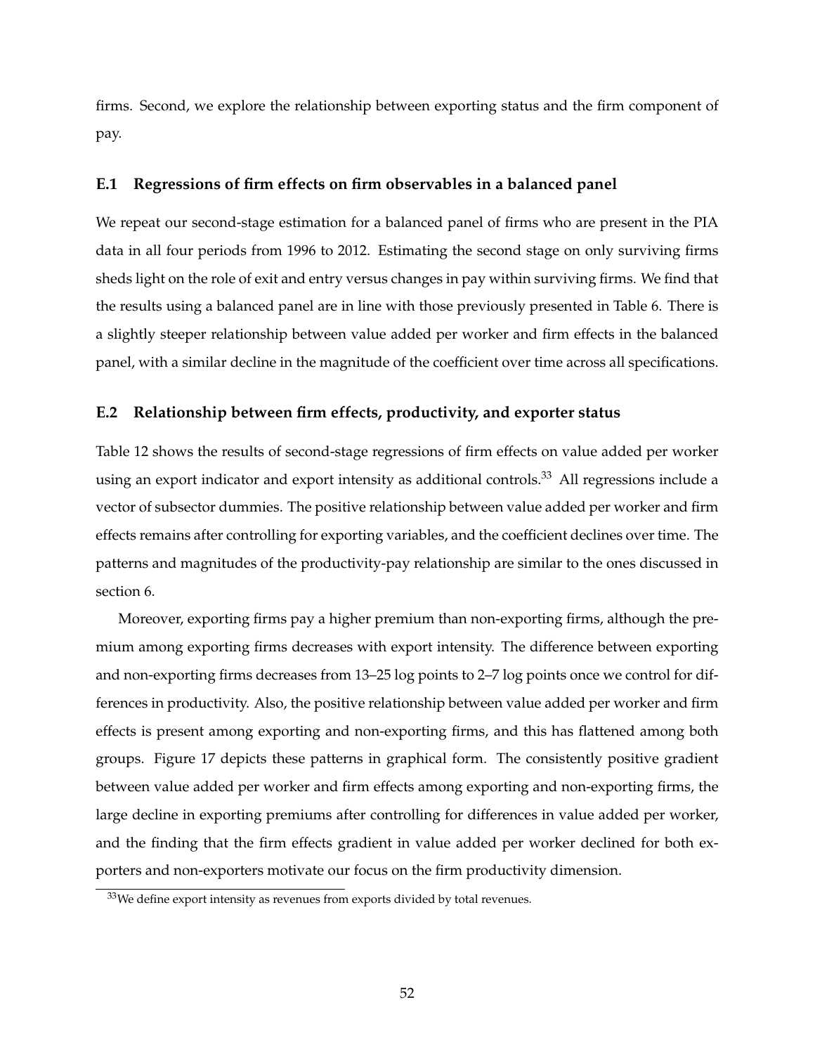firms. Second, we explore the relationship between exporting status and the firm component of pay.

### E.1 Regressions of firm effects on firm observables in a balanced panel

We repeat our second-stage estimation for a balanced panel of firms who are present in the PIA data in all four periods from 1996 to 2012. Estimating the second stage on only surviving firms sheds light on the role of exit and entry versus changes in pay within surviving firms. We find that the results using a balanced panel are in line with those previously presented in Table 6. There is a slightly steeper relationship between value added per worker and firm effects in the balanced panel, with a similar decline in the magnitude of the coefficient over time across all specifications.

### E.2 Relationship between firm effects, productivity, and exporter status

Table 12 shows the results of second-stage regressions of firm effects on value added per worker using an export indicator and export intensity as additional controls.[33] All regressions include a vector of subsector dummies. The positive relationship between value added per worker and firm effects remains after controlling for exporting variables, and the coefficient declines over time. The patterns and magnitudes of the productivity-pay relationship are similar to the ones discussed in section 6.

Moreover, exporting firms pay a higher premium than non-exporting firms, although the premium among exporting firms decreases with export intensity. The difference between exporting and non-exporting firms decreases from 13–25 log points to 2–7 log points once we control for differences in productivity. Also, the positive relationship between value added per worker and firm effects is present among exporting and non-exporting firms, and this has flattened among both groups. Figure 17 depicts these patterns in graphical form. The consistently positive gradient between value added per worker and firm effects among exporting and non-exporting firms, the large decline in exporting premiums after controlling for differences in value added per worker, and the finding that the firm effects gradient in value added per worker declined for both exporters and non-exporters motivate our focus on the firm productivity dimension.

[33] We define export intensity as revenues from exports divided by total revenues.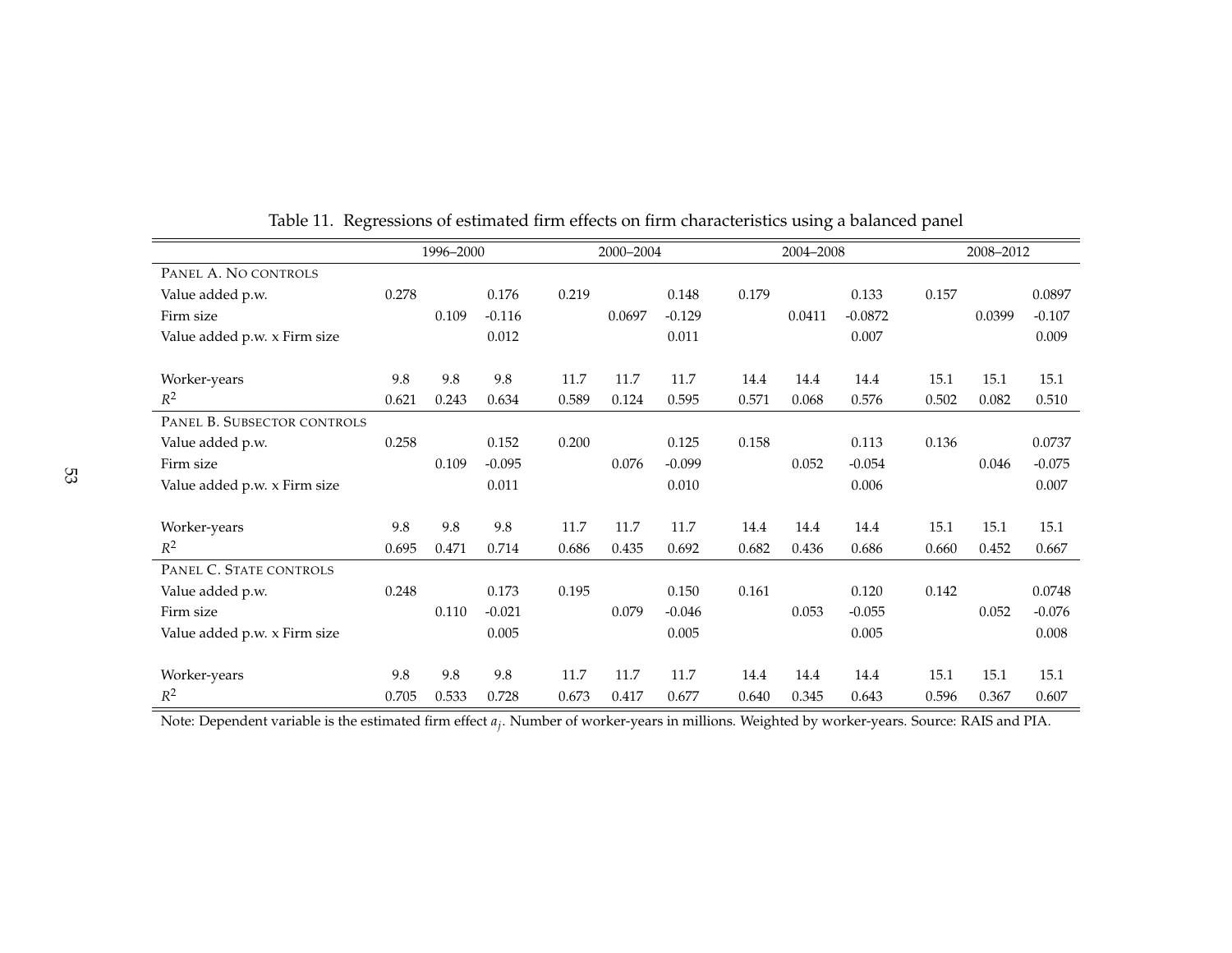Table 11. Regressions of estimated firm effects on firm characteristics using a balanced panel

| | 1996–2000 | | | 2000–2004 | | | 2004–2008 | | | 2008–2012 | | |
|---|---|---|---|---|---|---|---|---|---|---|---|---|
| PANEL A. NO CONTROLS | | | | | | | | | | | | |
| Value added p.w. | 0.278 | | 0.176 | 0.219 | | 0.148 | 0.179 | | 0.133 | 0.157 | | 0.0897 |
| Firm size | | 0.109 | -0.116 | | 0.0697 | -0.129 | | 0.0411 | -0.0872 | | 0.0399 | -0.107 |
| Value added p.w. x Firm size | | | 0.012 | | | 0.011 | | | 0.007 | | | 0.009 |
| Worker-years | 9.8 | 9.8 | 9.8 | 11.7 | 11.7 | 11.7 | 14.4 | 14.4 | 14.4 | 15.1 | 15.1 | 15.1 |
| $R^2$ | 0.621 | 0.243 | 0.634 | 0.589 | 0.124 | 0.595 | 0.571 | 0.068 | 0.576 | 0.502 | 0.082 | 0.510 |
| PANEL B. SUBSECTOR CONTROLS | | | | | | | | | | | | |
| Value added p.w. | 0.258 | | 0.152 | 0.200 | | 0.125 | 0.158 | | 0.113 | 0.136 | | 0.0737 |
| Firm size | | 0.109 | -0.095 | | 0.076 | -0.099 | | 0.052 | -0.054 | | 0.046 | -0.075 |
| Value added p.w. x Firm size | | | 0.011 | | | 0.010 | | | 0.006 | | | 0.007 |
| Worker-years | 9.8 | 9.8 | 9.8 | 11.7 | 11.7 | 11.7 | 14.4 | 14.4 | 14.4 | 15.1 | 15.1 | 15.1 |
| $R^2$ | 0.695 | 0.471 | 0.714 | 0.686 | 0.435 | 0.692 | 0.682 | 0.436 | 0.686 | 0.660 | 0.452 | 0.667 |
| PANEL C. STATE CONTROLS | | | | | | | | | | | | |
| Value added p.w. | 0.248 | | 0.173 | 0.195 | | 0.150 | 0.161 | | 0.120 | 0.142 | | 0.0748 |
| Firm size | | 0.110 | -0.021 | | 0.079 | -0.046 | | 0.053 | -0.055 | | 0.052 | -0.076 |
| Value added p.w. x Firm size | | | 0.005 | | | 0.005 | | | 0.005 | | | 0.008 |
| Worker-years | 9.8 | 9.8 | 9.8 | 11.7 | 11.7 | 11.7 | 14.4 | 14.4 | 14.4 | 15.1 | 15.1 | 15.1 |
| $R^2$ | 0.705 | 0.533 | 0.728 | 0.673 | 0.417 | 0.677 | 0.640 | 0.345 | 0.643 | 0.596 | 0.367 | 0.607 |

Note: Dependent variable is the estimated firm effect $a_j$. Number of worker-years in millions. Weighted by worker-years. Source: RAIS and PIA.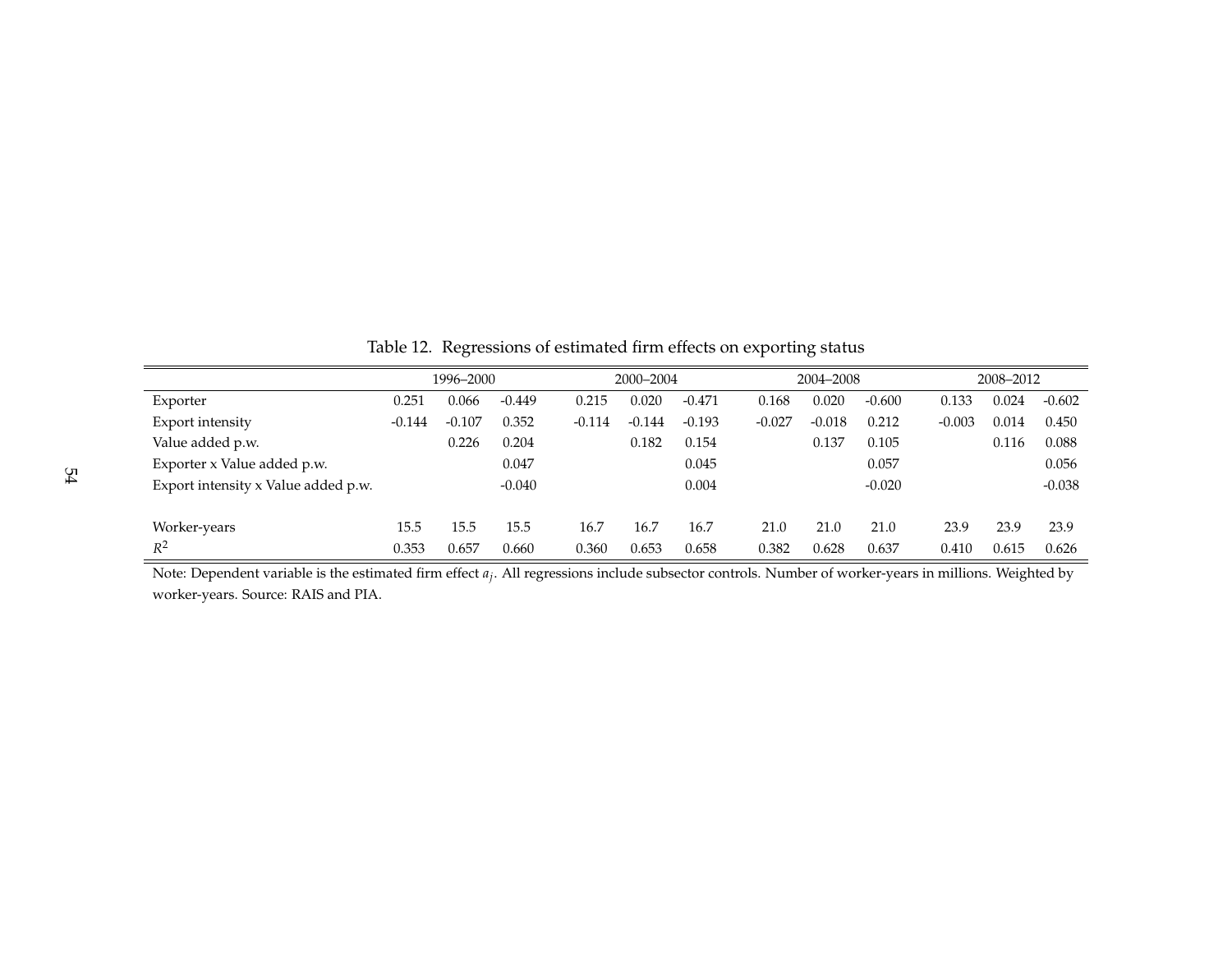Table 12. Regressions of estimated firm effects on exporting status

| | 1996–2000 | | | 2000–2004 | | | 2004–2008 | | | 2008–2012 | | |
|---|---|---|---|---|---|---|---|---|---|---|---|---|
| Exporter | 0.251 | 0.066 | -0.449 | 0.215 | 0.020 | -0.471 | 0.168 | 0.020 | -0.600 | 0.133 | 0.024 | -0.602 |
| Export intensity | -0.144 | -0.107 | 0.352 | -0.114 | -0.144 | -0.193 | -0.027 | -0.018 | 0.212 | -0.003 | 0.014 | 0.450 |
| Value added p.w. | | 0.226 | 0.204 | | 0.182 | 0.154 | | 0.137 | 0.105 | | 0.116 | 0.088 |
| Exporter x Value added p.w. | | | 0.047 | | | 0.045 | | | 0.057 | | | 0.056 |
| Export intensity x Value added p.w. | | | -0.040 | | | 0.004 | | | -0.020 | | | -0.038 |
| | | | | | | | | | | | | |
| Worker-years | 15.5 | 15.5 | 15.5 | 16.7 | 16.7 | 16.7 | 21.0 | 21.0 | 21.0 | 23.9 | 23.9 | 23.9 |
| $R^2$ | 0.353 | 0.657 | 0.660 | 0.360 | 0.653 | 0.658 | 0.382 | 0.628 | 0.637 | 0.410 | 0.615 | 0.626 |

Note: Dependent variable is the estimated firm effect $a_j$. All regressions include subsector controls. Number of worker-years in millions. Weighted by worker-years. Source: RAIS and PIA.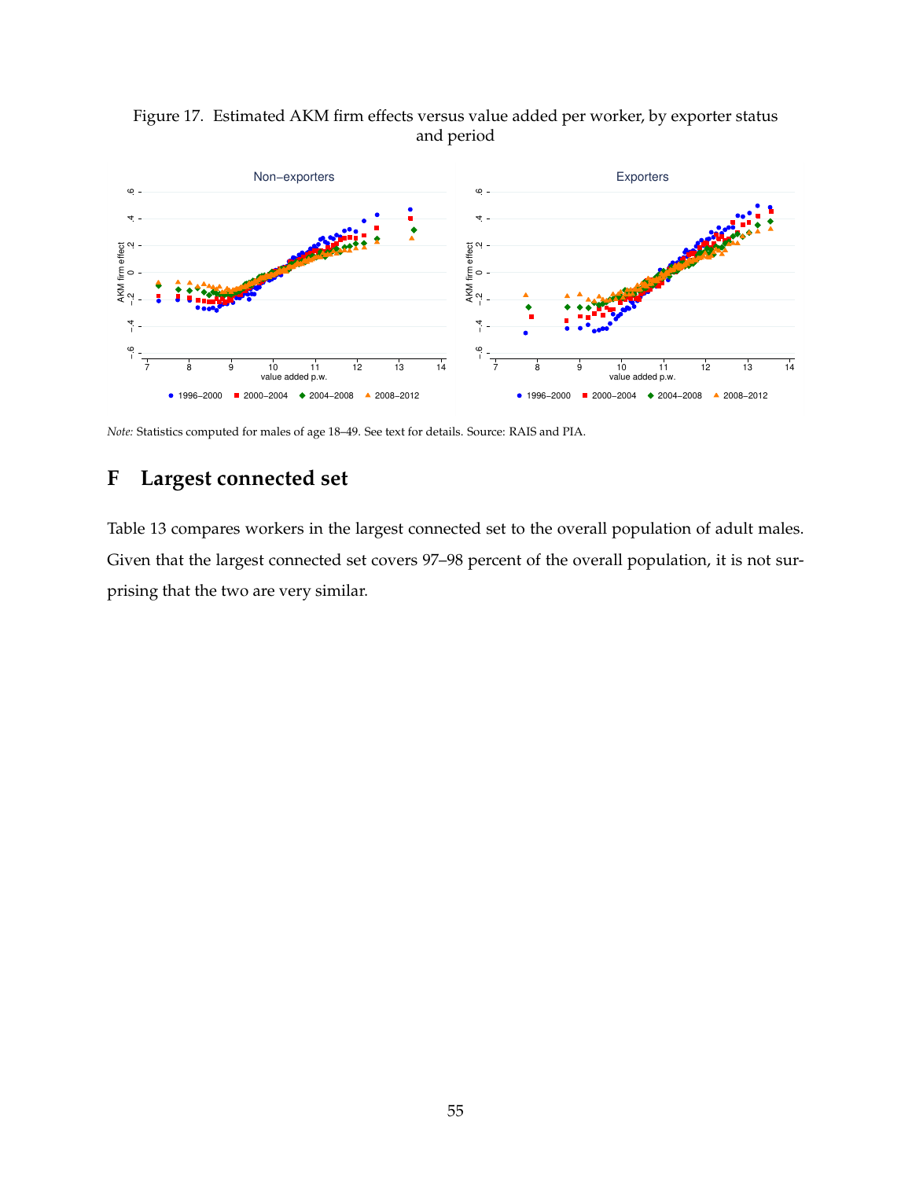Figure 17. Estimated AKM firm effects versus value added per worker, by exporter status and period

*Note:* Statistics computed for males of age 18–49. See text for details. Source: RAIS and PIA.

# F Largest connected set

Table 13 compares workers in the largest connected set to the overall population of adult males. Given that the largest connected set covers 97–98 percent of the overall population, it is not surprising that the two are very similar.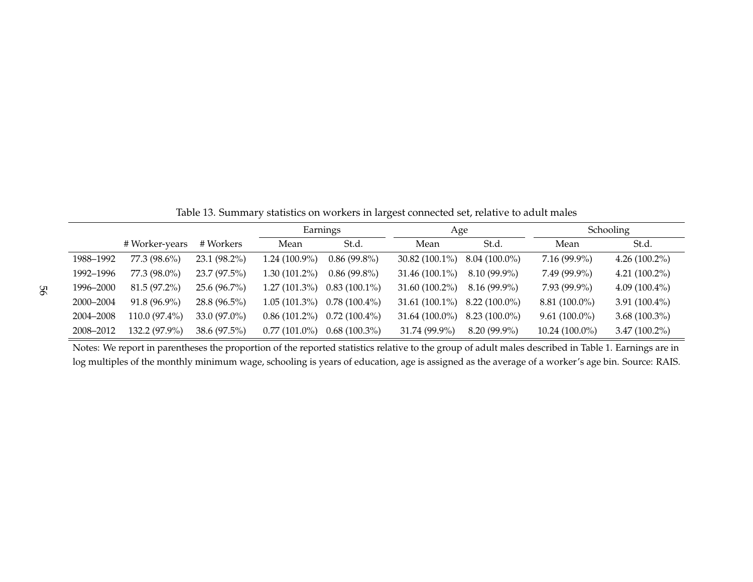Table 13. Summary statistics on workers in largest connected set, relative to adult males

| | # Worker-years | # Workers | Earnings | | Age | | Schooling | |
|---|---|---|---|---|---|---|---|---|
| | | | Mean | St.d. | Mean | St.d. | Mean | St.d. |
| 1988–1992 | 77.3 (98.6%) | 23.1 (98.2%) | 1.24 (100.9%) | 0.86 (99.8%) | 30.82 (100.1%) | 8.04 (100.0%) | 7.16 (99.9%) | 4.26 (100.2%) |
| 1992–1996 | 77.3 (98.0%) | 23.7 (97.5%) | 1.30 (101.2%) | 0.86 (99.8%) | 31.46 (100.1%) | 8.10 (99.9%) | 7.49 (99.9%) | 4.21 (100.2%) |
| 1996–2000 | 81.5 (97.2%) | 25.6 (96.7%) | 1.27 (101.3%) | 0.83 (100.1%) | 31.60 (100.2%) | 8.16 (99.9%) | 7.93 (99.9%) | 4.09 (100.4%) |
| 2000–2004 | 91.8 (96.9%) | 28.8 (96.5%) | 1.05 (101.3%) | 0.78 (100.4%) | 31.61 (100.1%) | 8.22 (100.0%) | 8.81 (100.0%) | 3.91 (100.4%) |
| 2004–2008 | 110.0 (97.4%) | 33.0 (97.0%) | 0.86 (101.2%) | 0.72 (100.4%) | 31.64 (100.0%) | 8.23 (100.0%) | 9.61 (100.0%) | 3.68 (100.3%) |
| 2008–2012 | 132.2 (97.9%) | 38.6 (97.5%) | 0.77 (101.0%) | 0.68 (100.3%) | 31.74 (99.9%) | 8.20 (99.9%) | 10.24 (100.0%) | 3.47 (100.2%) |

Notes: We report in parentheses the proportion of the reported statistics relative to the group of adult males described in Table 1. Earnings are in log multiples of the monthly minimum wage, schooling is years of education, age is assigned as the average of a worker's age bin. Source: RAIS.